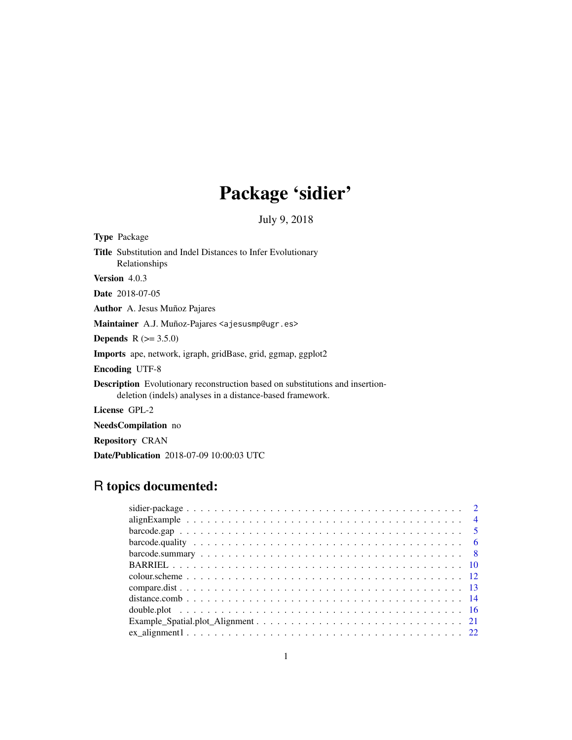# Package 'sidier'

July 9, 2018

**Type** Package

**Title** Substitution and Indel Distances to Infer Evolutionary Relationships

**Version** 4.0.3

**Date** 2018-07-05

**Author** A. Jesus Muñoz Pajares

**Maintainer** A.J. Muñoz-Pajares <ajesusmp@ugr.es>

**Depends** R (>= 3.5.0)

**Imports** ape, network, igraph, gridBase, grid, ggmap, ggplot2

**Encoding** UTF-8

**Description** Evolutionary reconstruction based on substitutions and insertion-deletion (indels) analyses in a distance-based framework.

**License** GPL-2

**NeedsCompilation** no

**Repository** CRAN

**Date/Publication** 2018-07-09 10:00:03 UTC

## R topics documented:

| | |
|---|---|
| sidier-package | 2 |
| alignExample | 4 |
| barcode.gap | 5 |
| barcode.quality | 6 |
| barcode.summary | 8 |
| BARRIEL | 10 |
| colour.scheme | 12 |
| compare.dist | 13 |
| distance.comb | 14 |
| double.plot | 16 |
| Example_Spatial.plot_Alignment | 21 |
| ex_alignment1 | 22 |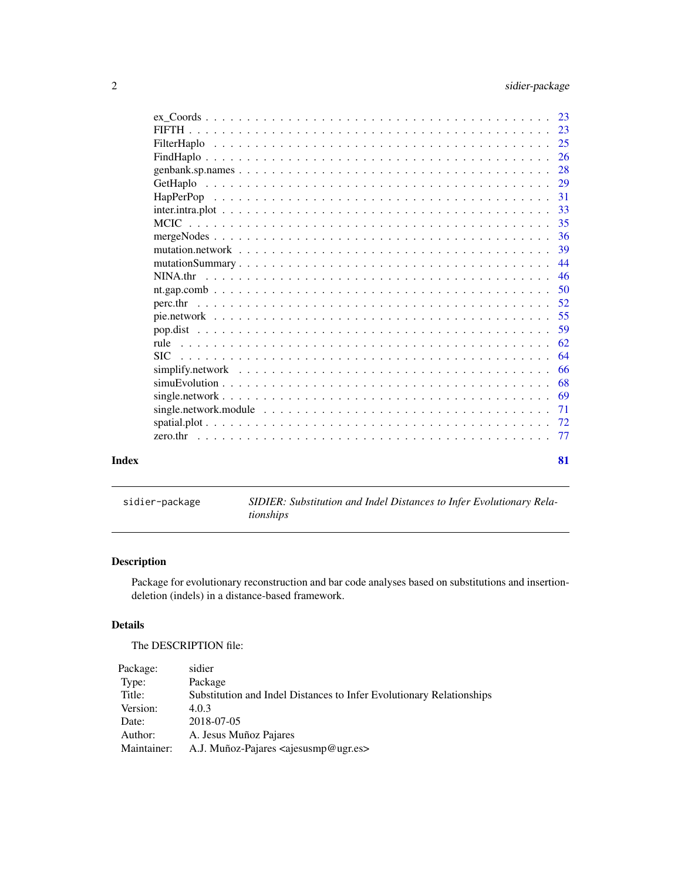ex_Coords . . . . . . . . . . . . . . . . . . . . . . . . . . . . . . . . . . . . . . 23
FIFTH . . . . . . . . . . . . . . . . . . . . . . . . . . . . . . . . . . . . . . . . 23
FilterHaplo . . . . . . . . . . . . . . . . . . . . . . . . . . . . . . . . . . . . . . 25
FindHaplo . . . . . . . . . . . . . . . . . . . . . . . . . . . . . . . . . . . . . . . 26
genbank.sp.names . . . . . . . . . . . . . . . . . . . . . . . . . . . . . . . . . . 28
GetHaplo . . . . . . . . . . . . . . . . . . . . . . . . . . . . . . . . . . . . . . . 29
HapPerPop . . . . . . . . . . . . . . . . . . . . . . . . . . . . . . . . . . . . . . 31
inter.intra.plot . . . . . . . . . . . . . . . . . . . . . . . . . . . . . . . . . . . . 33
MCIC . . . . . . . . . . . . . . . . . . . . . . . . . . . . . . . . . . . . . . . . . 35
mergeNodes . . . . . . . . . . . . . . . . . . . . . . . . . . . . . . . . . . . . . 36
mutation.network . . . . . . . . . . . . . . . . . . . . . . . . . . . . . . . . . . 39
mutationSummary . . . . . . . . . . . . . . . . . . . . . . . . . . . . . . . . . . 44
NINA.thr . . . . . . . . . . . . . . . . . . . . . . . . . . . . . . . . . . . . . . . 46
nt.gap.comb . . . . . . . . . . . . . . . . . . . . . . . . . . . . . . . . . . . . . 50
perc.thr . . . . . . . . . . . . . . . . . . . . . . . . . . . . . . . . . . . . . . . 52
pie.network . . . . . . . . . . . . . . . . . . . . . . . . . . . . . . . . . . . . . 55
pop.dist . . . . . . . . . . . . . . . . . . . . . . . . . . . . . . . . . . . . . . . 59
rule . . . . . . . . . . . . . . . . . . . . . . . . . . . . . . . . . . . . . . . . . 62
SIC . . . . . . . . . . . . . . . . . . . . . . . . . . . . . . . . . . . . . . . . . 64
simplify.network . . . . . . . . . . . . . . . . . . . . . . . . . . . . . . . . . . 66
simuEvolution . . . . . . . . . . . . . . . . . . . . . . . . . . . . . . . . . . . . 68
single.network . . . . . . . . . . . . . . . . . . . . . . . . . . . . . . . . . . . . 69
single.network.module . . . . . . . . . . . . . . . . . . . . . . . . . . . . . . . 71
spatial.plot . . . . . . . . . . . . . . . . . . . . . . . . . . . . . . . . . . . . . 72
zero.thr . . . . . . . . . . . . . . . . . . . . . . . . . . . . . . . . . . . . . . . 77

**Index** **81**

---

`sidier-package` *SIDIER: Substitution and Indel Distances to Infer Evolutionary Relationships*

---

## Description

Package for evolutionary reconstruction and bar code analyses based on substitutions and insertion-deletion (indels) in a distance-based framework.

## Details

The DESCRIPTION file:

| | |
|---|---|
| Package: | sidier |
| Type: | Package |
| Title: | Substitution and Indel Distances to Infer Evolutionary Relationships |
| Version: | 4.0.3 |
| Date: | 2018-07-05 |
| Author: | A. Jesus Muñoz Pajares |
| Maintainer: | A.J. Muñoz-Pajares <ajesusmp@ugr.es> |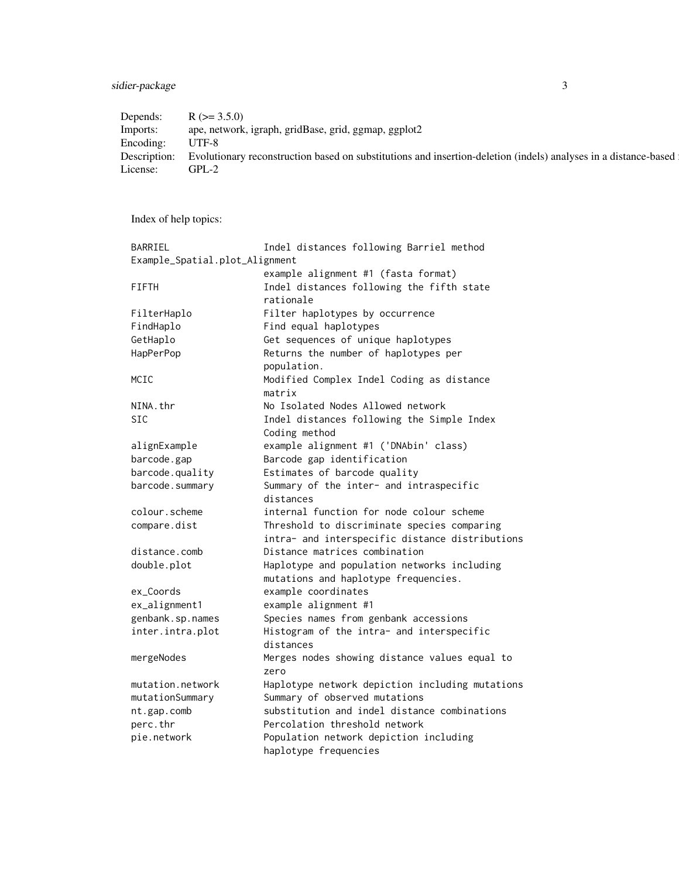| | |
|---|---|
| Depends: | R (>= 3.5.0) |
| Imports: | ape, network, igraph, gridBase, grid, ggmap, ggplot2 |
| Encoding: | UTF-8 |
| Description: | Evolutionary reconstruction based on substitutions and insertion-deletion (indels) analyses in a distance-based |
| License: | GPL-2 |

Index of help topics:

```
BARRIEL                 Indel distances following Barriel method
Example_Spatial.plot_Alignment
                        example alignment #1 (fasta format)
FIFTH                   Indel distances following the fifth state
                        rationale
FilterHaplo             Filter haplotypes by occurrence
FindHaplo               Find equal haplotypes
GetHaplo                Get sequences of unique haplotypes
HapPerPop               Returns the number of haplotypes per
                        population.
MCIC                    Modified Complex Indel Coding as distance
                        matrix
NINA.thr                No Isolated Nodes Allowed network
SIC                     Indel distances following the Simple Index
                        Coding method
alignExample            example alignment #1 ('DNAbin' class)
barcode.gap             Barcode gap identification
barcode.quality         Estimates of barcode quality
barcode.summary         Summary of the inter- and intraspecific
                        distances
colour.scheme           internal function for node colour scheme
compare.dist            Threshold to discriminate species comparing
                        intra- and interspecific distance distributions
distance.comb           Distance matrices combination
double.plot             Haplotype and population networks including
                        mutations and haplotype frequencies.
ex_Coords               example coordinates
ex_alignment1           example alignment #1
genbank.sp.names        Species names from genbank accessions
inter.intra.plot        Histogram of the intra- and interspecific
                        distances
mergeNodes              Merges nodes showing distance values equal to
                        zero
mutation.network        Haplotype network depiction including mutations
mutationSummary         Summary of observed mutations
nt.gap.comb             substitution and indel distance combinations
perc.thr                Percolation threshold network
pie.network             Population network depiction including
                        haplotype frequencies
```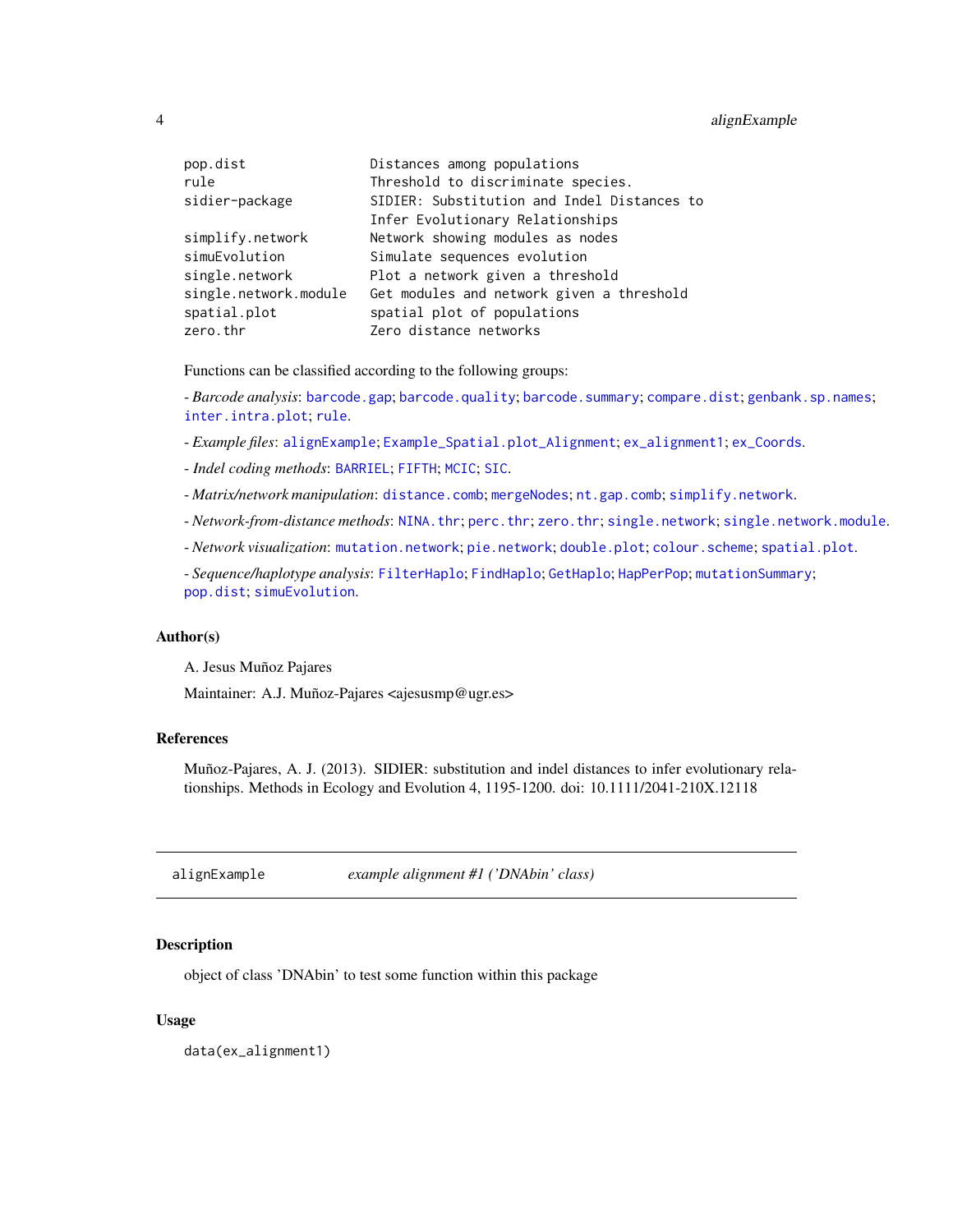```
pop.dist                Distances among populations
rule                    Threshold to discriminate species.
sidier-package          SIDIER: Substitution and Indel Distances to
                        Infer Evolutionary Relationships
simplify.network        Network showing modules as nodes
simuEvolution           Simulate sequences evolution
single.network          Plot a network given a threshold
single.network.module   Get modules and network given a threshold
spatial.plot            spatial plot of populations
zero.thr                Zero distance networks
```

Functions can be classified according to the following groups:

- *Barcode analysis*: barcode.gap; barcode.quality; barcode.summary; compare.dist; genbank.sp.names; inter.intra.plot; rule.

- *Example files*: alignExample; Example_Spatial.plot_Alignment; ex_alignment1; ex_Coords.

- *Indel coding methods*: BARRIEL; FIFTH; MCIC; SIC.

- *Matrix/network manipulation*: distance.comb; mergeNodes; nt.gap.comb; simplify.network.

- *Network-from-distance methods*: NINA.thr; perc.thr; zero.thr; single.network; single.network.module.

- *Network visualization*: mutation.network; pie.network; double.plot; colour.scheme; spatial.plot.

- *Sequence/haplotype analysis*: FilterHaplo; FindHaplo; GetHaplo; HapPerPop; mutationSummary; pop.dist; simuEvolution.

### Author(s)

A. Jesus Muñoz Pajares

Maintainer: A.J. Muñoz-Pajares <ajesusmp@ugr.es>

### References

Muñoz-Pajares, A. J. (2013). SIDIER: substitution and indel distances to infer evolutionary relationships. Methods in Ecology and Evolution 4, 1195-1200. doi: 10.1111/2041-210X.12118

---

## alignExample    *example alignment #1 ('DNAbin' class)*

---

### Description

object of class 'DNAbin' to test some function within this package

### Usage

```
data(ex_alignment1)
```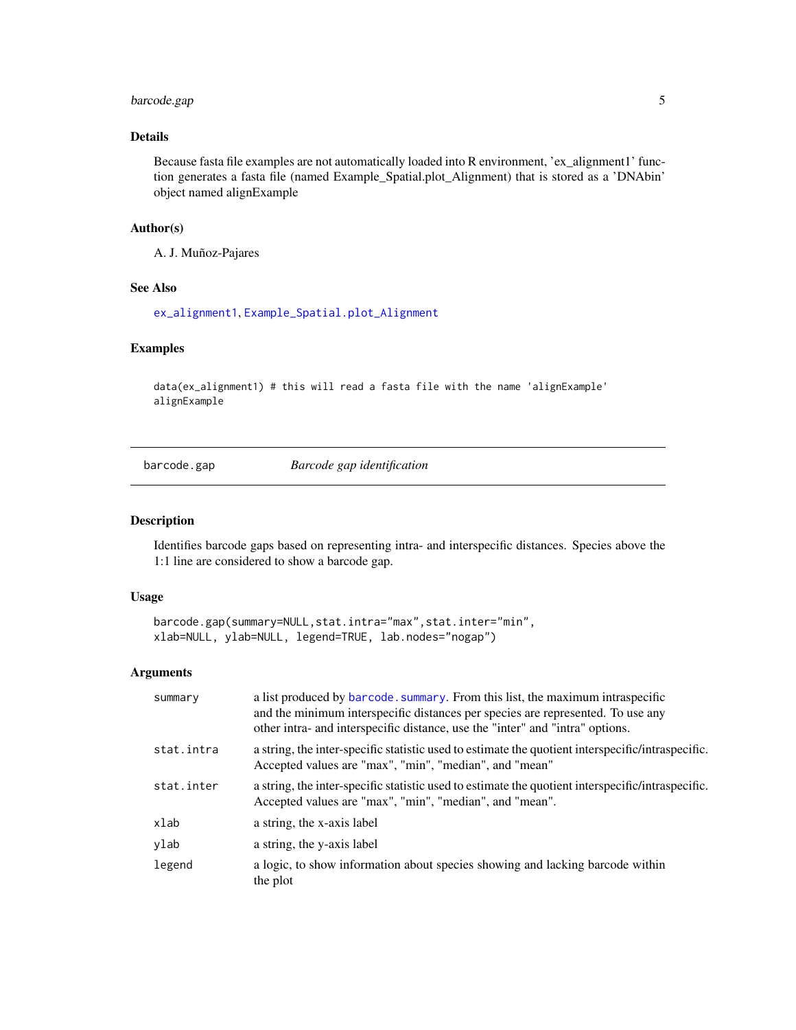### Details

Because fasta file examples are not automatically loaded into R environment, 'ex_alignment1' function generates a fasta file (named Example_Spatial.plot_Alignment) that is stored as a 'DNAbin' object named alignExample

### Author(s)

A. J. Muñoz-Pajares

### See Also

ex_alignment1, Example_Spatial.plot_Alignment

### Examples

```
data(ex_alignment1) # this will read a fasta file with the name 'alignExample'
alignExample
```

---

## barcode.gap — *Barcode gap identification*

---

### Description

Identifies barcode gaps based on representing intra- and interspecific distances. Species above the 1:1 line are considered to show a barcode gap.

### Usage

```
barcode.gap(summary=NULL,stat.intra="max",stat.inter="min",
xlab=NULL, ylab=NULL, legend=TRUE, lab.nodes="nogap")
```

### Arguments

| | |
|---|---|
| summary | a list produced by barcode.summary. From this list, the maximum intraspecific and the minimum interspecific distances per species are represented. To use any other intra- and interspecific distance, use the "inter" and "intra" options. |
| stat.intra | a string, the inter-specific statistic used to estimate the quotient interspecific/intraspecific. Accepted values are "max", "min", "median", and "mean" |
| stat.inter | a string, the inter-specific statistic used to estimate the quotient interspecific/intraspecific. Accepted values are "max", "min", "median", and "mean". |
| xlab | a string, the x-axis label |
| ylab | a string, the y-axis label |
| legend | a logic, to show information about species showing and lacking barcode within the plot |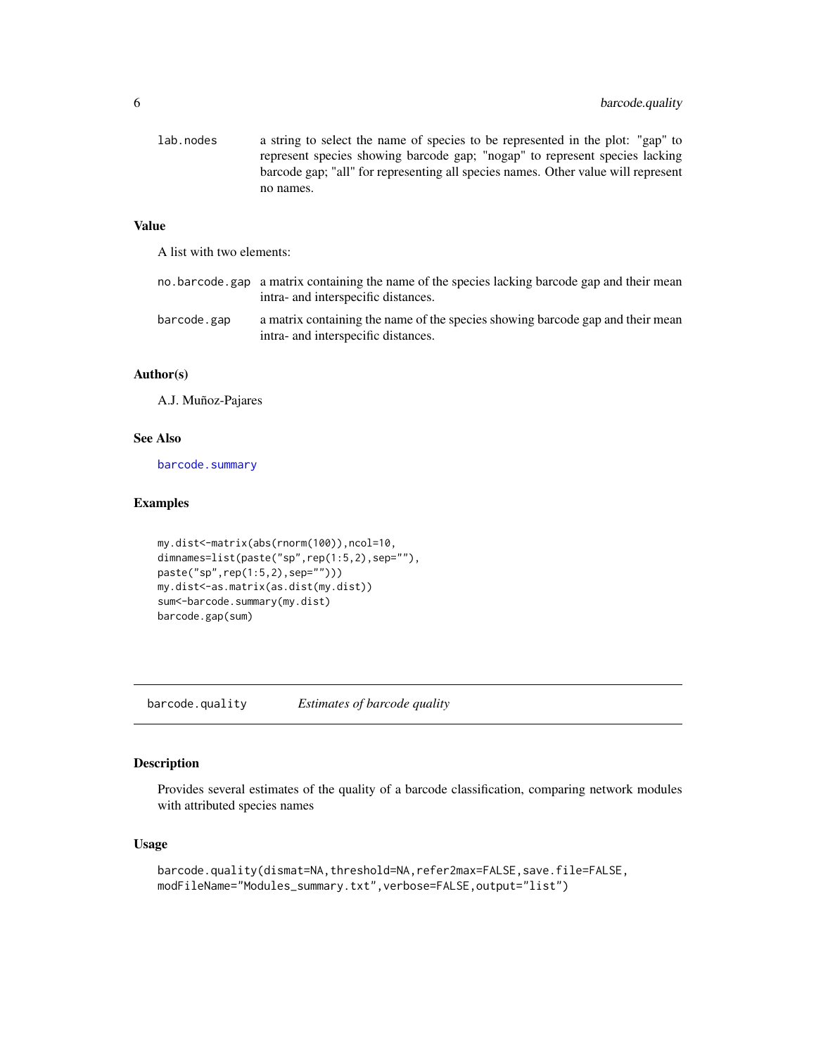| | |
|---|---|
| lab.nodes | a string to select the name of species to be represented in the plot: "gap" to represent species showing barcode gap; "nogap" to represent species lacking barcode gap; "all" for representing all species names. Other value will represent no names. |

### Value

A list with two elements:

| | |
|---|---|
| no.barcode.gap | a matrix containing the name of the species lacking barcode gap and their mean intra- and interspecific distances. |
| barcode.gap | a matrix containing the name of the species showing barcode gap and their mean intra- and interspecific distances. |

### Author(s)

A.J. Muñoz-Pajares

### See Also

barcode.summary

### Examples

```
my.dist<-matrix(abs(rnorm(100)),ncol=10,
dimnames=list(paste("sp",rep(1:5,2),sep=""),
paste("sp",rep(1:5,2),sep="")))
my.dist<-as.matrix(as.dist(my.dist))
sum<-barcode.summary(my.dist)
barcode.gap(sum)
```

---

## barcode.quality *Estimates of barcode quality*

---

### Description

Provides several estimates of the quality of a barcode classification, comparing network modules with attributed species names

### Usage

```
barcode.quality(dismat=NA,threshold=NA,refer2max=FALSE,save.file=FALSE,
modFileName="Modules_summary.txt",verbose=FALSE,output="list")
```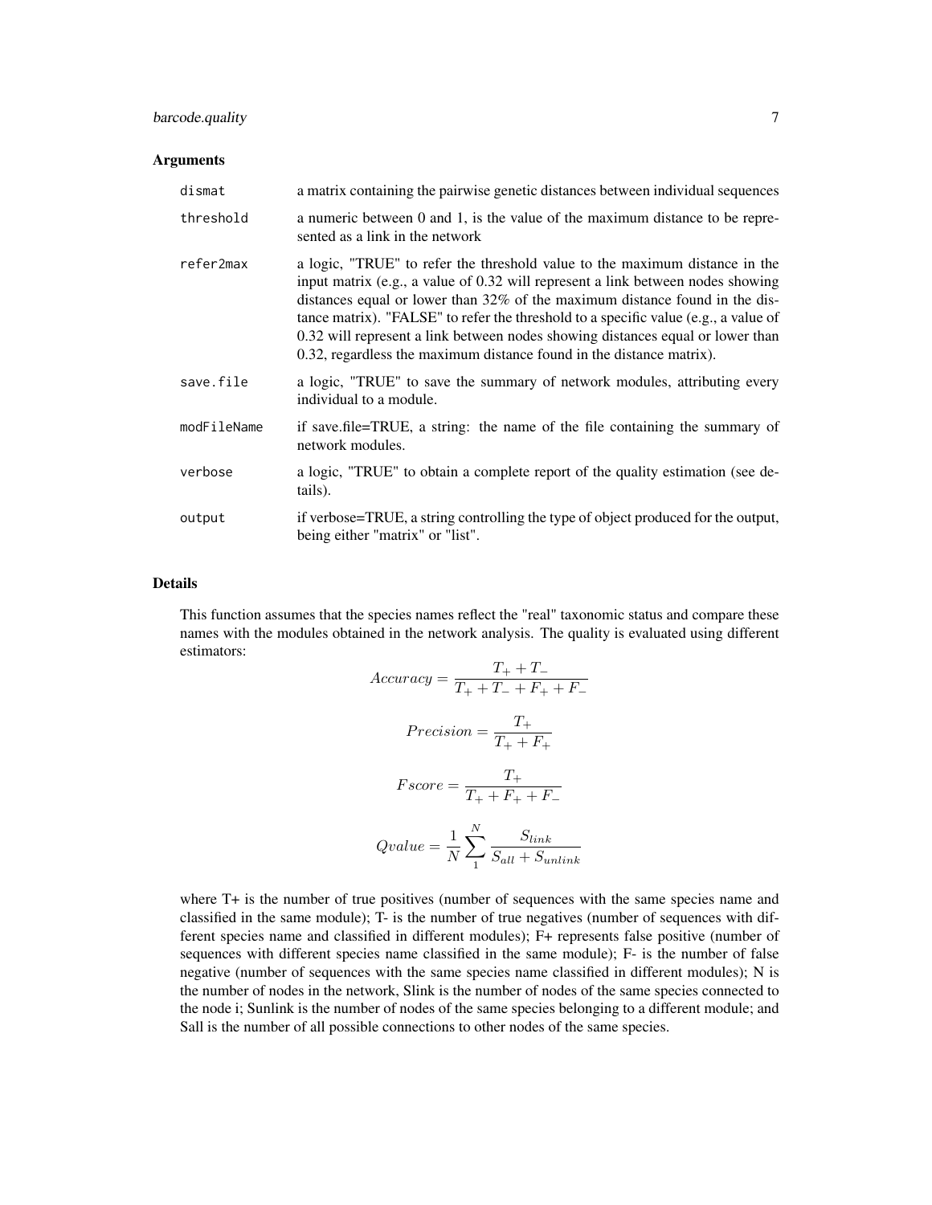## Arguments

| | |
|---|---|
| dismat | a matrix containing the pairwise genetic distances between individual sequences |
| threshold | a numeric between 0 and 1, is the value of the maximum distance to be represented as a link in the network |
| refer2max | a logic, "TRUE" to refer the threshold value to the maximum distance in the input matrix (e.g., a value of 0.32 will represent a link between nodes showing distances equal or lower than 32% of the maximum distance found in the distance matrix). "FALSE" to refer the threshold to a specific value (e.g., a value of 0.32 will represent a link between nodes showing distances equal or lower than 0.32, regardless the maximum distance found in the distance matrix). |
| save.file | a logic, "TRUE" to save the summary of network modules, attributing every individual to a module. |
| modFileName | if save.file=TRUE, a string: the name of the file containing the summary of network modules. |
| verbose | a logic, "TRUE" to obtain a complete report of the quality estimation (see details). |
| output | if verbose=TRUE, a string controlling the type of object produced for the output, being either "matrix" or "list". |

## Details

This function assumes that the species names reflect the "real" taxonomic status and compare these names with the modules obtained in the network analysis. The quality is evaluated using different estimators:

$$Accuracy = \frac{T_+ + T_-}{T_+ + T_- + F_+ + F_-}$$

$$Precision = \frac{T_+}{T_+ + F_+}$$

$$Fscore = \frac{T_+}{T_+ + F_+ + F_-}$$

$$Qvalue = \frac{1}{N} \sum_{1}^{N} \frac{S_{link}}{S_{all} + S_{unlink}}$$

where T+ is the number of true positives (number of sequences with the same species name and classified in the same module); T- is the number of true negatives (number of sequences with different species name and classified in different modules); F+ represents false positive (number of sequences with different species name classified in the same module); F- is the number of false negative (number of sequences with the same species name classified in different modules); N is the number of nodes in the network, Slink is the number of nodes of the same species connected to the node i; Sunlink is the number of nodes of the same species belonging to a different module; and Sall is the number of all possible connections to other nodes of the same species.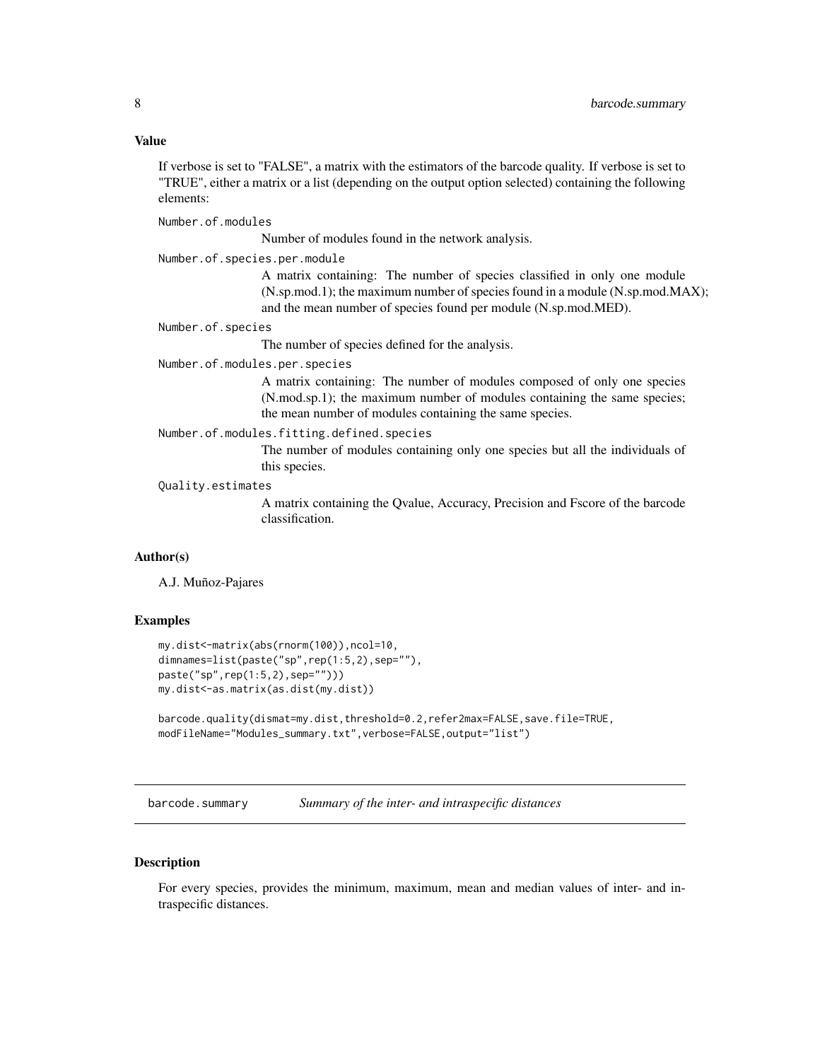## Value

If verbose is set to "FALSE", a matrix with the estimators of the barcode quality. If verbose is set to "TRUE", either a matrix or a list (depending on the output option selected) containing the following elements:

`Number.of.modules`
: Number of modules found in the network analysis.

`Number.of.species.per.module`
: A matrix containing: The number of species classified in only one module (N.sp.mod.1); the maximum number of species found in a module (N.sp.mod.MAX); and the mean number of species found per module (N.sp.mod.MED).

`Number.of.species`
: The number of species defined for the analysis.

`Number.of.modules.per.species`
: A matrix containing: The number of modules composed of only one species (N.mod.sp.1); the maximum number of modules containing the same species; the mean number of modules containing the same species.

`Number.of.modules.fitting.defined.species`
: The number of modules containing only one species but all the individuals of this species.

`Quality.estimates`
: A matrix containing the Qvalue, Accuracy, Precision and Fscore of the barcode classification.

## Author(s)

A.J. Muñoz-Pajares

## Examples

```
my.dist<-matrix(abs(rnorm(100)),ncol=10,
dimnames=list(paste("sp",rep(1:5,2),sep=""),
paste("sp",rep(1:5,2),sep="")))
my.dist<-as.matrix(as.dist(my.dist))

barcode.quality(dismat=my.dist,threshold=0.2,refer2max=FALSE,save.file=TRUE,
modFileName="Modules_summary.txt",verbose=FALSE,output="list")
```

---

# barcode.summary    *Summary of the inter- and intraspecific distances*

## Description

For every species, provides the minimum, maximum, mean and median values of inter- and intraspecific distances.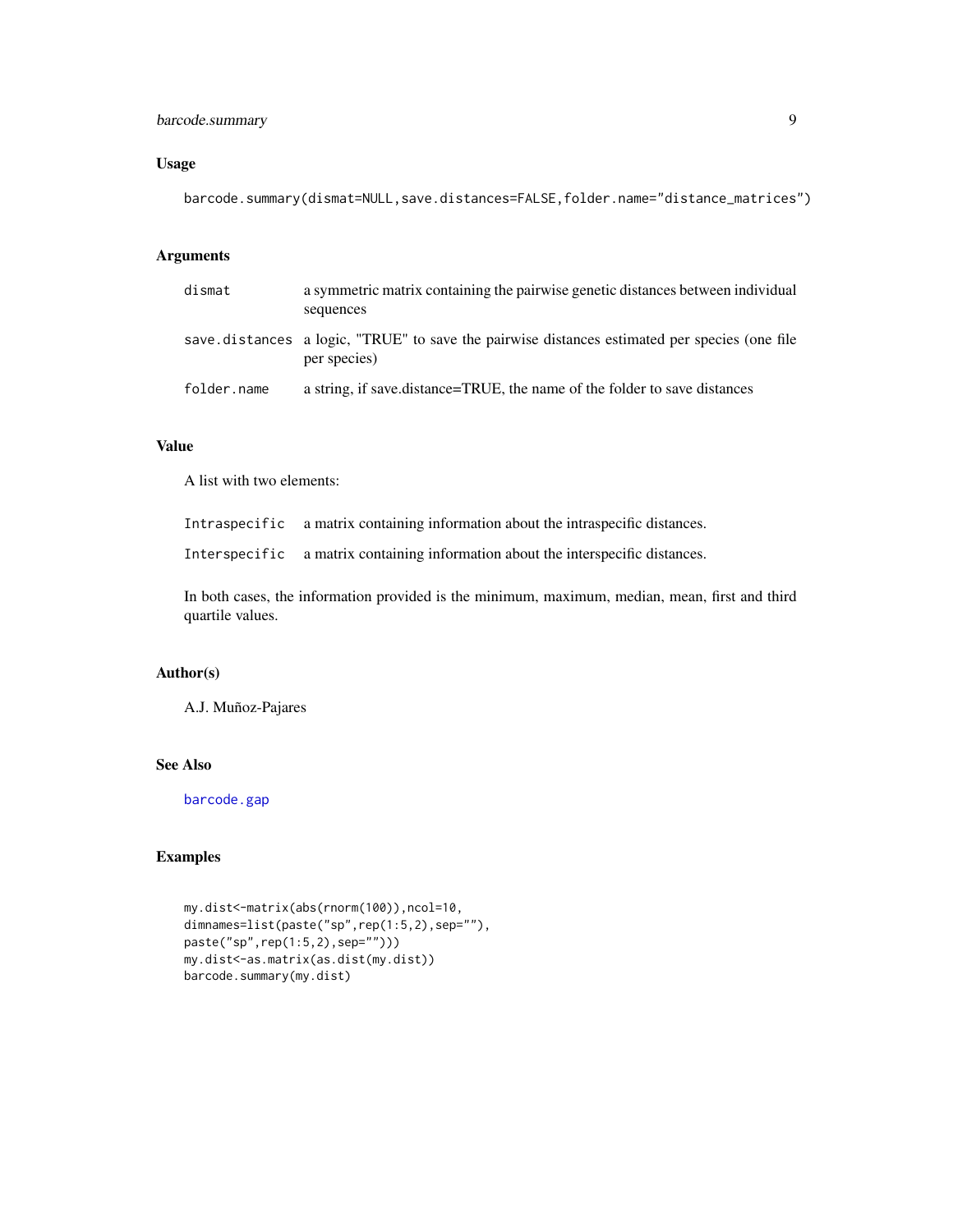### Usage

```
barcode.summary(dismat=NULL,save.distances=FALSE,folder.name="distance_matrices")
```

### Arguments

| | |
|---|---|
| `dismat` | a symmetric matrix containing the pairwise genetic distances between individual sequences |
| `save.distances` | a logic, "TRUE" to save the pairwise distances estimated per species (one file per species) |
| `folder.name` | a string, if save.distance=TRUE, the name of the folder to save distances |

### Value

A list with two elements:

| | |
|---|---|
| `Intraspecific` | a matrix containing information about the intraspecific distances. |
| `Interspecific` | a matrix containing information about the interspecific distances. |

In both cases, the information provided is the minimum, maximum, median, mean, first and third quartile values.

### Author(s)

A.J. Muñoz-Pajares

### See Also

`barcode.gap`

### Examples

```
my.dist<-matrix(abs(rnorm(100)),ncol=10,
dimnames=list(paste("sp",rep(1:5,2),sep=""),
paste("sp",rep(1:5,2),sep="")))
my.dist<-as.matrix(as.dist(my.dist))
barcode.summary(my.dist)
```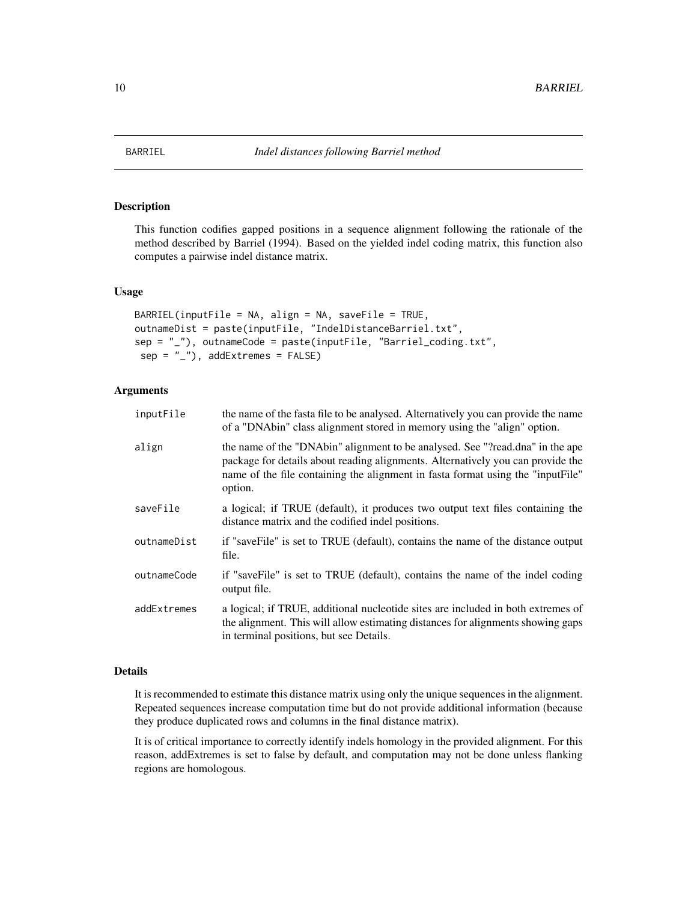BARRIEL *Indel distances following Barriel method*

## Description

This function codifies gapped positions in a sequence alignment following the rationale of the method described by Barriel (1994). Based on the yielded indel coding matrix, this function also computes a pairwise indel distance matrix.

## Usage

```
BARRIEL(inputFile = NA, align = NA, saveFile = TRUE,
outnameDist = paste(inputFile, "IndelDistanceBarriel.txt",
sep = "_"), outnameCode = paste(inputFile, "Barriel_coding.txt",
 sep = "_"), addExtremes = FALSE)
```

## Arguments

| | |
|---|---|
| inputFile | the name of the fasta file to be analysed. Alternatively you can provide the name of a "DNAbin" class alignment stored in memory using the "align" option. |
| align | the name of the "DNAbin" alignment to be analysed. See "?read.dna" in the ape package for details about reading alignments. Alternatively you can provide the name of the file containing the alignment in fasta format using the "inputFile" option. |
| saveFile | a logical; if TRUE (default), it produces two output text files containing the distance matrix and the codified indel positions. |
| outnameDist | if "saveFile" is set to TRUE (default), contains the name of the distance output file. |
| outnameCode | if "saveFile" is set to TRUE (default), contains the name of the indel coding output file. |
| addExtremes | a logical; if TRUE, additional nucleotide sites are included in both extremes of the alignment. This will allow estimating distances for alignments showing gaps in terminal positions, but see Details. |

## Details

It is recommended to estimate this distance matrix using only the unique sequences in the alignment. Repeated sequences increase computation time but do not provide additional information (because they produce duplicated rows and columns in the final distance matrix).

It is of critical importance to correctly identify indels homology in the provided alignment. For this reason, addExtremes is set to false by default, and computation may not be done unless flanking regions are homologous.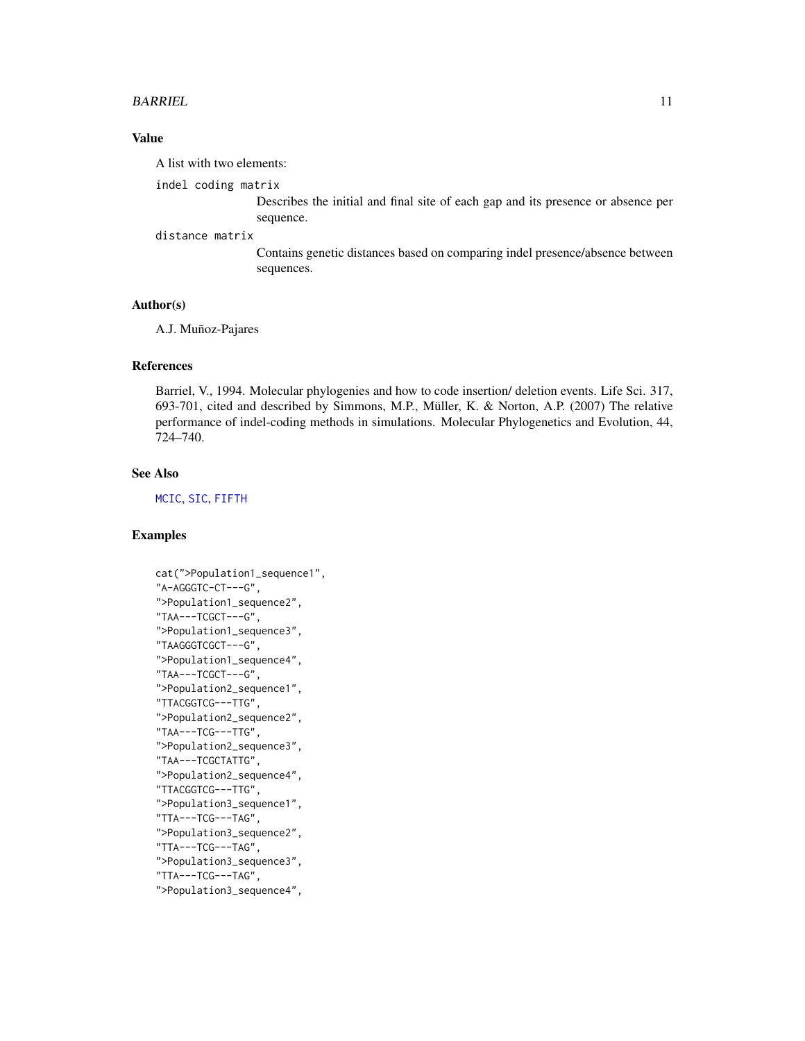### Value

A list with two elements:

`indel coding matrix`
: Describes the initial and final site of each gap and its presence or absence per sequence.

`distance matrix`
: Contains genetic distances based on comparing indel presence/absence between sequences.

### Author(s)

A.J. Muñoz-Pajares

### References

Barriel, V., 1994. Molecular phylogenies and how to code insertion/ deletion events. Life Sci. 317, 693-701, cited and described by Simmons, M.P., Müller, K. & Norton, A.P. (2007) The relative performance of indel-coding methods in simulations. Molecular Phylogenetics and Evolution, 44, 724–740.

### See Also

MCIC, SIC, FIFTH

### Examples

```
cat(">Population1_sequence1",
"A-AGGGTC-CT---G",
">Population1_sequence2",
"TAA---TCGCT---G",
">Population1_sequence3",
"TAAGGGTCGCT---G",
">Population1_sequence4",
"TAA---TCGCT---G",
">Population2_sequence1",
"TTACGGTCG---TTG",
">Population2_sequence2",
"TAA---TCG---TTG",
">Population2_sequence3",
"TAA---TCGCTATTG",
">Population2_sequence4",
"TTACGGTCG---TTG",
">Population3_sequence1",
"TTA---TCG---TAG",
">Population3_sequence2",
"TTA---TCG---TAG",
">Population3_sequence3",
"TTA---TCG---TAG",
">Population3_sequence4",
```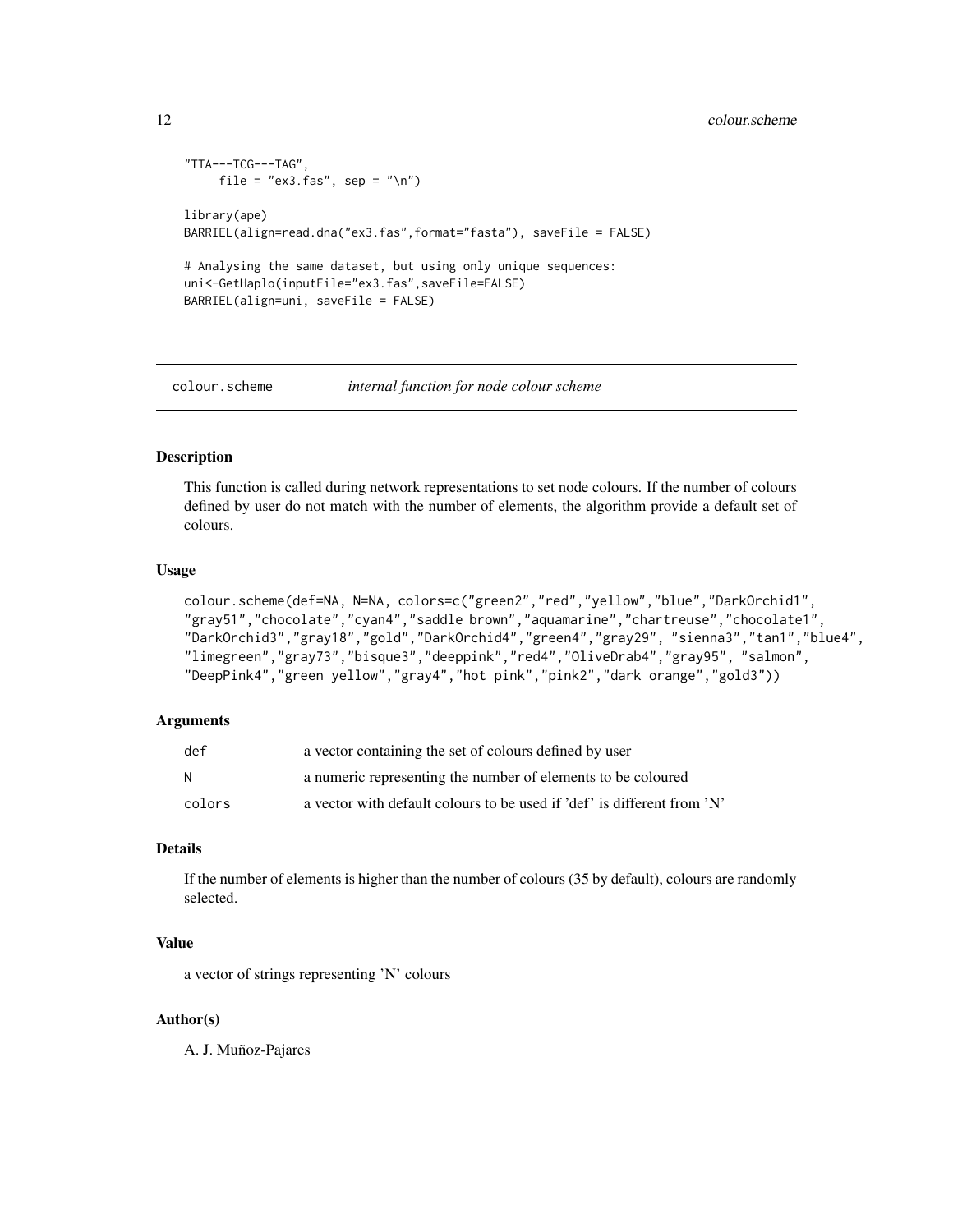```
"TTA---TCG---TAG",
     file = "ex3.fas", sep = "\n")

library(ape)
BARRIEL(align=read.dna("ex3.fas",format="fasta"), saveFile = FALSE)

# Analysing the same dataset, but using only unique sequences:
uni<-GetHaplo(inputFile="ex3.fas",saveFile=FALSE)
BARRIEL(align=uni, saveFile = FALSE)
```

---

## colour.scheme *internal function for node colour scheme*

---

### Description

This function is called during network representations to set node colours. If the number of colours defined by user do not match with the number of elements, the algorithm provide a default set of colours.

### Usage

```
colour.scheme(def=NA, N=NA, colors=c("green2","red","yellow","blue","DarkOrchid1",
"gray51","chocolate","cyan4","saddle brown","aquamarine","chartreuse","chocolate1",
"DarkOrchid3","gray18","gold","DarkOrchid4","green4","gray29", "sienna3","tan1","blue4",
"limegreen","gray73","bisque3","deeppink","red4","OliveDrab4","gray95", "salmon",
"DeepPink4","green yellow","gray4","hot pink","pink2","dark orange","gold3"))
```

### Arguments

| | |
|---|---|
| def | a vector containing the set of colours defined by user |
| N | a numeric representing the number of elements to be coloured |
| colors | a vector with default colours to be used if 'def' is different from 'N' |

### Details

If the number of elements is higher than the number of colours (35 by default), colours are randomly selected.

### Value

a vector of strings representing 'N' colours

### Author(s)

A. J. Muñoz-Pajares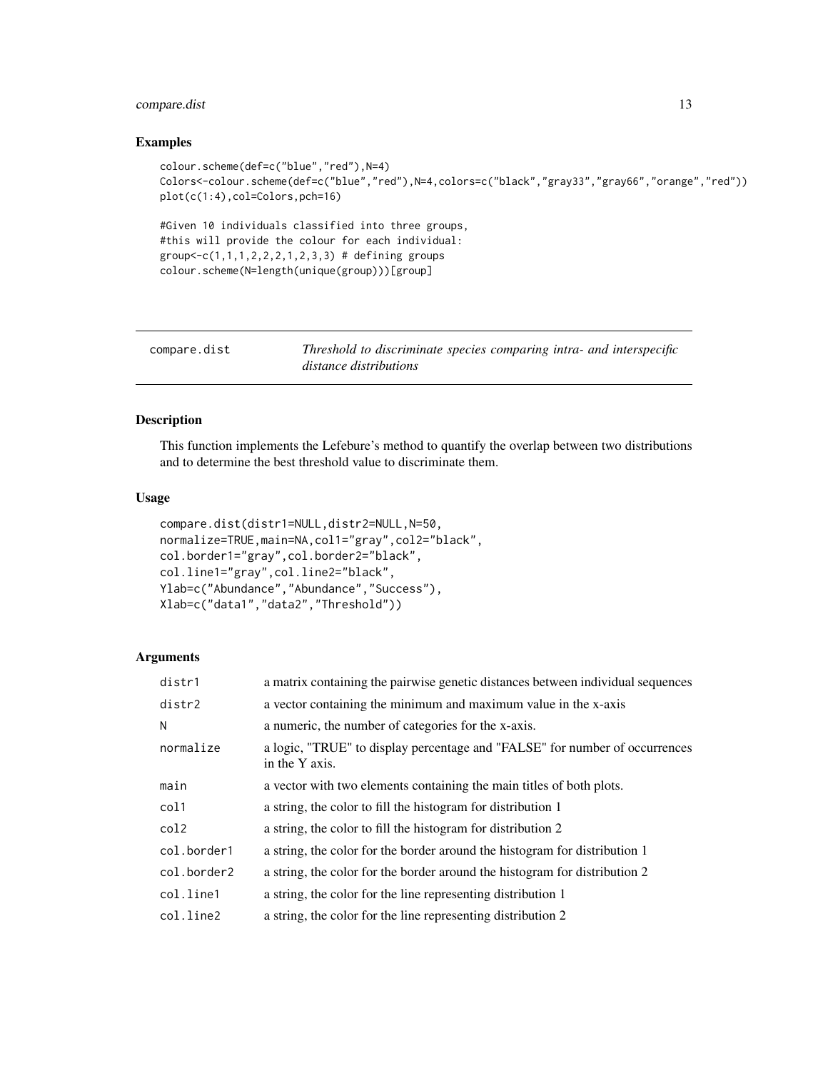### Examples

```
colour.scheme(def=c("blue","red"),N=4)
Colors<-colour.scheme(def=c("blue","red"),N=4,colors=c("black","gray33","gray66","orange","red"))
plot(c(1:4),col=Colors,pch=16)

#Given 10 individuals classified into three groups,
#this will provide the colour for each individual:
group<-c(1,1,1,2,2,2,1,2,3,3) # defining groups
colour.scheme(N=length(unique(group)))[group]
```

---

## compare.dist — *Threshold to discriminate species comparing intra- and interspecific distance distributions*

---

### Description

This function implements the Lefebure's method to quantify the overlap between two distributions and to determine the best threshold value to discriminate them.

### Usage

```
compare.dist(distr1=NULL,distr2=NULL,N=50,
normalize=TRUE,main=NA,col1="gray",col2="black",
col.border1="gray",col.border2="black",
col.line1="gray",col.line2="black",
Ylab=c("Abundance","Abundance","Success"),
Xlab=c("data1","data2","Threshold"))
```

### Arguments

| | |
|---|---|
| distr1 | a matrix containing the pairwise genetic distances between individual sequences |
| distr2 | a vector containing the minimum and maximum value in the x-axis |
| N | a numeric, the number of categories for the x-axis. |
| normalize | a logic, "TRUE" to display percentage and "FALSE" for number of occurrences in the Y axis. |
| main | a vector with two elements containing the main titles of both plots. |
| col1 | a string, the color to fill the histogram for distribution 1 |
| col2 | a string, the color to fill the histogram for distribution 2 |
| col.border1 | a string, the color for the border around the histogram for distribution 1 |
| col.border2 | a string, the color for the border around the histogram for distribution 2 |
| col.line1 | a string, the color for the line representing distribution 1 |
| col.line2 | a string, the color for the line representing distribution 2 |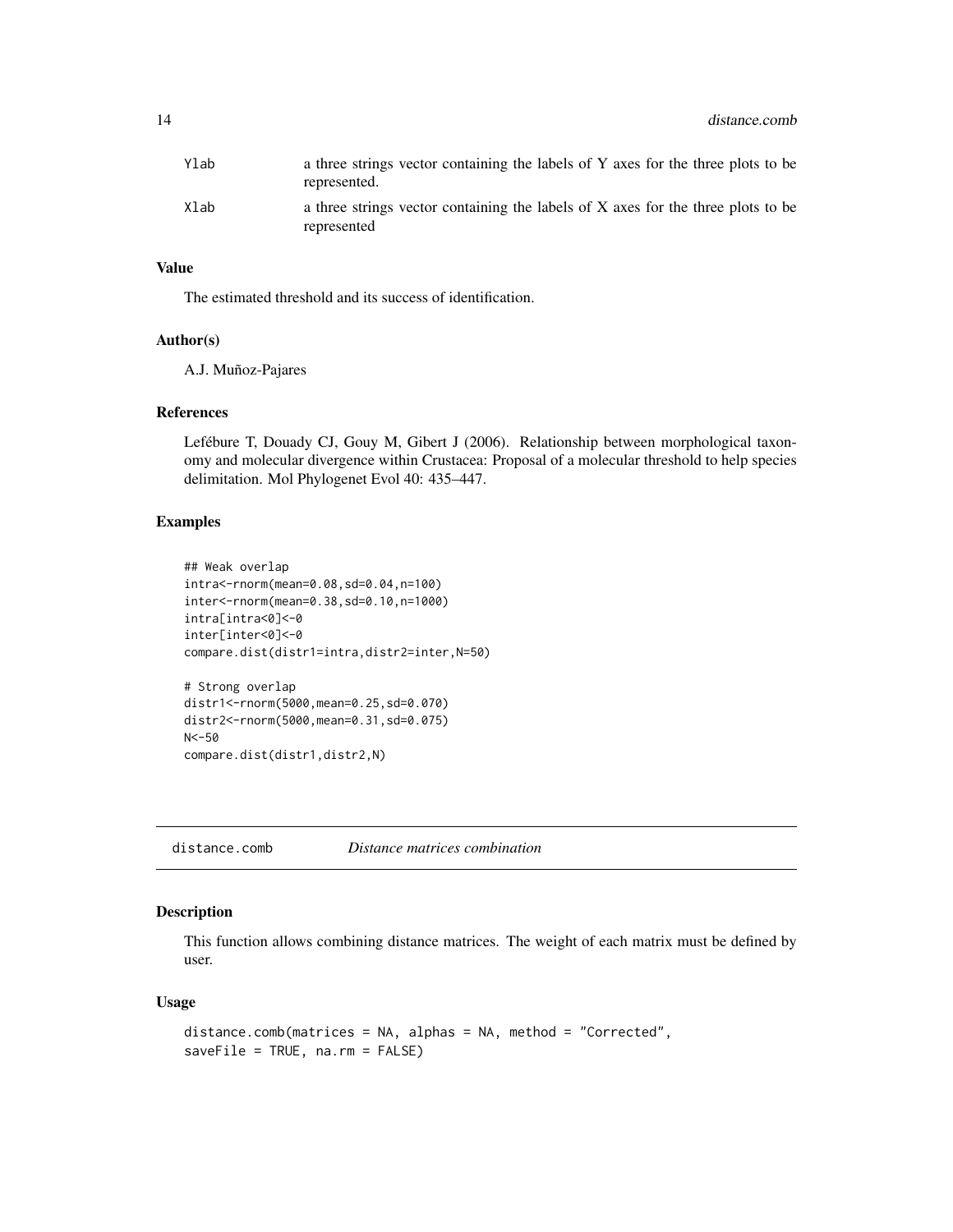| | |
|---|---|
| Ylab | a three strings vector containing the labels of Y axes for the three plots to be represented. |
| Xlab | a three strings vector containing the labels of X axes for the three plots to be represented |

### Value

The estimated threshold and its success of identification.

### Author(s)

A.J. Muñoz-Pajares

### References

Lefébure T, Douady CJ, Gouy M, Gibert J (2006). Relationship between morphological taxonomy and molecular divergence within Crustacea: Proposal of a molecular threshold to help species delimitation. Mol Phylogenet Evol 40: 435–447.

### Examples

```
## Weak overlap
intra<-rnorm(mean=0.08,sd=0.04,n=100)
inter<-rnorm(mean=0.38,sd=0.10,n=1000)
intra[intra<0]<-0
inter[inter<0]<-0
compare.dist(distr1=intra,distr2=inter,N=50)

# Strong overlap
distr1<-rnorm(5000,mean=0.25,sd=0.070)
distr2<-rnorm(5000,mean=0.31,sd=0.075)
N<-50
compare.dist(distr1,distr2,N)
```

---

## distance.comb *Distance matrices combination*

### Description

This function allows combining distance matrices. The weight of each matrix must be defined by user.

### Usage

```
distance.comb(matrices = NA, alphas = NA, method = "Corrected",
saveFile = TRUE, na.rm = FALSE)
```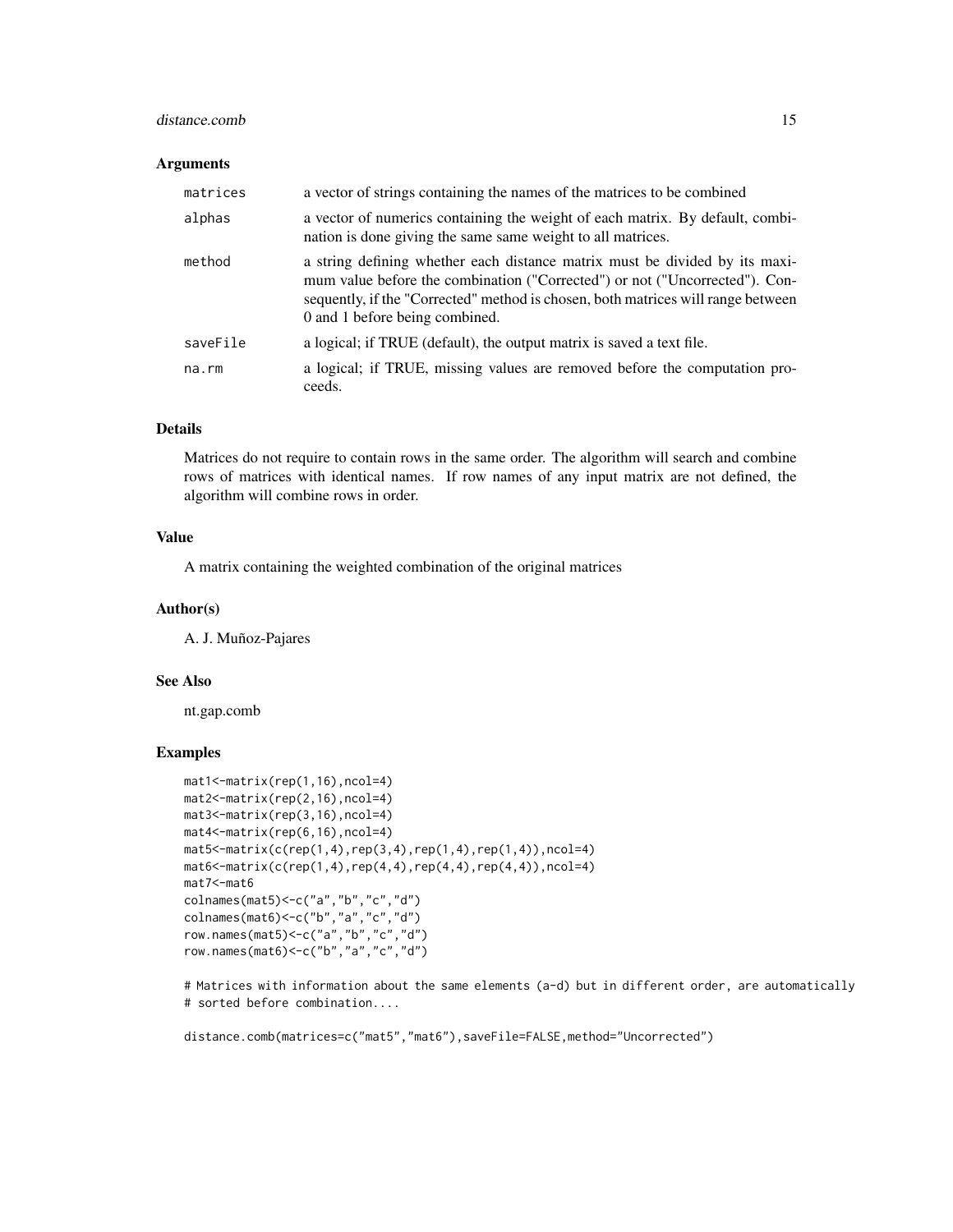### Arguments

| | |
|---|---|
| `matrices` | a vector of strings containing the names of the matrices to be combined |
| `alphas` | a vector of numerics containing the weight of each matrix. By default, combination is done giving the same same weight to all matrices. |
| `method` | a string defining whether each distance matrix must be divided by its maximum value before the combination ("Corrected") or not ("Uncorrected"). Consequently, if the "Corrected" method is chosen, both matrices will range between 0 and 1 before being combined. |
| `saveFile` | a logical; if TRUE (default), the output matrix is saved a text file. |
| `na.rm` | a logical; if TRUE, missing values are removed before the computation proceeds. |

### Details

Matrices do not require to contain rows in the same order. The algorithm will search and combine rows of matrices with identical names. If row names of any input matrix are not defined, the algorithm will combine rows in order.

### Value

A matrix containing the weighted combination of the original matrices

### Author(s)

A. J. Muñoz-Pajares

### See Also

nt.gap.comb

### Examples

```
mat1<-matrix(rep(1,16),ncol=4)
mat2<-matrix(rep(2,16),ncol=4)
mat3<-matrix(rep(3,16),ncol=4)
mat4<-matrix(rep(6,16),ncol=4)
mat5<-matrix(c(rep(1,4),rep(3,4),rep(1,4),rep(1,4)),ncol=4)
mat6<-matrix(c(rep(1,4),rep(4,4),rep(4,4),rep(4,4)),ncol=4)
mat7<-mat6
colnames(mat5)<-c("a","b","c","d")
colnames(mat6)<-c("b","a","c","d")
row.names(mat5)<-c("a","b","c","d")
row.names(mat6)<-c("b","a","c","d")

# Matrices with information about the same elements (a-d) but in different order, are automatically
# sorted before combination....

distance.comb(matrices=c("mat5","mat6"),saveFile=FALSE,method="Uncorrected")
```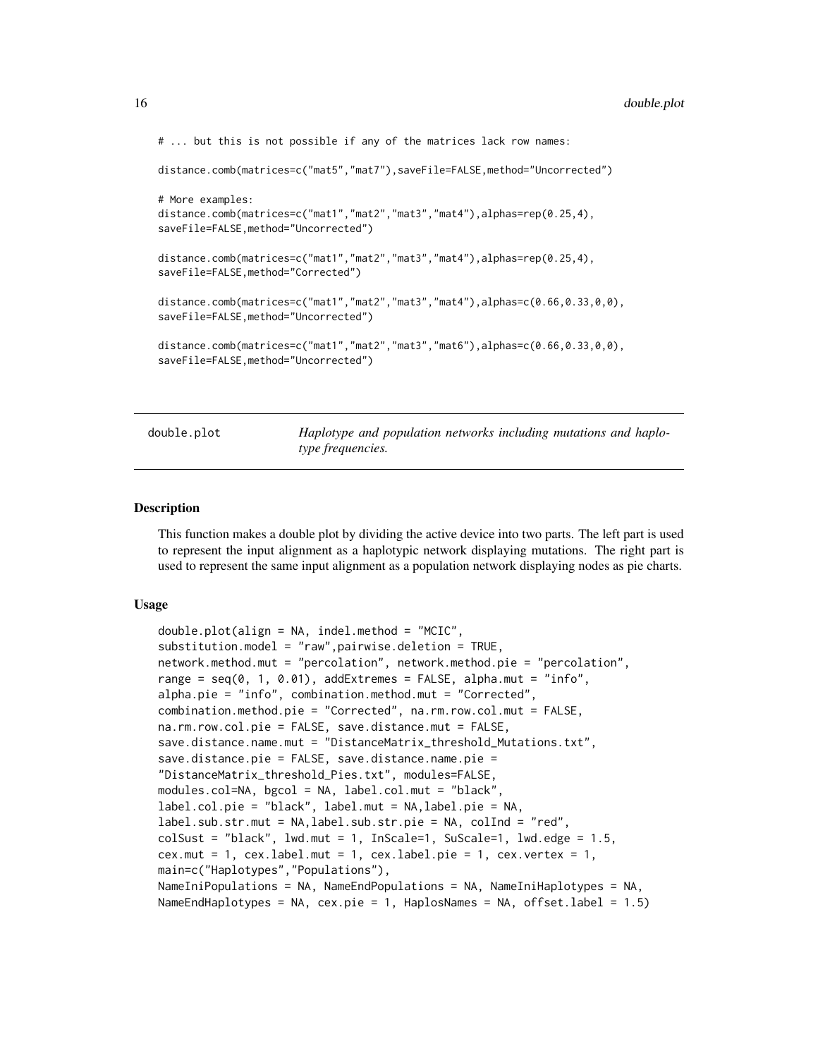```
# ... but this is not possible if any of the matrices lack row names:

distance.comb(matrices=c("mat5","mat7"),saveFile=FALSE,method="Uncorrected")

# More examples:
distance.comb(matrices=c("mat1","mat2","mat3","mat4"),alphas=rep(0.25,4),
saveFile=FALSE,method="Uncorrected")

distance.comb(matrices=c("mat1","mat2","mat3","mat4"),alphas=rep(0.25,4),
saveFile=FALSE,method="Corrected")

distance.comb(matrices=c("mat1","mat2","mat3","mat4"),alphas=c(0.66,0.33,0,0),
saveFile=FALSE,method="Uncorrected")

distance.comb(matrices=c("mat1","mat2","mat3","mat6"),alphas=c(0.66,0.33,0,0),
saveFile=FALSE,method="Uncorrected")
```

---

## double.plot — *Haplotype and population networks including mutations and haplotype frequencies.*

---

### Description

This function makes a double plot by dividing the active device into two parts. The left part is used to represent the input alignment as a haplotypic network displaying mutations. The right part is used to represent the same input alignment as a population network displaying nodes as pie charts.

### Usage

```
double.plot(align = NA, indel.method = "MCIC",
substitution.model = "raw",pairwise.deletion = TRUE,
network.method.mut = "percolation", network.method.pie = "percolation",
range = seq(0, 1, 0.01), addExtremes = FALSE, alpha.mut = "info",
alpha.pie = "info", combination.method.mut = "Corrected",
combination.method.pie = "Corrected", na.rm.row.col.mut = FALSE,
na.rm.row.col.pie = FALSE, save.distance.mut = FALSE,
save.distance.name.mut = "DistanceMatrix_threshold_Mutations.txt",
save.distance.pie = FALSE, save.distance.name.pie =
"DistanceMatrix_threshold_Pies.txt", modules=FALSE,
modules.col=NA, bgcol = NA, label.col.mut = "black",
label.col.pie = "black", label.mut = NA,label.pie = NA,
label.sub.str.mut = NA,label.sub.str.pie = NA, colInd = "red",
colSust = "black", lwd.mut = 1, InScale=1, SuScale=1, lwd.edge = 1.5,
cex.mut = 1, cex.label.mut = 1, cex.label.pie = 1, cex.vertex = 1,
main=c("Haplotypes","Populations"),
NameIniPopulations = NA, NameEndPopulations = NA, NameIniHaplotypes = NA,
NameEndHaplotypes = NA, cex.pie = 1, HaplosNames = NA, offset.label = 1.5)
```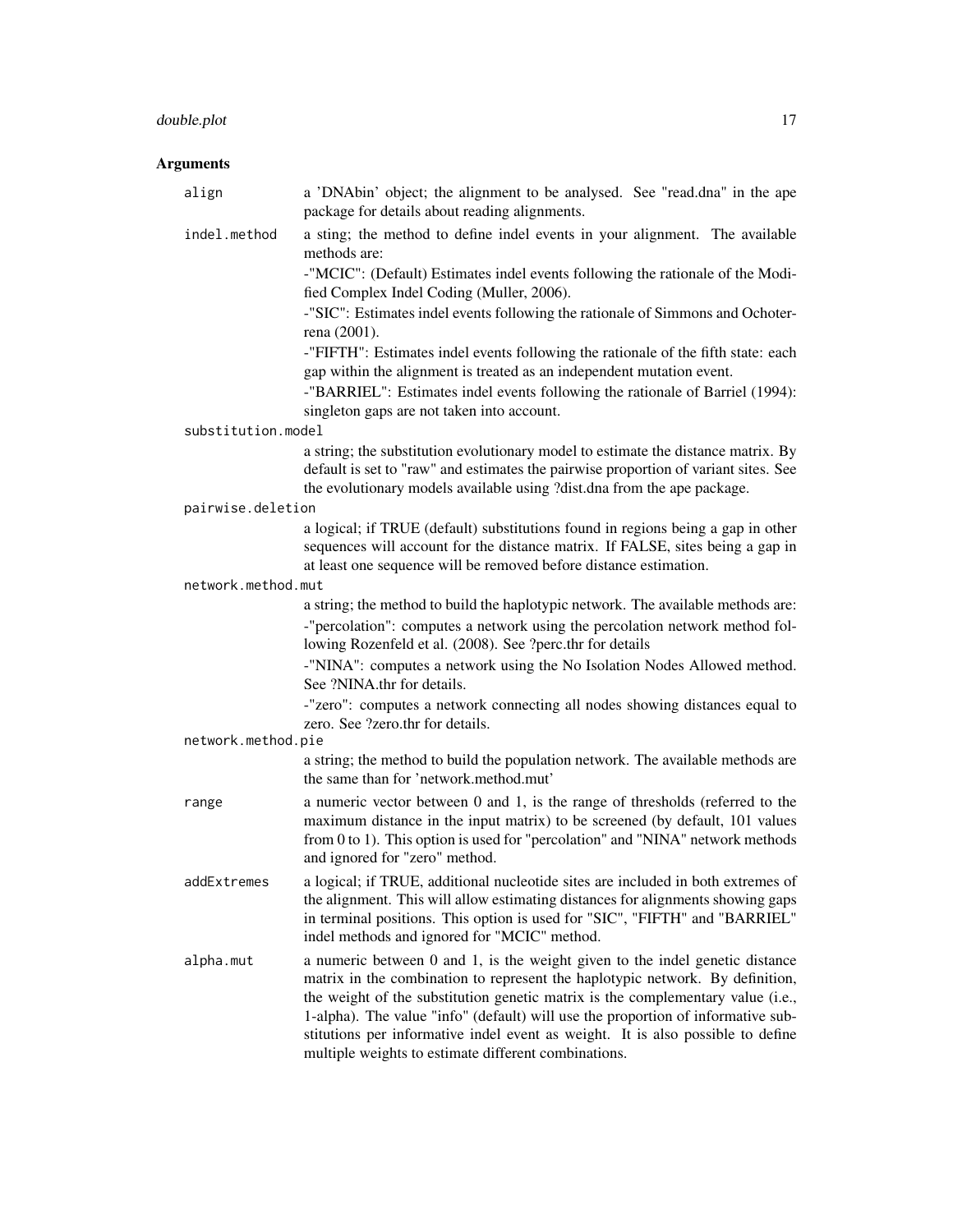## Arguments

**align**
a 'DNAbin' object; the alignment to be analysed. See "read.dna" in the ape package for details about reading alignments.

**indel.method**
a sting; the method to define indel events in your alignment. The available methods are:

-"MCIC": (Default) Estimates indel events following the rationale of the Modified Complex Indel Coding (Muller, 2006).

-"SIC": Estimates indel events following the rationale of Simmons and Ochoterena (2001).

-"FIFTH": Estimates indel events following the rationale of the fifth state: each gap within the alignment is treated as an independent mutation event.

-"BARRIEL": Estimates indel events following the rationale of Barriel (1994): singleton gaps are not taken into account.

**substitution.model**
a string; the substitution evolutionary model to estimate the distance matrix. By default is set to "raw" and estimates the pairwise proportion of variant sites. See the evolutionary models available using ?dist.dna from the ape package.

**pairwise.deletion**
a logical; if TRUE (default) substitutions found in regions being a gap in other sequences will account for the distance matrix. If FALSE, sites being a gap in at least one sequence will be removed before distance estimation.

**network.method.mut**
a string; the method to build the haplotypic network. The available methods are:

-"percolation": computes a network using the percolation network method following Rozenfeld et al. (2008). See ?perc.thr for details

-"NINA": computes a network using the No Isolation Nodes Allowed method. See ?NINA.thr for details.

-"zero": computes a network connecting all nodes showing distances equal to zero. See ?zero.thr for details.

**network.method.pie**
a string; the method to build the population network. The available methods are the same than for 'network.method.mut'

**range**
a numeric vector between 0 and 1, is the range of thresholds (referred to the maximum distance in the input matrix) to be screened (by default, 101 values from 0 to 1). This option is used for "percolation" and "NINA" network methods and ignored for "zero" method.

**addExtremes**
a logical; if TRUE, additional nucleotide sites are included in both extremes of the alignment. This will allow estimating distances for alignments showing gaps in terminal positions. This option is used for "SIC", "FIFTH" and "BARRIEL" indel methods and ignored for "MCIC" method.

**alpha.mut**
a numeric between 0 and 1, is the weight given to the indel genetic distance matrix in the combination to represent the haplotypic network. By definition, the weight of the substitution genetic matrix is the complementary value (i.e., 1-alpha). The value "info" (default) will use the proportion of informative substitutions per informative indel event as weight. It is also possible to define multiple weights to estimate different combinations.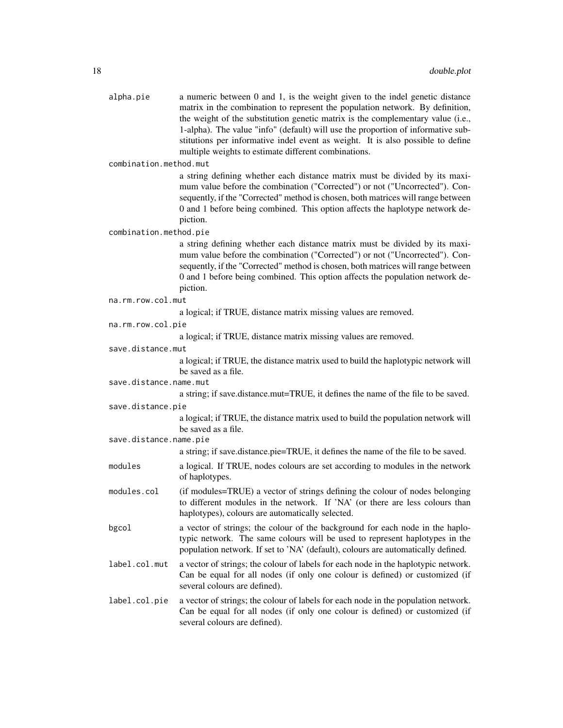`alpha.pie`
: a numeric between 0 and 1, is the weight given to the indel genetic distance matrix in the combination to represent the population network. By definition, the weight of the substitution genetic matrix is the complementary value (i.e., 1-alpha). The value "info" (default) will use the proportion of informative substitutions per informative indel event as weight. It is also possible to define multiple weights to estimate different combinations.

`combination.method.mut`
: a string defining whether each distance matrix must be divided by its maximum value before the combination ("Corrected") or not ("Uncorrected"). Consequently, if the "Corrected" method is chosen, both matrices will range between 0 and 1 before being combined. This option affects the haplotype network depiction.

`combination.method.pie`
: a string defining whether each distance matrix must be divided by its maximum value before the combination ("Corrected") or not ("Uncorrected"). Consequently, if the "Corrected" method is chosen, both matrices will range between 0 and 1 before being combined. This option affects the population network depiction.

`na.rm.row.col.mut`
: a logical; if TRUE, distance matrix missing values are removed.

`na.rm.row.col.pie`
: a logical; if TRUE, distance matrix missing values are removed.

`save.distance.mut`
: a logical; if TRUE, the distance matrix used to build the haplotypic network will be saved as a file.

`save.distance.name.mut`
: a string; if save.distance.mut=TRUE, it defines the name of the file to be saved.

`save.distance.pie`
: a logical; if TRUE, the distance matrix used to build the population network will be saved as a file.

`save.distance.name.pie`
: a string; if save.distance.pie=TRUE, it defines the name of the file to be saved.

`modules`
: a logical. If TRUE, nodes colours are set according to modules in the network of haplotypes.

`modules.col`
: (if modules=TRUE) a vector of strings defining the colour of nodes belonging to different modules in the network. If 'NA' (or there are less colours than haplotypes), colours are automatically selected.

`bgcol`
: a vector of strings; the colour of the background for each node in the haplotypic network. The same colours will be used to represent haplotypes in the population network. If set to 'NA' (default), colours are automatically defined.

`label.col.mut`
: a vector of strings; the colour of labels for each node in the haplotypic network. Can be equal for all nodes (if only one colour is defined) or customized (if several colours are defined).

`label.col.pie`
: a vector of strings; the colour of labels for each node in the population network. Can be equal for all nodes (if only one colour is defined) or customized (if several colours are defined).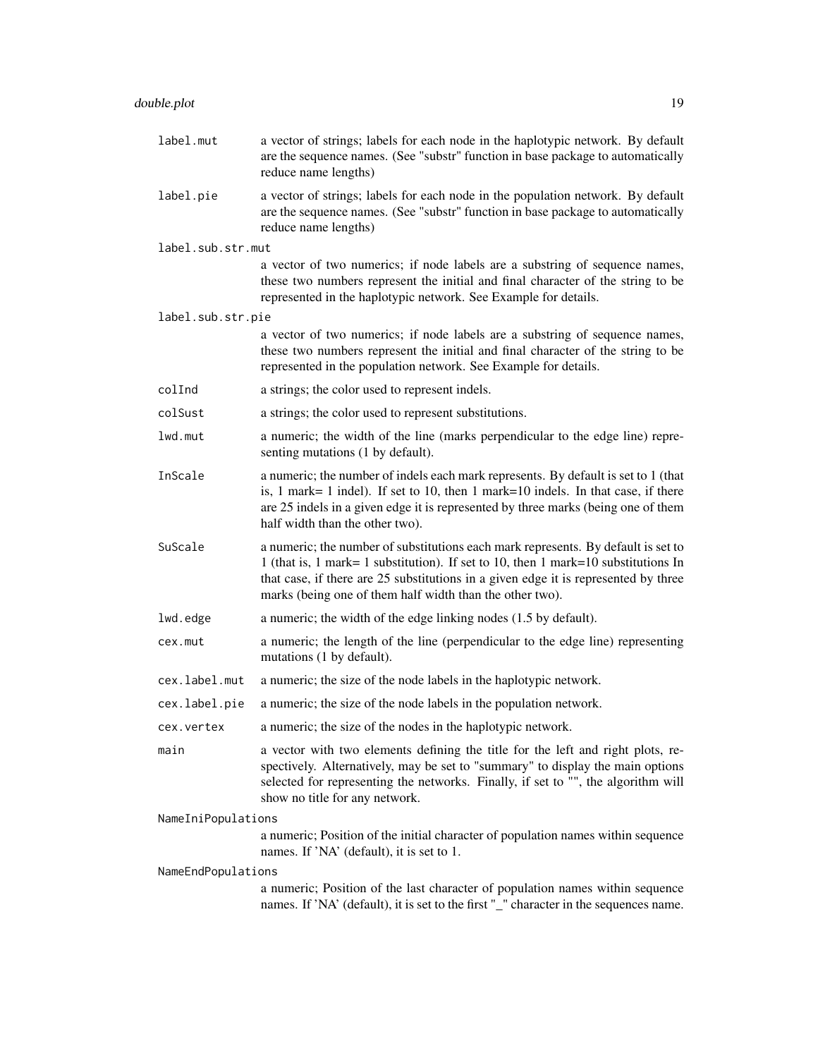- `label.mut` a vector of strings; labels for each node in the haplotypic network. By default are the sequence names. (See "substr" function in base package to automatically reduce name lengths)
- `label.pie` a vector of strings; labels for each node in the population network. By default are the sequence names. (See "substr" function in base package to automatically reduce name lengths)
- `label.sub.str.mut` a vector of two numerics; if node labels are a substring of sequence names, these two numbers represent the initial and final character of the string to be represented in the haplotypic network. See Example for details.
- `label.sub.str.pie` a vector of two numerics; if node labels are a substring of sequence names, these two numbers represent the initial and final character of the string to be represented in the population network. See Example for details.
- `colInd` a strings; the color used to represent indels.
- `colSust` a strings; the color used to represent substitutions.
- `lwd.mut` a numeric; the width of the line (marks perpendicular to the edge line) representing mutations (1 by default).
- `InScale` a numeric; the number of indels each mark represents. By default is set to 1 (that is, 1 mark= 1 indel). If set to 10, then 1 mark=10 indels. In that case, if there are 25 indels in a given edge it is represented by three marks (being one of them half width than the other two).
- `SuScale` a numeric; the number of substitutions each mark represents. By default is set to 1 (that is, 1 mark= 1 substitution). If set to 10, then 1 mark=10 substitutions In that case, if there are 25 substitutions in a given edge it is represented by three marks (being one of them half width than the other two).
- `lwd.edge` a numeric; the width of the edge linking nodes (1.5 by default).
- `cex.mut` a numeric; the length of the line (perpendicular to the edge line) representing mutations (1 by default).
- `cex.label.mut` a numeric; the size of the node labels in the haplotypic network.
- `cex.label.pie` a numeric; the size of the node labels in the population network.
- `cex.vertex` a numeric; the size of the nodes in the haplotypic network.
- `main` a vector with two elements defining the title for the left and right plots, respectively. Alternatively, may be set to "summary" to display the main options selected for representing the networks. Finally, if set to "", the algorithm will show no title for any network.
- `NameIniPopulations` a numeric; Position of the initial character of population names within sequence names. If 'NA' (default), it is set to 1.
- `NameEndPopulations` a numeric; Position of the last character of population names within sequence names. If 'NA' (default), it is set to the first "_" character in the sequences name.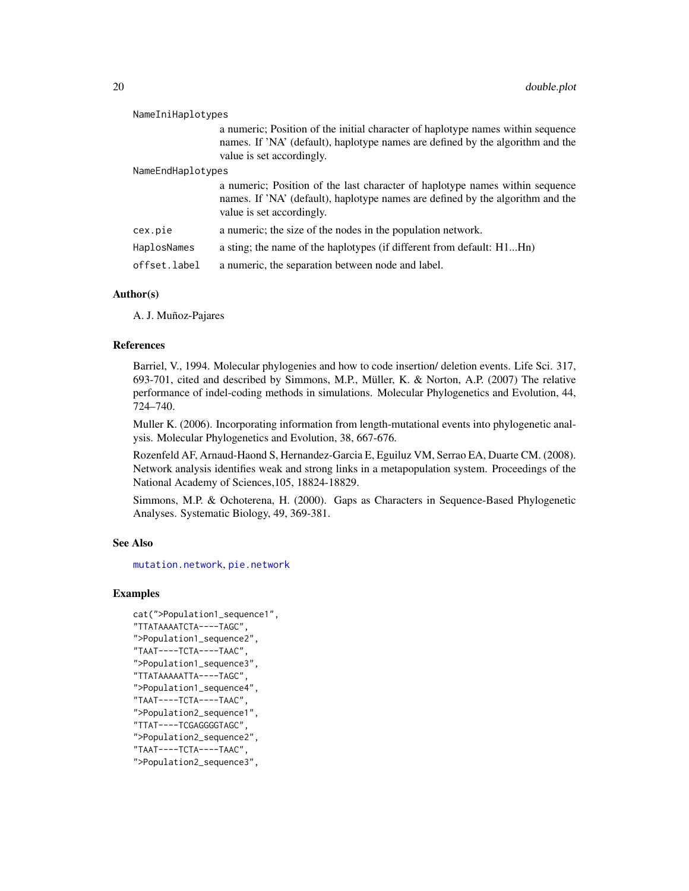NameIniHaplotypes
: a numeric; Position of the initial character of haplotype names within sequence names. If 'NA' (default), haplotype names are defined by the algorithm and the value is set accordingly.

NameEndHaplotypes
: a numeric; Position of the last character of haplotype names within sequence names. If 'NA' (default), haplotype names are defined by the algorithm and the value is set accordingly.

cex.pie
: a numeric; the size of the nodes in the population network.

HaplosNames
: a sting; the name of the haplotypes (if different from default: H1...Hn)

offset.label
: a numeric, the separation between node and label.

### Author(s)

A. J. Muñoz-Pajares

### References

Barriel, V., 1994. Molecular phylogenies and how to code insertion/ deletion events. Life Sci. 317, 693-701, cited and described by Simmons, M.P., Müller, K. & Norton, A.P. (2007) The relative performance of indel-coding methods in simulations. Molecular Phylogenetics and Evolution, 44, 724–740.

Muller K. (2006). Incorporating information from length-mutational events into phylogenetic analysis. Molecular Phylogenetics and Evolution, 38, 667-676.

Rozenfeld AF, Arnaud-Haond S, Hernandez-Garcia E, Eguiluz VM, Serrao EA, Duarte CM. (2008). Network analysis identifies weak and strong links in a metapopulation system. Proceedings of the National Academy of Sciences,105, 18824-18829.

Simmons, M.P. & Ochoterena, H. (2000). Gaps as Characters in Sequence-Based Phylogenetic Analyses. Systematic Biology, 49, 369-381.

### See Also

mutation.network, pie.network

### Examples

```
cat(">Population1_sequence1",
"TTATAAAATCTA----TAGC",
">Population1_sequence2",
"TAAT----TCTA----TAAC",
">Population1_sequence3",
"TTATAAAAATTA----TAGC",
">Population1_sequence4",
"TAAT----TCTA----TAAC",
">Population2_sequence1",
"TTAT----TCGAGGGGTAGC",
">Population2_sequence2",
"TAAT----TCTA----TAAC",
">Population2_sequence3",
```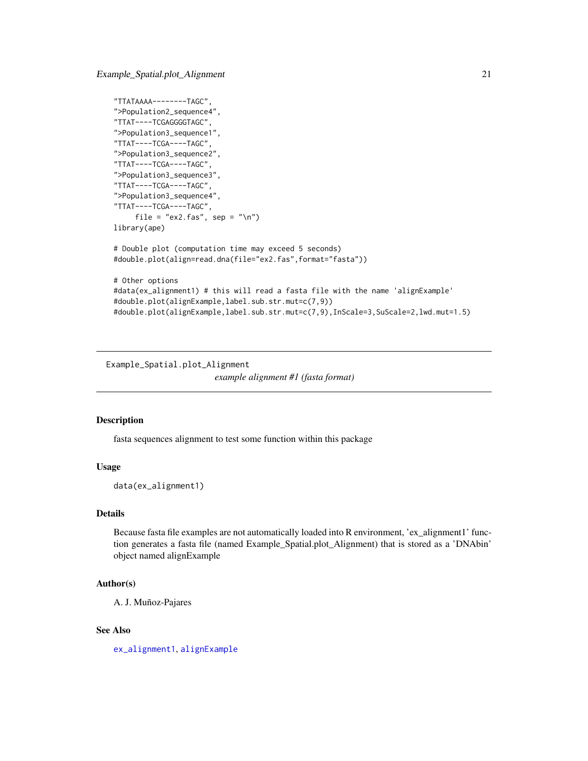```
"TTATAAAA--------TAGC",
">Population2_sequence4",
"TTAT----TCGAGGGGTAGC",
">Population3_sequence1",
"TTAT----TCGA----TAGC",
">Population3_sequence2",
"TTAT----TCGA----TAGC",
">Population3_sequence3",
"TTAT----TCGA----TAGC",
">Population3_sequence4",
"TTAT----TCGA----TAGC",
     file = "ex2.fas", sep = "\n")
library(ape)

# Double plot (computation time may exceed 5 seconds)
#double.plot(align=read.dna(file="ex2.fas",format="fasta"))

# Other options
#data(ex_alignment1) # this will read a fasta file with the name 'alignExample'
#double.plot(alignExample,label.sub.str.mut=c(7,9))
#double.plot(alignExample,label.sub.str.mut=c(7,9),InScale=3,SuScale=2,lwd.mut=1.5)
```

---

Example_Spatial.plot_Alignment    *example alignment #1 (fasta format)*

---

## Description

fasta sequences alignment to test some function within this package

## Usage

```
data(ex_alignment1)
```

## Details

Because fasta file examples are not automatically loaded into R environment, 'ex_alignment1' function generates a fasta file (named Example_Spatial.plot_Alignment) that is stored as a 'DNAbin' object named alignExample

## Author(s)

A. J. Muñoz-Pajares

## See Also

ex_alignment1, alignExample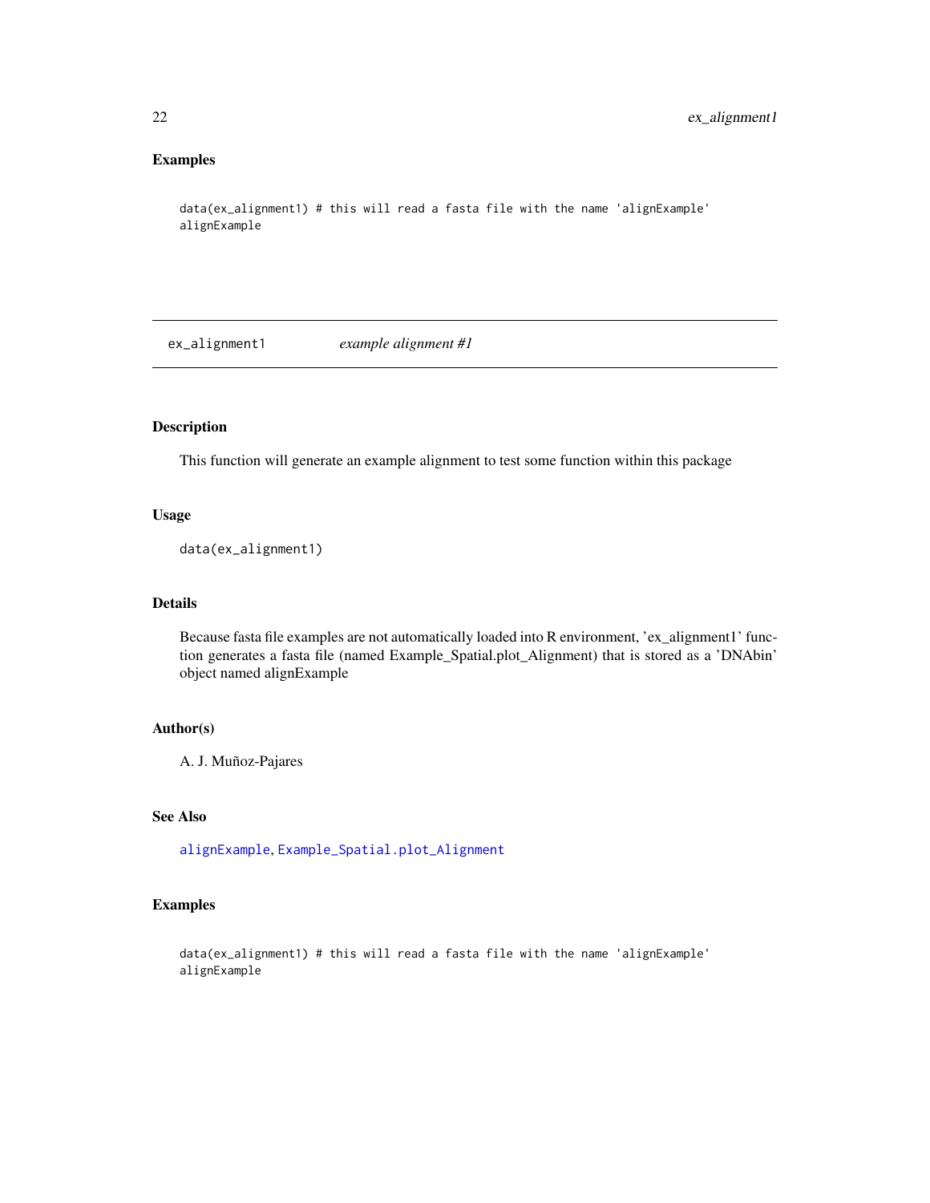## Examples

```
data(ex_alignment1) # this will read a fasta file with the name 'alignExample'
alignExample
```

---

ex_alignment1 *example alignment #1*

---

## Description

This function will generate an example alignment to test some function within this package

## Usage

```
data(ex_alignment1)
```

## Details

Because fasta file examples are not automatically loaded into R environment, 'ex_alignment1' function generates a fasta file (named Example_Spatial.plot_Alignment) that is stored as a 'DNAbin' object named alignExample

## Author(s)

A. J. Muñoz-Pajares

## See Also

alignExample, Example_Spatial.plot_Alignment

## Examples

```
data(ex_alignment1) # this will read a fasta file with the name 'alignExample'
alignExample
```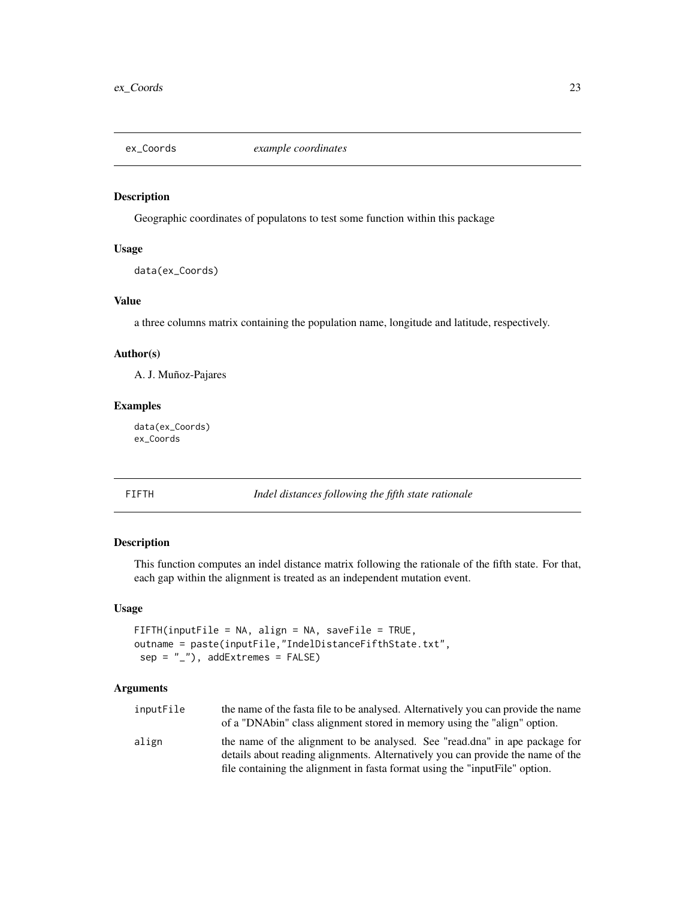## ex_Coords — *example coordinates*

### Description

Geographic coordinates of populatons to test some function within this package

### Usage

```
data(ex_Coords)
```

### Value

a three columns matrix containing the population name, longitude and latitude, respectively.

### Author(s)

A. J. Muñoz-Pajares

### Examples

```
data(ex_Coords)
ex_Coords
```

## FIFTH — *Indel distances following the fifth state rationale*

### Description

This function computes an indel distance matrix following the rationale of the fifth state. For that, each gap within the alignment is treated as an independent mutation event.

### Usage

```
FIFTH(inputFile = NA, align = NA, saveFile = TRUE,
outname = paste(inputFile,"IndelDistanceFifthState.txt",
 sep = "_"), addExtremes = FALSE)
```

### Arguments

| | |
|---|---|
| inputFile | the name of the fasta file to be analysed. Alternatively you can provide the name of a "DNAbin" class alignment stored in memory using the "align" option. |
| align | the name of the alignment to be analysed. See "read.dna" in ape package for details about reading alignments. Alternatively you can provide the name of the file containing the alignment in fasta format using the "inputFile" option. |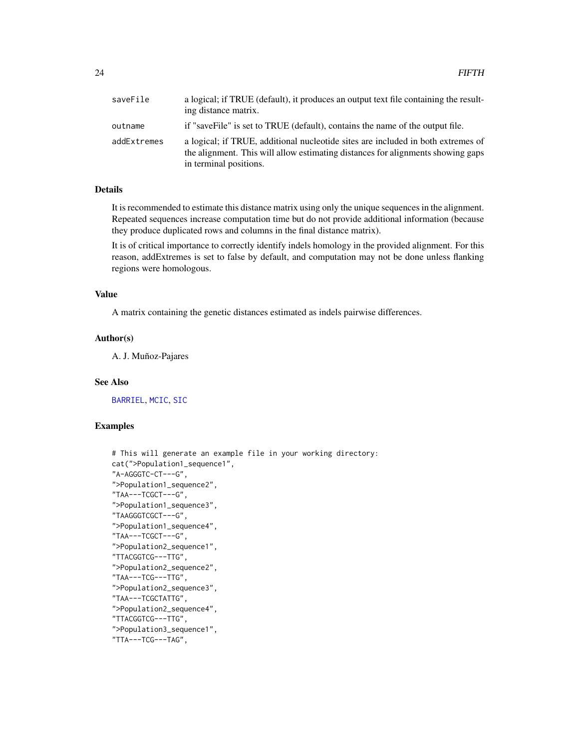| | |
|---|---|
| saveFile | a logical; if TRUE (default), it produces an output text file containing the resulting distance matrix. |
| outname | if "saveFile" is set to TRUE (default), contains the name of the output file. |
| addExtremes | a logical; if TRUE, additional nucleotide sites are included in both extremes of the alignment. This will allow estimating distances for alignments showing gaps in terminal positions. |

## Details

It is recommended to estimate this distance matrix using only the unique sequences in the alignment. Repeated sequences increase computation time but do not provide additional information (because they produce duplicated rows and columns in the final distance matrix).

It is of critical importance to correctly identify indels homology in the provided alignment. For this reason, addExtremes is set to false by default, and computation may not be done unless flanking regions were homologous.

## Value

A matrix containing the genetic distances estimated as indels pairwise differences.

## Author(s)

A. J. Muñoz-Pajares

## See Also

BARRIEL, MCIC, SIC

## Examples

```
# This will generate an example file in your working directory:
cat(">Population1_sequence1",
"A-AGGGTC-CT---G",
">Population1_sequence2",
"TAA---TCGCT---G",
">Population1_sequence3",
"TAAGGGTCGCT---G",
">Population1_sequence4",
"TAA---TCGCT---G",
">Population2_sequence1",
"TTACGGTCG---TTG",
">Population2_sequence2",
"TAA---TCG---TTG",
">Population2_sequence3",
"TAA---TCGCTATTG",
">Population2_sequence4",
"TTACGGTCG---TTG",
">Population3_sequence1",
"TTA---TCG---TAG",
```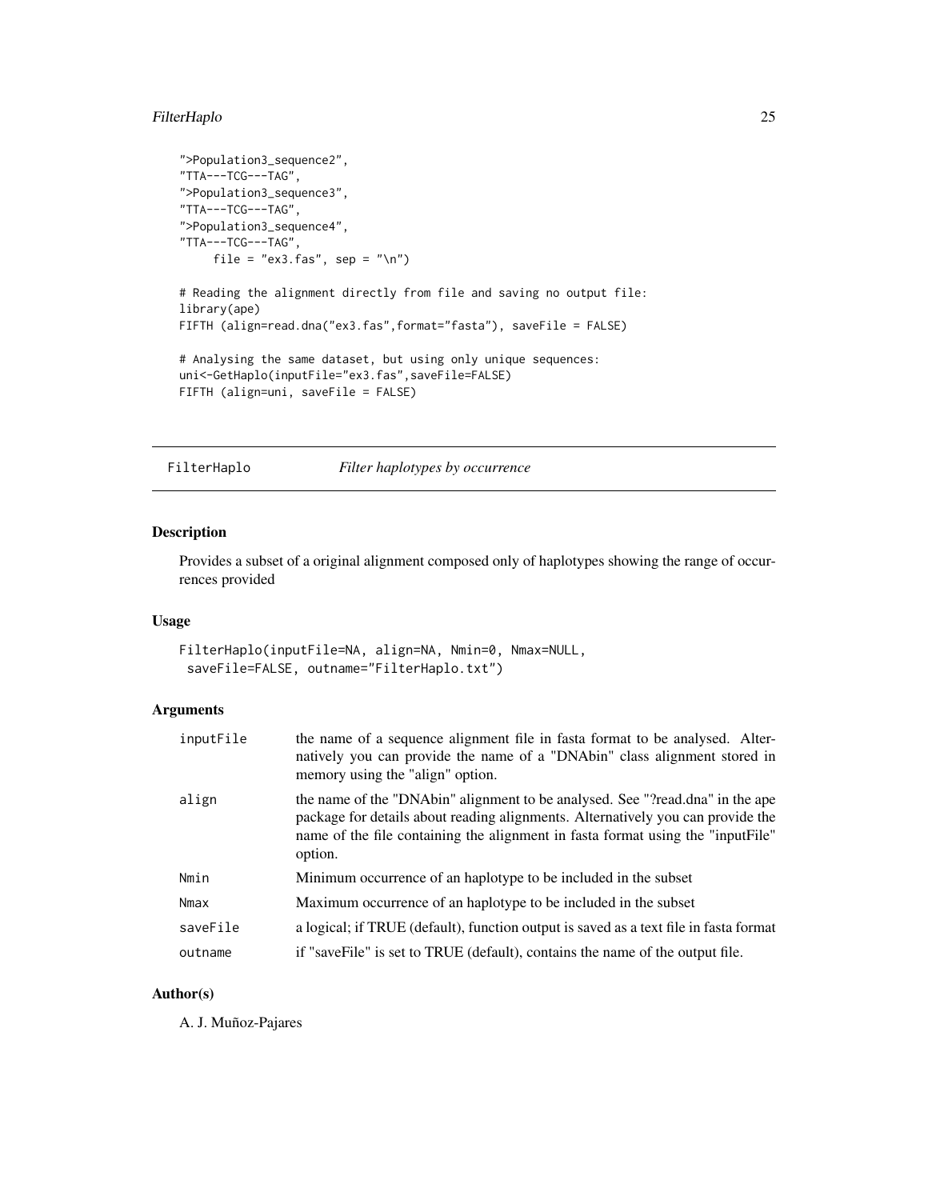```
">Population3_sequence2",
"TTA---TCG---TAG",
">Population3_sequence3",
"TTA---TCG---TAG",
">Population3_sequence4",
"TTA---TCG---TAG",
     file = "ex3.fas", sep = "\n")

# Reading the alignment directly from file and saving no output file:
library(ape)
FIFTH (align=read.dna("ex3.fas",format="fasta"), saveFile = FALSE)

# Analysing the same dataset, but using only unique sequences:
uni<-GetHaplo(inputFile="ex3.fas",saveFile=FALSE)
FIFTH (align=uni, saveFile = FALSE)
```

---

## FilterHaplo — *Filter haplotypes by occurrence*

---

### Description

Provides a subset of a original alignment composed only of haplotypes showing the range of occurrences provided

### Usage

```
FilterHaplo(inputFile=NA, align=NA, Nmin=0, Nmax=NULL,
 saveFile=FALSE, outname="FilterHaplo.txt")
```

### Arguments

| | |
|---|---|
| inputFile | the name of a sequence alignment file in fasta format to be analysed. Alternatively you can provide the name of a "DNAbin" class alignment stored in memory using the "align" option. |
| align | the name of the "DNAbin" alignment to be analysed. See "?read.dna" in the ape package for details about reading alignments. Alternatively you can provide the name of the file containing the alignment in fasta format using the "inputFile" option. |
| Nmin | Minimum occurrence of an haplotype to be included in the subset |
| Nmax | Maximum occurrence of an haplotype to be included in the subset |
| saveFile | a logical; if TRUE (default), function output is saved as a text file in fasta format |
| outname | if "saveFile" is set to TRUE (default), contains the name of the output file. |

### Author(s)

A. J. Muñoz-Pajares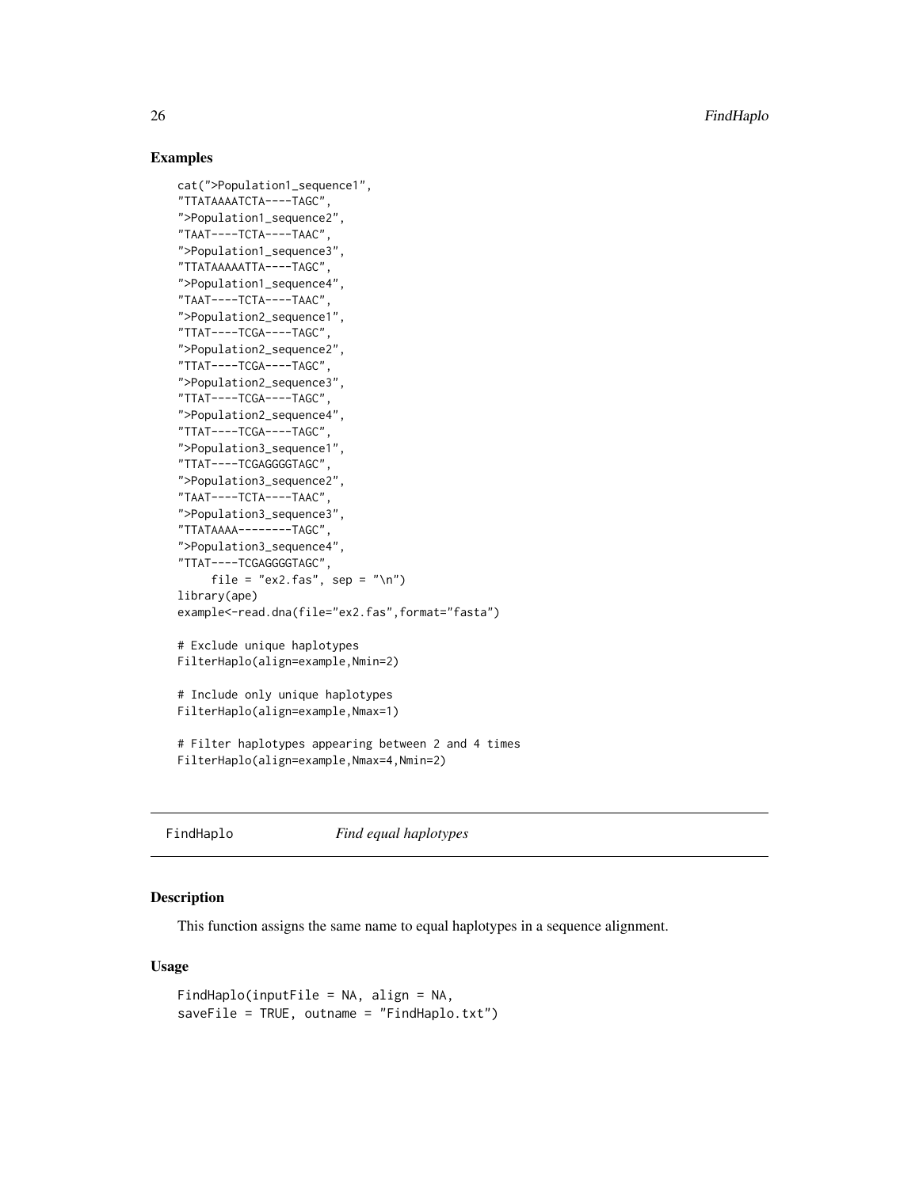### Examples

```
cat(">Population1_sequence1",
"TTATAAAATCTA----TAGC",
">Population1_sequence2",
"TAAT----TCTA----TAAC",
">Population1_sequence3",
"TTATAAAAATTA----TAGC",
">Population1_sequence4",
"TAAT----TCTA----TAAC",
">Population2_sequence1",
"TTAT----TCGA----TAGC",
">Population2_sequence2",
"TTAT----TCGA----TAGC",
">Population2_sequence3",
"TTAT----TCGA----TAGC",
">Population2_sequence4",
"TTAT----TCGA----TAGC",
">Population3_sequence1",
"TTAT----TCGAGGGGTAGC",
">Population3_sequence2",
"TAAT----TCTA----TAAC",
">Population3_sequence3",
"TTATAAAA--------TAGC",
">Population3_sequence4",
"TTAT----TCGAGGGGTAGC",
     file = "ex2.fas", sep = "\n")
library(ape)
example<-read.dna(file="ex2.fas",format="fasta")

# Exclude unique haplotypes
FilterHaplo(align=example,Nmin=2)

# Include only unique haplotypes
FilterHaplo(align=example,Nmax=1)

# Filter haplotypes appearing between 2 and 4 times
FilterHaplo(align=example,Nmax=4,Nmin=2)
```

---

## FindHaplo *Find equal haplotypes*

---

### Description

This function assigns the same name to equal haplotypes in a sequence alignment.

### Usage

```
FindHaplo(inputFile = NA, align = NA,
saveFile = TRUE, outname = "FindHaplo.txt")
```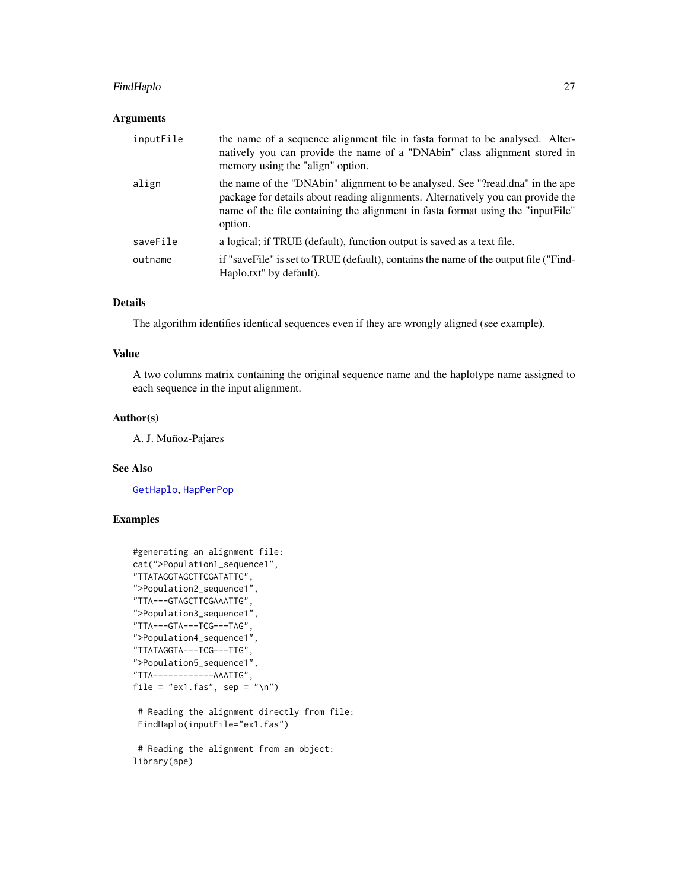### Arguments

| | |
|---|---|
| inputFile | the name of a sequence alignment file in fasta format to be analysed. Alternatively you can provide the name of a "DNAbin" class alignment stored in memory using the "align" option. |
| align | the name of the "DNAbin" alignment to be analysed. See "?read.dna" in the ape package for details about reading alignments. Alternatively you can provide the name of the file containing the alignment in fasta format using the "inputFile" option. |
| saveFile | a logical; if TRUE (default), function output is saved as a text file. |
| outname | if "saveFile" is set to TRUE (default), contains the name of the output file ("FindHaplo.txt" by default). |

### Details

The algorithm identifies identical sequences even if they are wrongly aligned (see example).

### Value

A two columns matrix containing the original sequence name and the haplotype name assigned to each sequence in the input alignment.

### Author(s)

A. J. Muñoz-Pajares

### See Also

GetHaplo, HapPerPop

### Examples

```
#generating an alignment file:
cat(">Population1_sequence1",
"TTATAGGTAGCTTCGATATTG",
">Population2_sequence1",
"TTA---GTAGCTTCGAAATTG",
">Population3_sequence1",
"TTA---GTA---TCG---TAG",
">Population4_sequence1",
"TTATAGGTA---TCG---TTG",
">Population5_sequence1",
"TTA------------AAATTG",
file = "ex1.fas", sep = "\n")

 # Reading the alignment directly from file:
 FindHaplo(inputFile="ex1.fas")

 # Reading the alignment from an object:
library(ape)
```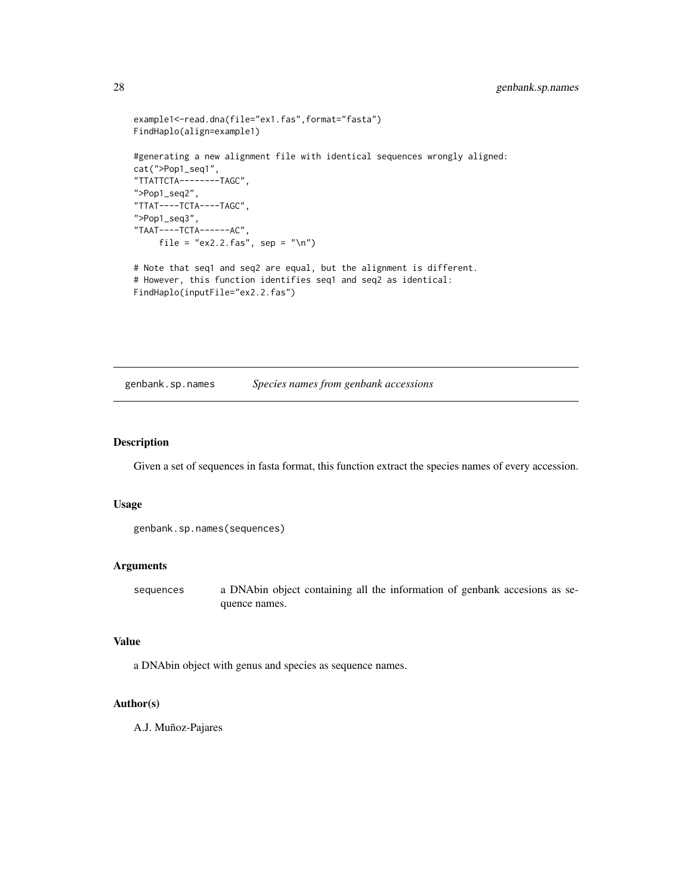```
example1<-read.dna(file="ex1.fas",format="fasta")
FindHaplo(align=example1)

#generating a new alignment file with identical sequences wrongly aligned:
cat(">Pop1_seq1",
"TTATTCTA--------TAGC",
">Pop1_seq2",
"TTAT----TCTA----TAGC",
">Pop1_seq3",
"TAAT----TCTA------AC",
     file = "ex2.2.fas", sep = "\n")

# Note that seq1 and seq2 are equal, but the alignment is different.
# However, this function identifies seq1 and seq2 as identical:
FindHaplo(inputFile="ex2.2.fas")
```

---

## genbank.sp.names — *Species names from genbank accessions*

### Description

Given a set of sequences in fasta format, this function extract the species names of every accession.

### Usage

```
genbank.sp.names(sequences)
```

### Arguments

| | |
|---|---|
| `sequences` | a DNAbin object containing all the information of genbank accesions as sequence names. |

### Value

a DNAbin object with genus and species as sequence names.

### Author(s)

A.J. Muñoz-Pajares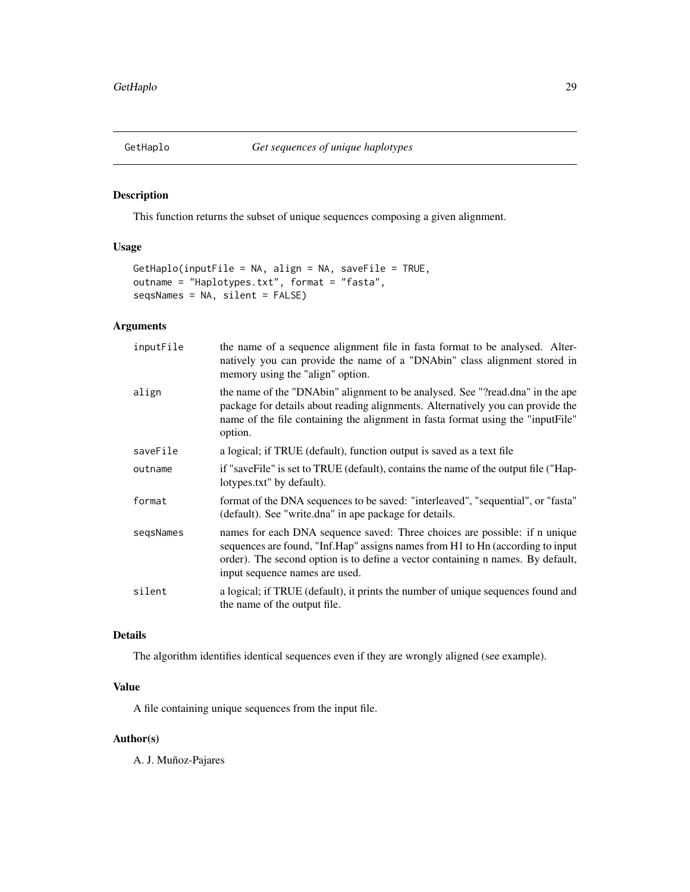# GetHaplo *Get sequences of unique haplotypes*

### Description

This function returns the subset of unique sequences composing a given alignment.

### Usage

```
GetHaplo(inputFile = NA, align = NA, saveFile = TRUE,
outname = "Haplotypes.txt", format = "fasta",
seqsNames = NA, silent = FALSE)
```

### Arguments

| | |
|---|---|
| inputFile | the name of a sequence alignment file in fasta format to be analysed. Alternatively you can provide the name of a "DNAbin" class alignment stored in memory using the "align" option. |
| align | the name of the "DNAbin" alignment to be analysed. See "?read.dna" in the ape package for details about reading alignments. Alternatively you can provide the name of the file containing the alignment in fasta format using the "inputFile" option. |
| saveFile | a logical; if TRUE (default), function output is saved as a text file |
| outname | if "saveFile" is set to TRUE (default), contains the name of the output file ("Haplotypes.txt" by default). |
| format | format of the DNA sequences to be saved: "interleaved", "sequential", or "fasta" (default). See "write.dna" in ape package for details. |
| seqsNames | names for each DNA sequence saved: Three choices are possible: if n unique sequences are found, "Inf.Hap" assigns names from H1 to Hn (according to input order). The second option is to define a vector containing n names. By default, input sequence names are used. |
| silent | a logical; if TRUE (default), it prints the number of unique sequences found and the name of the output file. |

### Details

The algorithm identifies identical sequences even if they are wrongly aligned (see example).

### Value

A file containing unique sequences from the input file.

### Author(s)

A. J. Muñoz-Pajares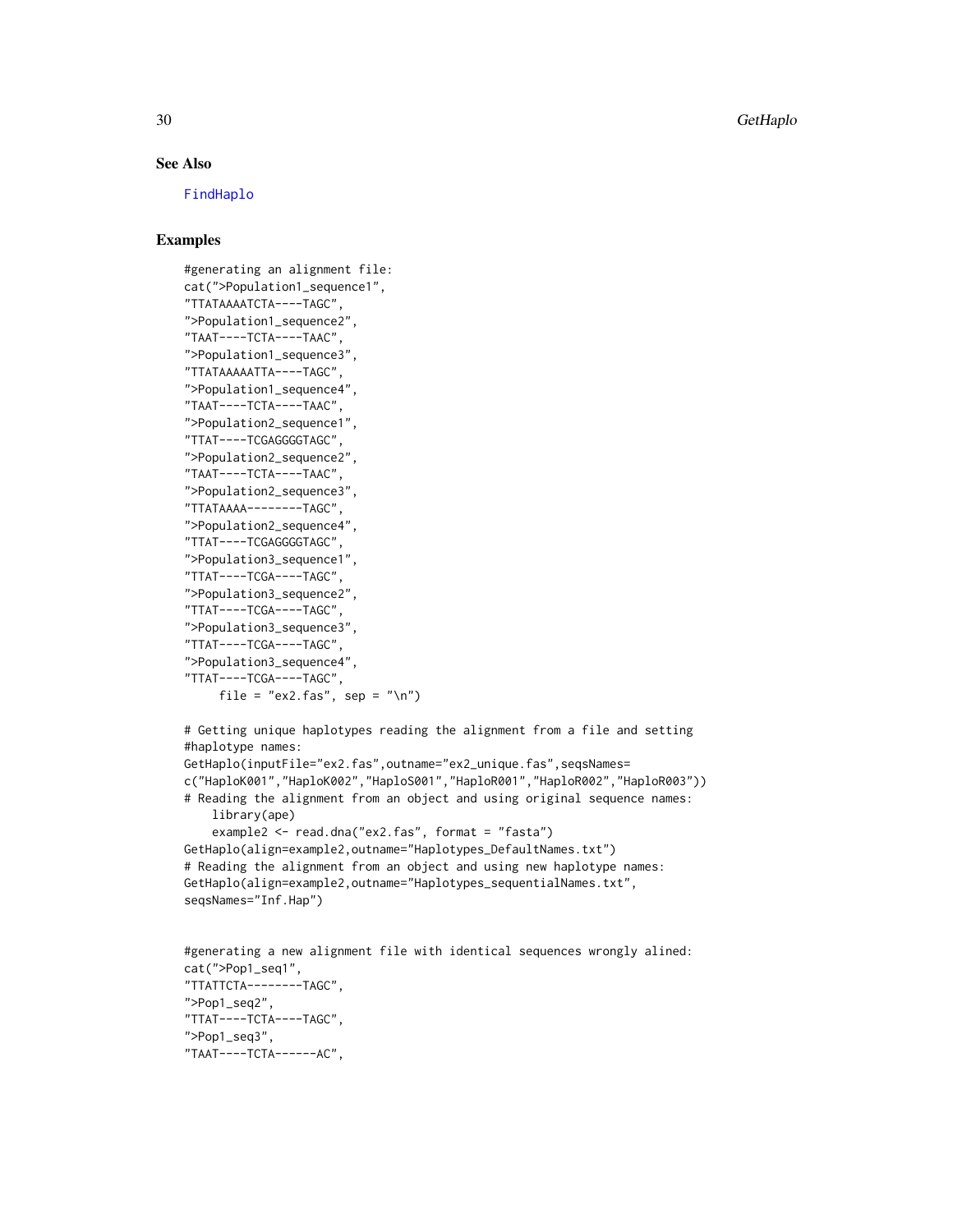## See Also

FindHaplo

## Examples

```
#generating an alignment file:
cat(">Population1_sequence1",
"TTATAAAATCTA----TAGC",
">Population1_sequence2",
"TAAT----TCTA----TAAC",
">Population1_sequence3",
"TTATAAAAATTA----TAGC",
">Population1_sequence4",
"TAAT----TCTA----TAAC",
">Population2_sequence1",
"TTAT----TCGAGGGGTAGC",
">Population2_sequence2",
"TAAT----TCTA----TAAC",
">Population2_sequence3",
"TTATAAAA--------TAGC",
">Population2_sequence4",
"TTAT----TCGAGGGGTAGC",
">Population3_sequence1",
"TTAT----TCGA----TAGC",
">Population3_sequence2",
"TTAT----TCGA----TAGC",
">Population3_sequence3",
"TTAT----TCGA----TAGC",
">Population3_sequence4",
"TTAT----TCGA----TAGC",
     file = "ex2.fas", sep = "\n")

# Getting unique haplotypes reading the alignment from a file and setting
#haplotype names:
GetHaplo(inputFile="ex2.fas",outname="ex2_unique.fas",seqsNames=
c("HaploK001","HaploK002","HaploS001","HaploR001","HaploR002","HaploR003"))
# Reading the alignment from an object and using original sequence names:
    library(ape)
    example2 <- read.dna("ex2.fas", format = "fasta")
GetHaplo(align=example2,outname="Haplotypes_DefaultNames.txt")
# Reading the alignment from an object and using new haplotype names:
GetHaplo(align=example2,outname="Haplotypes_sequentialNames.txt",
seqsNames="Inf.Hap")


#generating a new alignment file with identical sequences wrongly alined:
cat(">Pop1_seq1",
"TTATTCTA--------TAGC",
">Pop1_seq2",
"TTAT----TCTA----TAGC",
">Pop1_seq3",
"TAAT----TCTA------AC",
```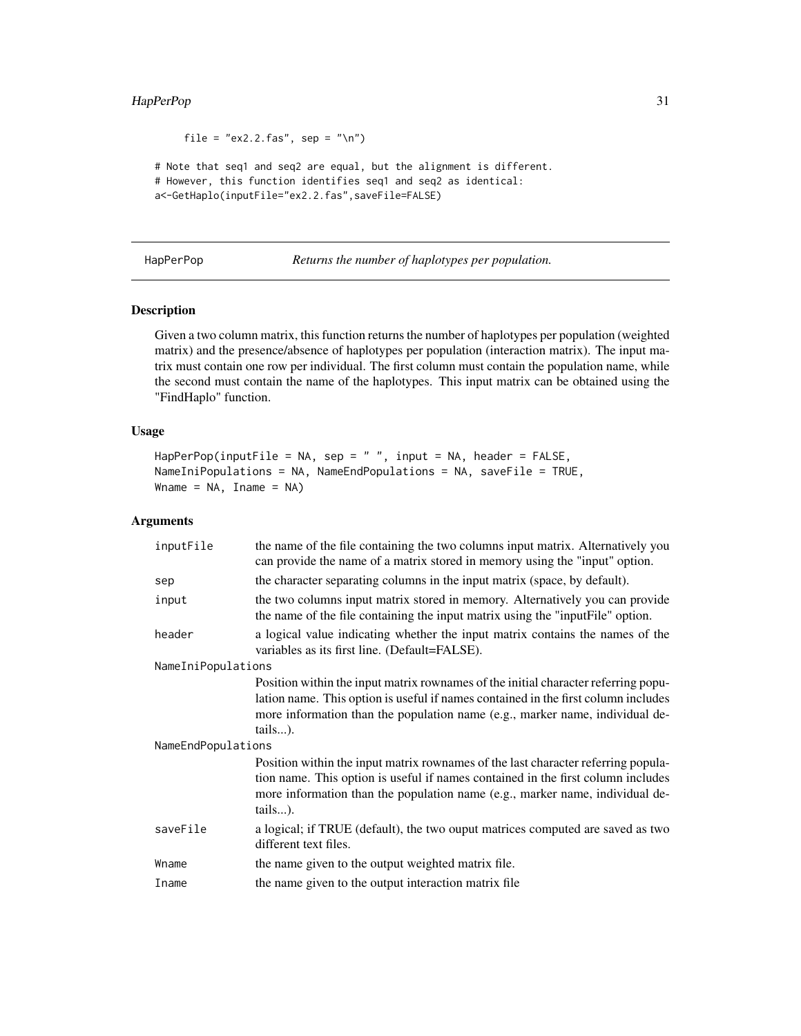```
    file = "ex2.2.fas", sep = "\n")

# Note that seq1 and seq2 are equal, but the alignment is different.
# However, this function identifies seq1 and seq2 as identical:
a<-GetHaplo(inputFile="ex2.2.fas",saveFile=FALSE)
```

## HapPerPop — *Returns the number of haplotypes per population.*

### Description

Given a two column matrix, this function returns the number of haplotypes per population (weighted matrix) and the presence/absence of haplotypes per population (interaction matrix). The input matrix must contain one row per individual. The first column must contain the population name, while the second must contain the name of the haplotypes. This input matrix can be obtained using the "FindHaplo" function.

### Usage

```
HapPerPop(inputFile = NA, sep = " ", input = NA, header = FALSE,
NameIniPopulations = NA, NameEndPopulations = NA, saveFile = TRUE,
Wname = NA, Iname = NA)
```

### Arguments

| | |
|---|---|
| inputFile | the name of the file containing the two columns input matrix. Alternatively you can provide the name of a matrix stored in memory using the "input" option. |
| sep | the character separating columns in the input matrix (space, by default). |
| input | the two columns input matrix stored in memory. Alternatively you can provide the name of the file containing the input matrix using the "inputFile" option. |
| header | a logical value indicating whether the input matrix contains the names of the variables as its first line. (Default=FALSE). |
| NameIniPopulations | Position within the input matrix rownames of the initial character referring population name. This option is useful if names contained in the first column includes more information than the population name (e.g., marker name, individual details...). |
| NameEndPopulations | Position within the input matrix rownames of the last character referring population name. This option is useful if names contained in the first column includes more information than the population name (e.g., marker name, individual details...). |
| saveFile | a logical; if TRUE (default), the two ouput matrices computed are saved as two different text files. |
| Wname | the name given to the output weighted matrix file. |
| Iname | the name given to the output interaction matrix file |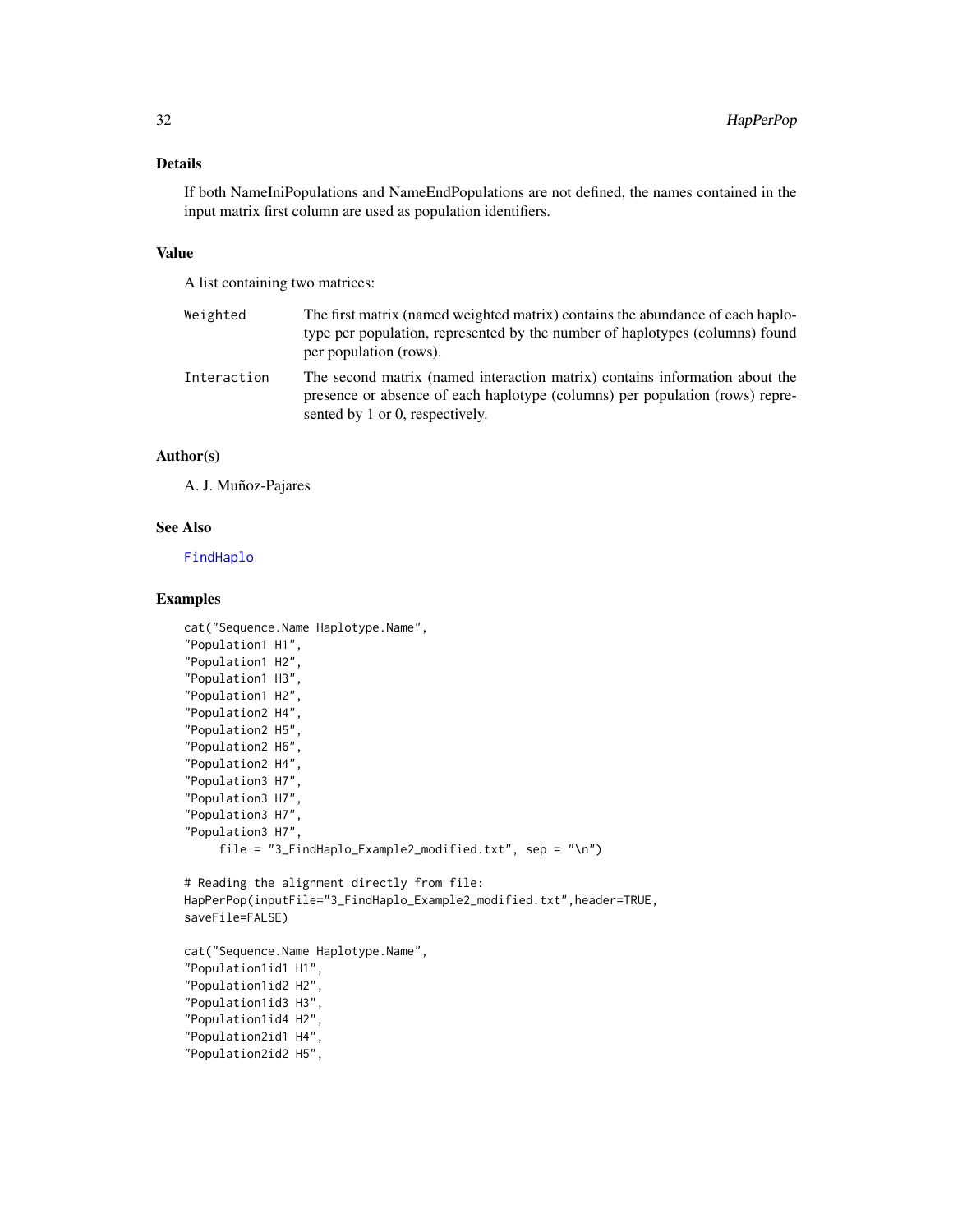## Details

If both NameIniPopulations and NameEndPopulations are not defined, the names contained in the input matrix first column are used as population identifiers.

## Value

A list containing two matrices:

- `Weighted` The first matrix (named weighted matrix) contains the abundance of each haplotype per population, represented by the number of haplotypes (columns) found per population (rows).
- `Interaction` The second matrix (named interaction matrix) contains information about the presence or absence of each haplotype (columns) per population (rows) represented by 1 or 0, respectively.

## Author(s)

A. J. Muñoz-Pajares

## See Also

FindHaplo

## Examples

```
cat("Sequence.Name Haplotype.Name",
"Population1 H1",
"Population1 H2",
"Population1 H3",
"Population1 H2",
"Population2 H4",
"Population2 H5",
"Population2 H6",
"Population2 H4",
"Population3 H7",
"Population3 H7",
"Population3 H7",
"Population3 H7",
     file = "3_FindHaplo_Example2_modified.txt", sep = "\n")

# Reading the alignment directly from file:
HapPerPop(inputFile="3_FindHaplo_Example2_modified.txt",header=TRUE,
saveFile=FALSE)

cat("Sequence.Name Haplotype.Name",
"Population1id1 H1",
"Population1id2 H2",
"Population1id3 H3",
"Population1id4 H2",
"Population2id1 H4",
"Population2id2 H5",
```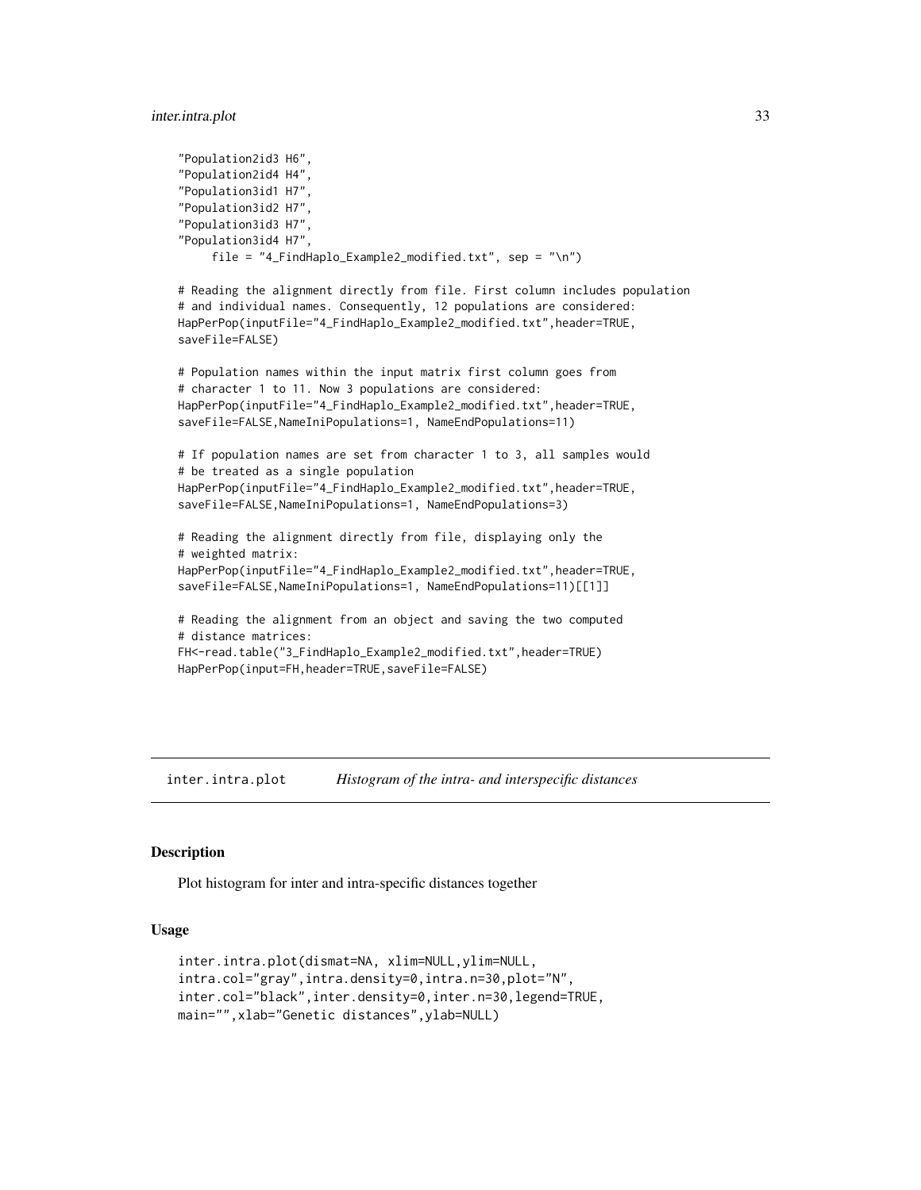```
"Population2id3 H6",
"Population2id4 H4",
"Population3id1 H7",
"Population3id2 H7",
"Population3id3 H7",
"Population3id4 H7",
     file = "4_FindHaplo_Example2_modified.txt", sep = "\n")

# Reading the alignment directly from file. First column includes population
# and individual names. Consequently, 12 populations are considered:
HapPerPop(inputFile="4_FindHaplo_Example2_modified.txt",header=TRUE,
saveFile=FALSE)

# Population names within the input matrix first column goes from
# character 1 to 11. Now 3 populations are considered:
HapPerPop(inputFile="4_FindHaplo_Example2_modified.txt",header=TRUE,
saveFile=FALSE,NameIniPopulations=1, NameEndPopulations=11)

# If population names are set from character 1 to 3, all samples would
# be treated as a single population
HapPerPop(inputFile="4_FindHaplo_Example2_modified.txt",header=TRUE,
saveFile=FALSE,NameIniPopulations=1, NameEndPopulations=3)

# Reading the alignment directly from file, displaying only the
# weighted matrix:
HapPerPop(inputFile="4_FindHaplo_Example2_modified.txt",header=TRUE,
saveFile=FALSE,NameIniPopulations=1, NameEndPopulations=11)[[1]]

# Reading the alignment from an object and saving the two computed
# distance matrices:
FH<-read.table("3_FindHaplo_Example2_modified.txt",header=TRUE)
HapPerPop(input=FH,header=TRUE,saveFile=FALSE)
```

---

## inter.intra.plot — *Histogram of the intra- and interspecific distances*

### Description

Plot histogram for inter and intra-specific distances together

### Usage

```
inter.intra.plot(dismat=NA, xlim=NULL,ylim=NULL,
intra.col="gray",intra.density=0,intra.n=30,plot="N",
inter.col="black",inter.density=0,inter.n=30,legend=TRUE,
main="",xlab="Genetic distances",ylab=NULL)
```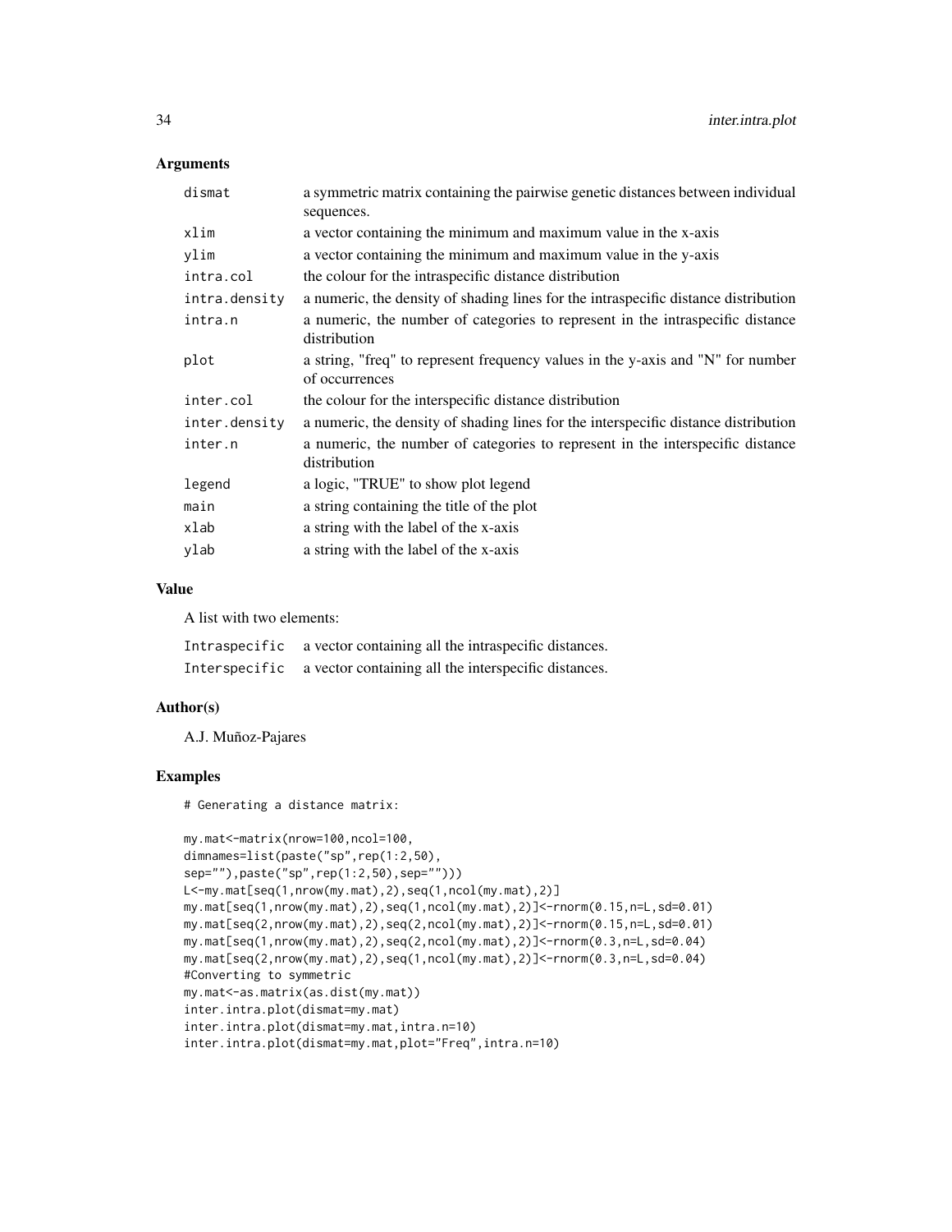## Arguments

| | |
|---|---|
| dismat | a symmetric matrix containing the pairwise genetic distances between individual sequences. |
| xlim | a vector containing the minimum and maximum value in the x-axis |
| ylim | a vector containing the minimum and maximum value in the y-axis |
| intra.col | the colour for the intraspecific distance distribution |
| intra.density | a numeric, the density of shading lines for the intraspecific distance distribution |
| intra.n | a numeric, the number of categories to represent in the intraspecific distance distribution |
| plot | a string, "freq" to represent frequency values in the y-axis and "N" for number of occurrences |
| inter.col | the colour for the interspecific distance distribution |
| inter.density | a numeric, the density of shading lines for the interspecific distance distribution |
| inter.n | a numeric, the number of categories to represent in the interspecific distance distribution |
| legend | a logic, "TRUE" to show plot legend |
| main | a string containing the title of the plot |
| xlab | a string with the label of the x-axis |
| ylab | a string with the label of the x-axis |

## Value

A list with two elements:

| | |
|---|---|
| Intraspecific | a vector containing all the intraspecific distances. |
| Interspecific | a vector containing all the interspecific distances. |

## Author(s)

A.J. Muñoz-Pajares

## Examples

```
# Generating a distance matrix:

my.mat<-matrix(nrow=100,ncol=100,
dimnames=list(paste("sp",rep(1:2,50),
sep=""),paste("sp",rep(1:2,50),sep="")))
L<-my.mat[seq(1,nrow(my.mat),2),seq(1,ncol(my.mat),2)]
my.mat[seq(1,nrow(my.mat),2),seq(1,ncol(my.mat),2)]<-rnorm(0.15,n=L,sd=0.01)
my.mat[seq(2,nrow(my.mat),2),seq(2,ncol(my.mat),2)]<-rnorm(0.15,n=L,sd=0.01)
my.mat[seq(1,nrow(my.mat),2),seq(2,ncol(my.mat),2)]<-rnorm(0.3,n=L,sd=0.04)
my.mat[seq(2,nrow(my.mat),2),seq(1,ncol(my.mat),2)]<-rnorm(0.3,n=L,sd=0.04)
#Converting to symmetric
my.mat<-as.matrix(as.dist(my.mat))
inter.intra.plot(dismat=my.mat)
inter.intra.plot(dismat=my.mat,intra.n=10)
inter.intra.plot(dismat=my.mat,plot="Freq",intra.n=10)
```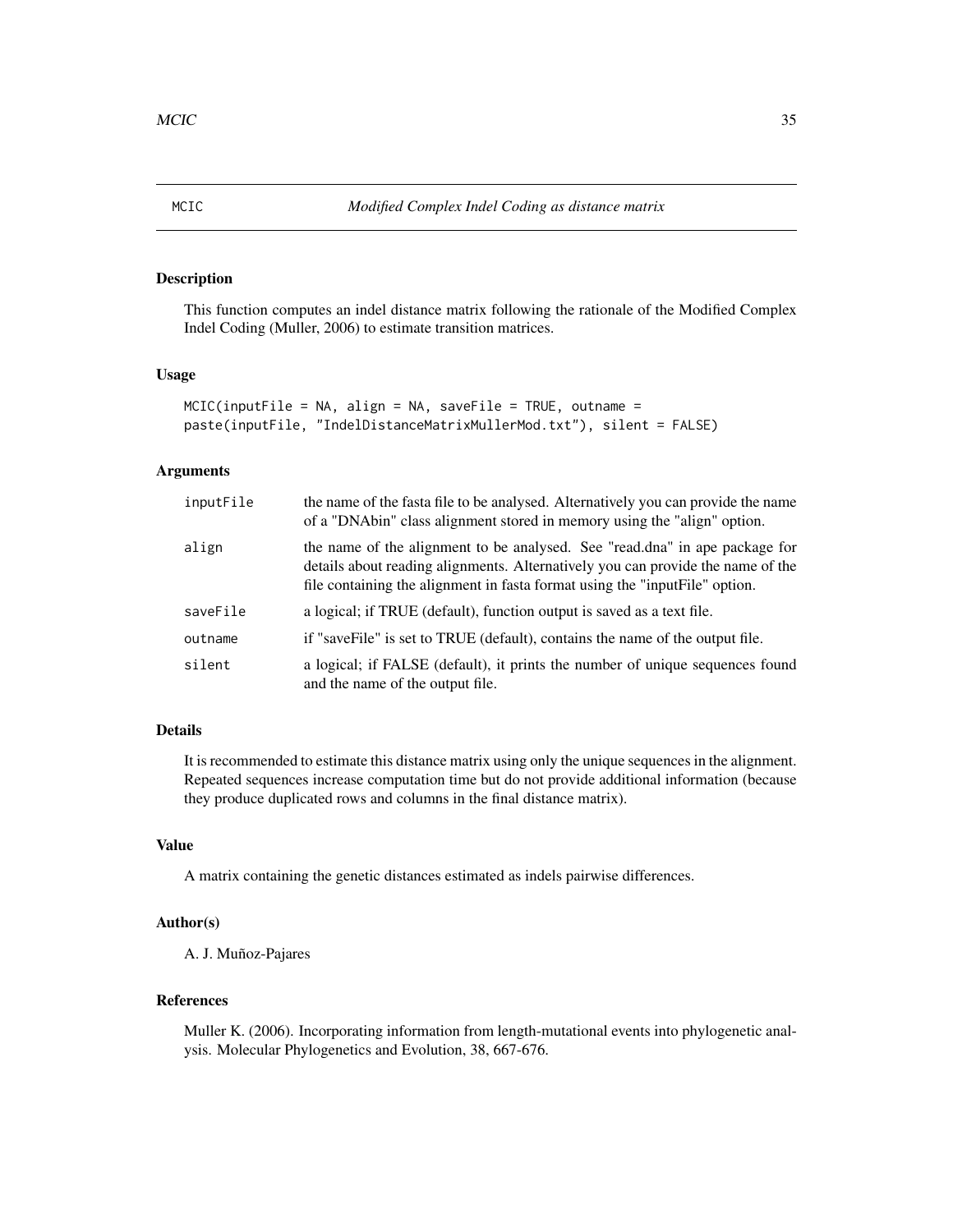# MCIC — *Modified Complex Indel Coding as distance matrix*

## Description

This function computes an indel distance matrix following the rationale of the Modified Complex Indel Coding (Muller, 2006) to estimate transition matrices.

## Usage

```
MCIC(inputFile = NA, align = NA, saveFile = TRUE, outname =
paste(inputFile, "IndelDistanceMatrixMullerMod.txt"), silent = FALSE)
```

## Arguments

| | |
|---|---|
| `inputFile` | the name of the fasta file to be analysed. Alternatively you can provide the name of a "DNAbin" class alignment stored in memory using the "align" option. |
| `align` | the name of the alignment to be analysed. See "read.dna" in ape package for details about reading alignments. Alternatively you can provide the name of the file containing the alignment in fasta format using the "inputFile" option. |
| `saveFile` | a logical; if TRUE (default), function output is saved as a text file. |
| `outname` | if "saveFile" is set to TRUE (default), contains the name of the output file. |
| `silent` | a logical; if FALSE (default), it prints the number of unique sequences found and the name of the output file. |

## Details

It is recommended to estimate this distance matrix using only the unique sequences in the alignment. Repeated sequences increase computation time but do not provide additional information (because they produce duplicated rows and columns in the final distance matrix).

## Value

A matrix containing the genetic distances estimated as indels pairwise differences.

## Author(s)

A. J. Muñoz-Pajares

## References

Muller K. (2006). Incorporating information from length-mutational events into phylogenetic analysis. Molecular Phylogenetics and Evolution, 38, 667-676.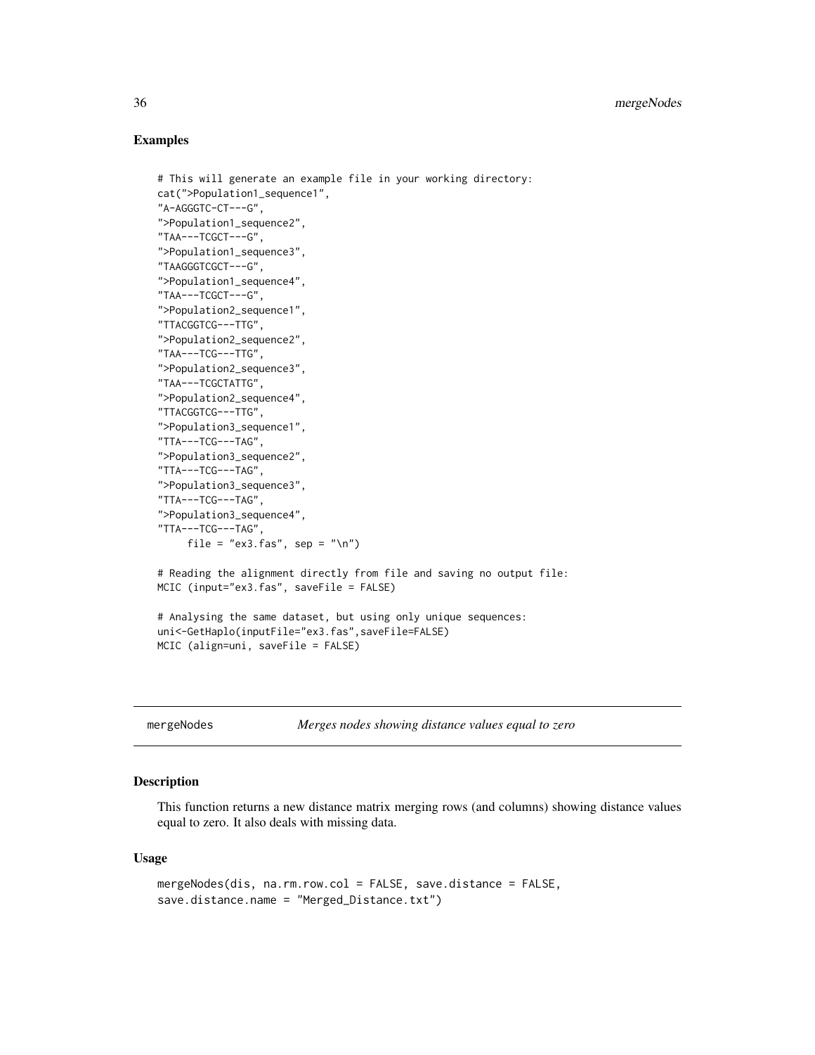### Examples

```
# This will generate an example file in your working directory:
cat(">Population1_sequence1",
"A-AGGGTC-CT---G",
">Population1_sequence2",
"TAA---TCGCT---G",
">Population1_sequence3",
"TAAGGGTCGCT---G",
">Population1_sequence4",
"TAA---TCGCT---G",
">Population2_sequence1",
"TTACGGTCG---TTG",
">Population2_sequence2",
"TAA---TCG---TTG",
">Population2_sequence3",
"TAA---TCGCTATTG",
">Population2_sequence4",
"TTACGGTCG---TTG",
">Population3_sequence1",
"TTA---TCG---TAG",
">Population3_sequence2",
"TTA---TCG---TAG",
">Population3_sequence3",
"TTA---TCG---TAG",
">Population3_sequence4",
"TTA---TCG---TAG",
     file = "ex3.fas", sep = "\n")

# Reading the alignment directly from file and saving no output file:
MCIC (input="ex3.fas", saveFile = FALSE)

# Analysing the same dataset, but using only unique sequences:
uni<-GetHaplo(inputFile="ex3.fas",saveFile=FALSE)
MCIC (align=uni, saveFile = FALSE)
```

---

## mergeNodes *Merges nodes showing distance values equal to zero*

### Description

This function returns a new distance matrix merging rows (and columns) showing distance values equal to zero. It also deals with missing data.

### Usage

```
mergeNodes(dis, na.rm.row.col = FALSE, save.distance = FALSE,
save.distance.name = "Merged_Distance.txt")
```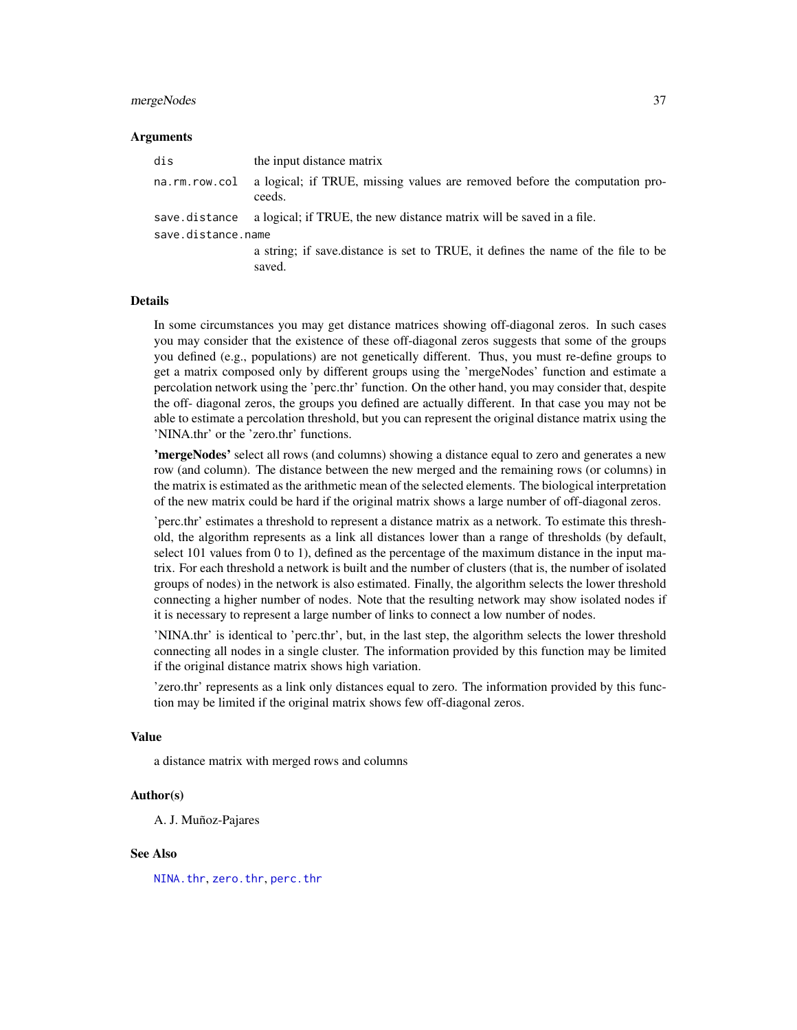### Arguments

| | |
|---|---|
| `dis` | the input distance matrix |
| `na.rm.row.col` | a logical; if TRUE, missing values are removed before the computation proceeds. |
| `save.distance` | a logical; if TRUE, the new distance matrix will be saved in a file. |
| `save.distance.name` | a string; if save.distance is set to TRUE, it defines the name of the file to be saved. |

### Details

In some circumstances you may get distance matrices showing off-diagonal zeros. In such cases you may consider that the existence of these off-diagonal zeros suggests that some of the groups you defined (e.g., populations) are not genetically different. Thus, you must re-define groups to get a matrix composed only by different groups using the 'mergeNodes' function and estimate a percolation network using the 'perc.thr' function. On the other hand, you may consider that, despite the off- diagonal zeros, the groups you defined are actually different. In that case you may not be able to estimate a percolation threshold, but you can represent the original distance matrix using the 'NINA.thr' or the 'zero.thr' functions.

**'mergeNodes'** select all rows (and columns) showing a distance equal to zero and generates a new row (and column). The distance between the new merged and the remaining rows (or columns) in the matrix is estimated as the arithmetic mean of the selected elements. The biological interpretation of the new matrix could be hard if the original matrix shows a large number of off-diagonal zeros.

'perc.thr' estimates a threshold to represent a distance matrix as a network. To estimate this threshold, the algorithm represents as a link all distances lower than a range of thresholds (by default, select 101 values from 0 to 1), defined as the percentage of the maximum distance in the input matrix. For each threshold a network is built and the number of clusters (that is, the number of isolated groups of nodes) in the network is also estimated. Finally, the algorithm selects the lower threshold connecting a higher number of nodes. Note that the resulting network may show isolated nodes if it is necessary to represent a large number of links to connect a low number of nodes.

'NINA.thr' is identical to 'perc.thr', but, in the last step, the algorithm selects the lower threshold connecting all nodes in a single cluster. The information provided by this function may be limited if the original distance matrix shows high variation.

'zero.thr' represents as a link only distances equal to zero. The information provided by this function may be limited if the original matrix shows few off-diagonal zeros.

### Value

a distance matrix with merged rows and columns

### Author(s)

A. J. Muñoz-Pajares

### See Also

`NINA.thr`, `zero.thr`, `perc.thr`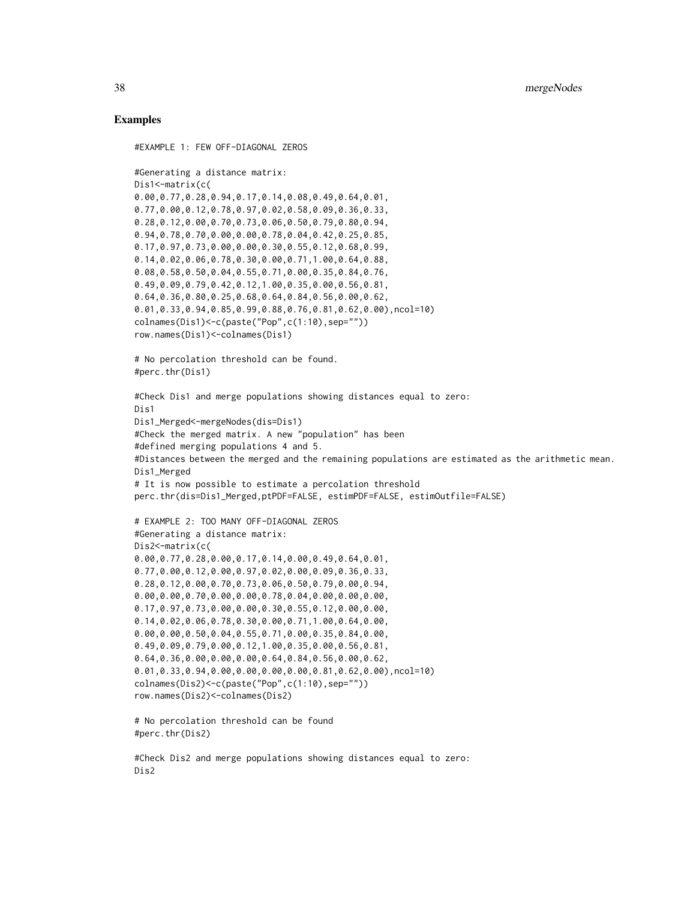## Examples

```
#EXAMPLE 1: FEW OFF-DIAGONAL ZEROS

#Generating a distance matrix:
Dis1<-matrix(c(
0.00,0.77,0.28,0.94,0.17,0.14,0.08,0.49,0.64,0.01,
0.77,0.00,0.12,0.78,0.97,0.02,0.58,0.09,0.36,0.33,
0.28,0.12,0.00,0.70,0.73,0.06,0.50,0.79,0.80,0.94,
0.94,0.78,0.70,0.00,0.00,0.78,0.04,0.42,0.25,0.85,
0.17,0.97,0.73,0.00,0.00,0.30,0.55,0.12,0.68,0.99,
0.14,0.02,0.06,0.78,0.30,0.00,0.71,1.00,0.64,0.88,
0.08,0.58,0.50,0.04,0.55,0.71,0.00,0.35,0.84,0.76,
0.49,0.09,0.79,0.42,0.12,1.00,0.35,0.00,0.56,0.81,
0.64,0.36,0.80,0.25,0.68,0.64,0.84,0.56,0.00,0.62,
0.01,0.33,0.94,0.85,0.99,0.88,0.76,0.81,0.62,0.00),ncol=10)
colnames(Dis1)<-c(paste("Pop",c(1:10),sep=""))
row.names(Dis1)<-colnames(Dis1)

# No percolation threshold can be found.
#perc.thr(Dis1)

#Check Dis1 and merge populations showing distances equal to zero:
Dis1
Dis1_Merged<-mergeNodes(dis=Dis1)
#Check the merged matrix. A new "population" has been
#defined merging populations 4 and 5.
#Distances between the merged and the remaining populations are estimated as the arithmetic mean.
Dis1_Merged
# It is now possible to estimate a percolation threshold
perc.thr(dis=Dis1_Merged,ptPDF=FALSE, estimPDF=FALSE, estimOutfile=FALSE)

# EXAMPLE 2: TOO MANY OFF-DIAGONAL ZEROS
#Generating a distance matrix:
Dis2<-matrix(c(
0.00,0.77,0.28,0.00,0.17,0.14,0.00,0.49,0.64,0.01,
0.77,0.00,0.12,0.00,0.97,0.02,0.00,0.09,0.36,0.33,
0.28,0.12,0.00,0.70,0.73,0.06,0.50,0.79,0.00,0.94,
0.00,0.00,0.70,0.00,0.00,0.78,0.04,0.00,0.00,0.00,
0.17,0.97,0.73,0.00,0.00,0.30,0.55,0.12,0.00,0.00,
0.14,0.02,0.06,0.78,0.30,0.00,0.71,1.00,0.64,0.00,
0.00,0.00,0.50,0.04,0.55,0.71,0.00,0.35,0.84,0.00,
0.49,0.09,0.79,0.00,0.12,1.00,0.35,0.00,0.56,0.81,
0.64,0.36,0.00,0.00,0.00,0.64,0.84,0.56,0.00,0.62,
0.01,0.33,0.94,0.00,0.00,0.00,0.00,0.81,0.62,0.00),ncol=10)
colnames(Dis2)<-c(paste("Pop",c(1:10),sep=""))
row.names(Dis2)<-colnames(Dis2)

# No percolation threshold can be found
#perc.thr(Dis2)

#Check Dis2 and merge populations showing distances equal to zero:
Dis2
```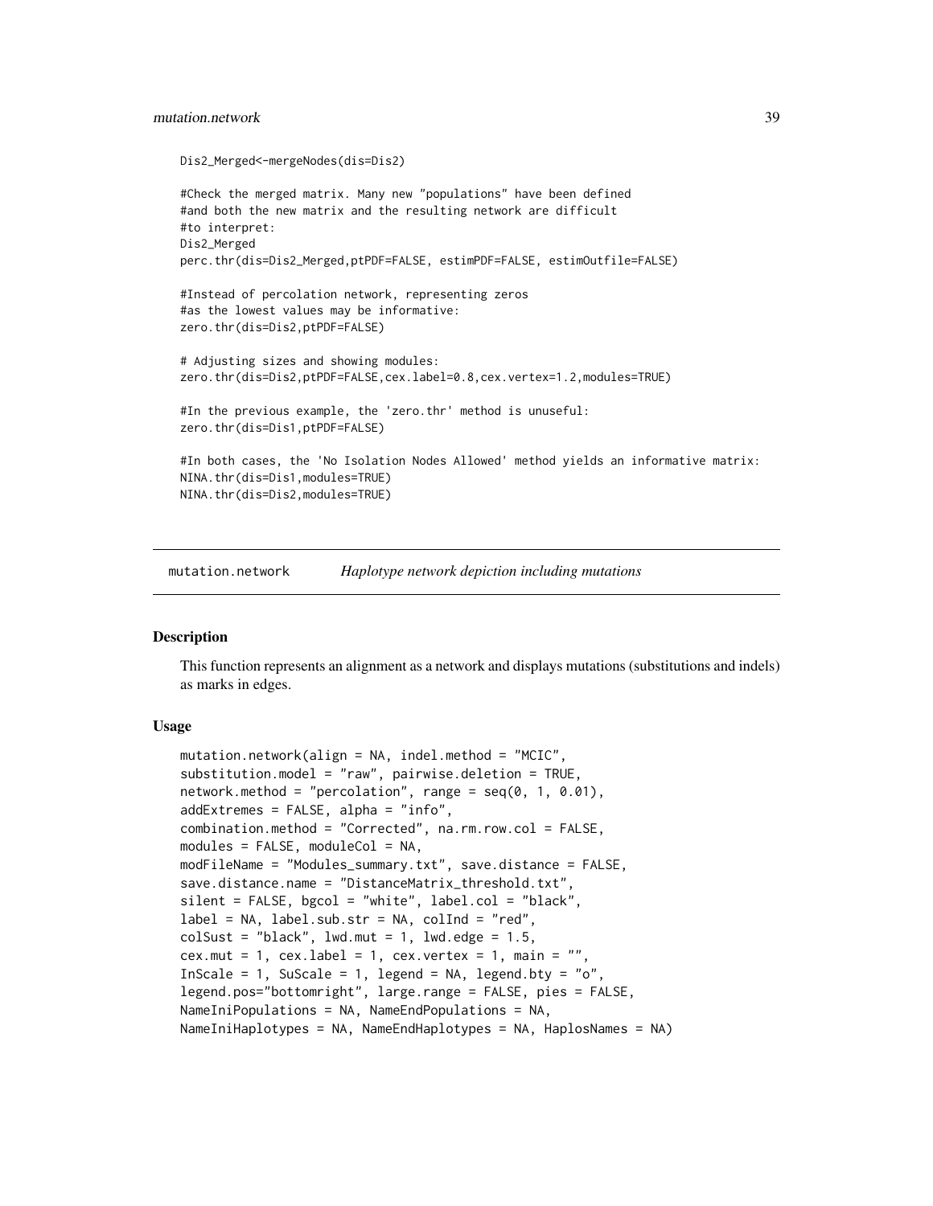```
Dis2_Merged<-mergeNodes(dis=Dis2)

#Check the merged matrix. Many new "populations" have been defined
#and both the new matrix and the resulting network are difficult
#to interpret:
Dis2_Merged
perc.thr(dis=Dis2_Merged,ptPDF=FALSE, estimPDF=FALSE, estimOutfile=FALSE)

#Instead of percolation network, representing zeros
#as the lowest values may be informative:
zero.thr(dis=Dis2,ptPDF=FALSE)

# Adjusting sizes and showing modules:
zero.thr(dis=Dis2,ptPDF=FALSE,cex.label=0.8,cex.vertex=1.2,modules=TRUE)

#In the previous example, the 'zero.thr' method is unuseful:
zero.thr(dis=Dis1,ptPDF=FALSE)

#In both cases, the 'No Isolation Nodes Allowed' method yields an informative matrix:
NINA.thr(dis=Dis1,modules=TRUE)
NINA.thr(dis=Dis2,modules=TRUE)
```

---

## mutation.network — *Haplotype network depiction including mutations*

---

### Description

This function represents an alignment as a network and displays mutations (substitutions and indels) as marks in edges.

### Usage

```
mutation.network(align = NA, indel.method = "MCIC",
substitution.model = "raw", pairwise.deletion = TRUE,
network.method = "percolation", range = seq(0, 1, 0.01),
addExtremes = FALSE, alpha = "info",
combination.method = "Corrected", na.rm.row.col = FALSE,
modules = FALSE, moduleCol = NA,
modFileName = "Modules_summary.txt", save.distance = FALSE,
save.distance.name = "DistanceMatrix_threshold.txt",
silent = FALSE, bgcol = "white", label.col = "black",
label = NA, label.sub.str = NA, colInd = "red",
colSust = "black", lwd.mut = 1, lwd.edge = 1.5,
cex.mut = 1, cex.label = 1, cex.vertex = 1, main = "",
InScale = 1, SuScale = 1, legend = NA, legend.bty = "o",
legend.pos="bottomright", large.range = FALSE, pies = FALSE,
NameIniPopulations = NA, NameEndPopulations = NA,
NameIniHaplotypes = NA, NameEndHaplotypes = NA, HaplosNames = NA)
```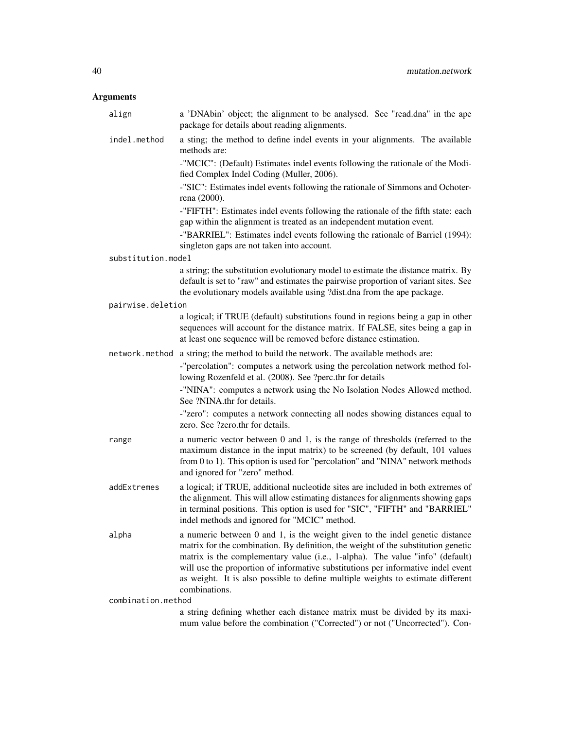## Arguments

**align**
a 'DNAbin' object; the alignment to be analysed. See "read.dna" in the ape package for details about reading alignments.

**indel.method**
a sting; the method to define indel events in your alignments. The available methods are:

-"MCIC": (Default) Estimates indel events following the rationale of the Modified Complex Indel Coding (Muller, 2006).

-"SIC": Estimates indel events following the rationale of Simmons and Ochoterena (2000).

-"FIFTH": Estimates indel events following the rationale of the fifth state: each gap within the alignment is treated as an independent mutation event.

-"BARRIEL": Estimates indel events following the rationale of Barriel (1994): singleton gaps are not taken into account.

**substitution.model**
a string; the substitution evolutionary model to estimate the distance matrix. By default is set to "raw" and estimates the pairwise proportion of variant sites. See the evolutionary models available using ?dist.dna from the ape package.

**pairwise.deletion**
a logical; if TRUE (default) substitutions found in regions being a gap in other sequences will account for the distance matrix. If FALSE, sites being a gap in at least one sequence will be removed before distance estimation.

**network.method**
a string; the method to build the network. The available methods are:

-"percolation": computes a network using the percolation network method following Rozenfeld et al. (2008). See ?perc.thr for details

-"NINA": computes a network using the No Isolation Nodes Allowed method. See ?NINA.thr for details.

-"zero": computes a network connecting all nodes showing distances equal to zero. See ?zero.thr for details.

**range**
a numeric vector between 0 and 1, is the range of thresholds (referred to the maximum distance in the input matrix) to be screened (by default, 101 values from 0 to 1). This option is used for "percolation" and "NINA" network methods and ignored for "zero" method.

**addExtremes**
a logical; if TRUE, additional nucleotide sites are included in both extremes of the alignment. This will allow estimating distances for alignments showing gaps in terminal positions. This option is used for "SIC", "FIFTH" and "BARRIEL" indel methods and ignored for "MCIC" method.

**alpha**
a numeric between 0 and 1, is the weight given to the indel genetic distance matrix for the combination. By definition, the weight of the substitution genetic matrix is the complementary value (i.e., 1-alpha). The value "info" (default) will use the proportion of informative substitutions per informative indel event as weight. It is also possible to define multiple weights to estimate different combinations.

**combination.method**
a string defining whether each distance matrix must be divided by its maximum value before the combination ("Corrected") or not ("Uncorrected"). Con-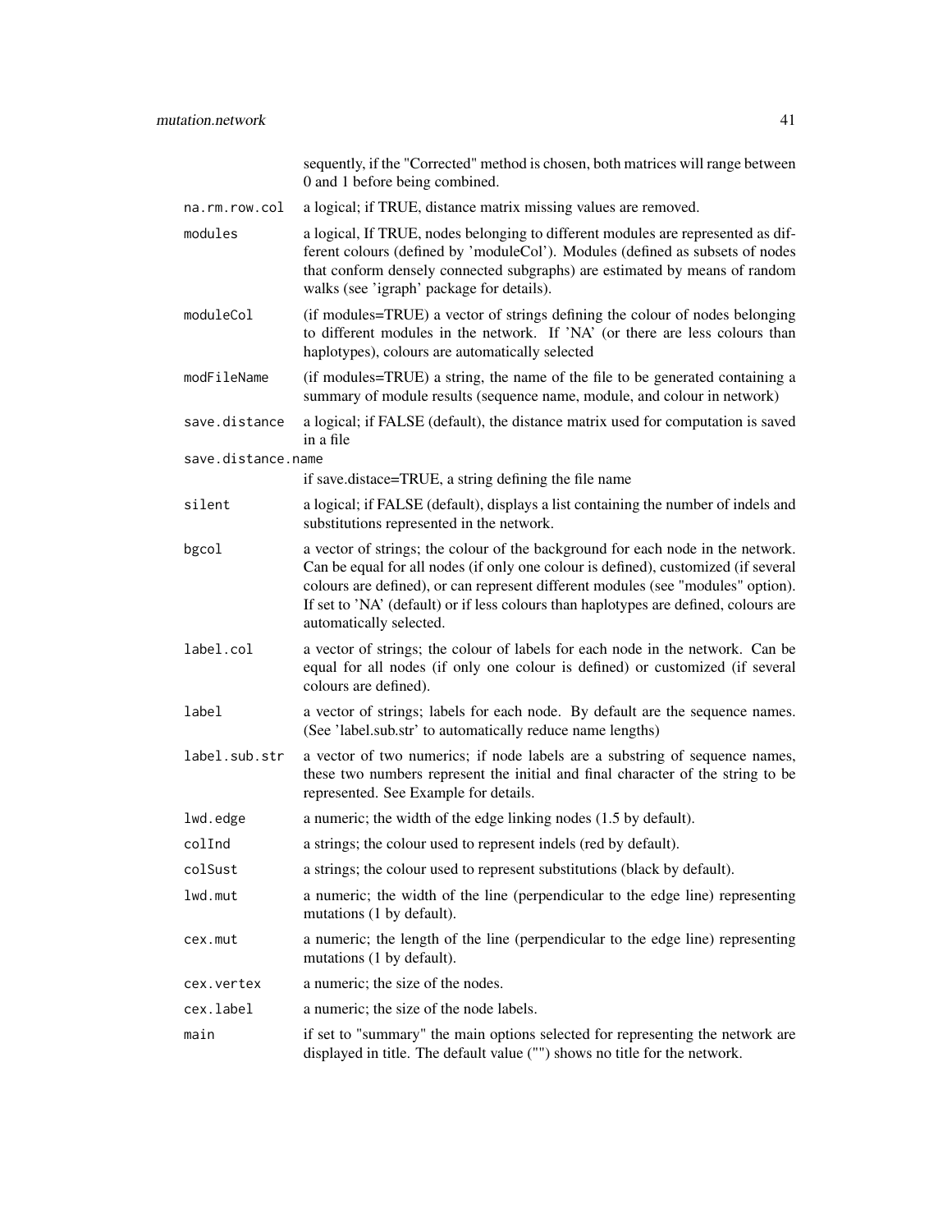sequently, if the "Corrected" method is chosen, both matrices will range between 0 and 1 before being combined.

| | |
|---|---|
| `na.rm.row.col` | a logical; if TRUE, distance matrix missing values are removed. |
| `modules` | a logical, If TRUE, nodes belonging to different modules are represented as different colours (defined by 'moduleCol'). Modules (defined as subsets of nodes that conform densely connected subgraphs) are estimated by means of random walks (see 'igraph' package for details). |
| `moduleCol` | (if modules=TRUE) a vector of strings defining the colour of nodes belonging to different modules in the network. If 'NA' (or there are less colours than haplotypes), colours are automatically selected |
| `modFileName` | (if modules=TRUE) a string, the name of the file to be generated containing a summary of module results (sequence name, module, and colour in network) |
| `save.distance` | a logical; if FALSE (default), the distance matrix used for computation is saved in a file |
| `save.distance.name` | if save.distace=TRUE, a string defining the file name |
| `silent` | a logical; if FALSE (default), displays a list containing the number of indels and substitutions represented in the network. |
| `bgcol` | a vector of strings; the colour of the background for each node in the network. Can be equal for all nodes (if only one colour is defined), customized (if several colours are defined), or can represent different modules (see "modules" option). If set to 'NA' (default) or if less colours than haplotypes are defined, colours are automatically selected. |
| `label.col` | a vector of strings; the colour of labels for each node in the network. Can be equal for all nodes (if only one colour is defined) or customized (if several colours are defined). |
| `label` | a vector of strings; labels for each node. By default are the sequence names. (See 'label.sub.str' to automatically reduce name lengths) |
| `label.sub.str` | a vector of two numerics; if node labels are a substring of sequence names, these two numbers represent the initial and final character of the string to be represented. See Example for details. |
| `lwd.edge` | a numeric; the width of the edge linking nodes (1.5 by default). |
| `colInd` | a strings; the colour used to represent indels (red by default). |
| `colSust` | a strings; the colour used to represent substitutions (black by default). |
| `lwd.mut` | a numeric; the width of the line (perpendicular to the edge line) representing mutations (1 by default). |
| `cex.mut` | a numeric; the length of the line (perpendicular to the edge line) representing mutations (1 by default). |
| `cex.vertex` | a numeric; the size of the nodes. |
| `cex.label` | a numeric; the size of the node labels. |
| `main` | if set to "summary" the main options selected for representing the network are displayed in title. The default value ("") shows no title for the network. |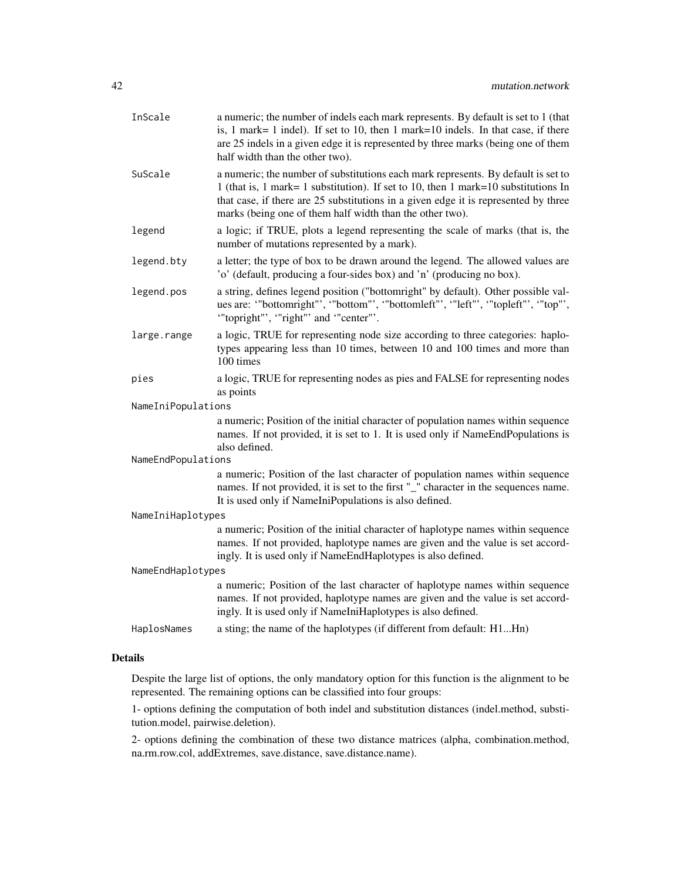InScale
: a numeric; the number of indels each mark represents. By default is set to 1 (that is, 1 mark= 1 indel). If set to 10, then 1 mark=10 indels. In that case, if there are 25 indels in a given edge it is represented by three marks (being one of them half width than the other two).

SuScale
: a numeric; the number of substitutions each mark represents. By default is set to 1 (that is, 1 mark= 1 substitution). If set to 10, then 1 mark=10 substitutions In that case, if there are 25 substitutions in a given edge it is represented by three marks (being one of them half width than the other two).

legend
: a logic; if TRUE, plots a legend representing the scale of marks (that is, the number of mutations represented by a mark).

legend.bty
: a letter; the type of box to be drawn around the legend. The allowed values are 'o' (default, producing a four-sides box) and 'n' (producing no box).

legend.pos
: a string, defines legend position ("bottomright" by default). Other possible values are: '"bottomright"', '"bottom"', '"bottomleft"', '"left"', '"topleft"', '"top"', '"topright"', '"right"' and '"center"'.

large.range
: a logic, TRUE for representing node size according to three categories: haplotypes appearing less than 10 times, between 10 and 100 times and more than 100 times

pies
: a logic, TRUE for representing nodes as pies and FALSE for representing nodes as points

NameIniPopulations
: a numeric; Position of the initial character of population names within sequence names. If not provided, it is set to 1. It is used only if NameEndPopulations is also defined.

NameEndPopulations
: a numeric; Position of the last character of population names within sequence names. If not provided, it is set to the first "_" character in the sequences name. It is used only if NameIniPopulations is also defined.

NameIniHaplotypes
: a numeric; Position of the initial character of haplotype names within sequence names. If not provided, haplotype names are given and the value is set accordingly. It is used only if NameEndHaplotypes is also defined.

NameEndHaplotypes
: a numeric; Position of the last character of haplotype names within sequence names. If not provided, haplotype names are given and the value is set accordingly. It is used only if NameIniHaplotypes is also defined.

HaplosNames
: a sting; the name of the haplotypes (if different from default: H1...Hn)

## Details

Despite the large list of options, the only mandatory option for this function is the alignment to be represented. The remaining options can be classified into four groups:

1- options defining the computation of both indel and substitution distances (indel.method, substitution.model, pairwise.deletion).

2- options defining the combination of these two distance matrices (alpha, combination.method, na.rm.row.col, addExtremes, save.distance, save.distance.name).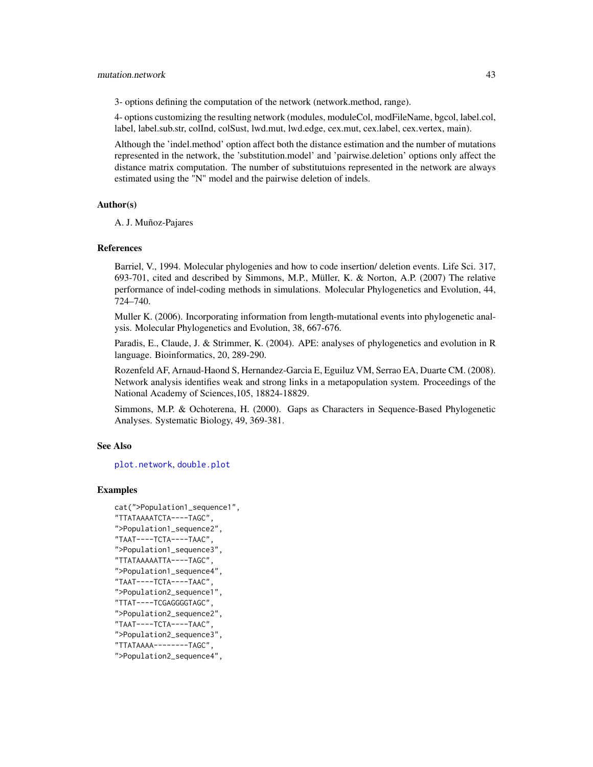3- options defining the computation of the network (network.method, range).

4- options customizing the resulting network (modules, moduleCol, modFileName, bgcol, label.col, label, label.sub.str, colInd, colSust, lwd.mut, lwd.edge, cex.mut, cex.label, cex.vertex, main).

Although the 'indel.method' option affect both the distance estimation and the number of mutations represented in the network, the 'substitution.model' and 'pairwise.deletion' options only affect the distance matrix computation. The number of substitutuions represented in the network are always estimated using the "N" model and the pairwise deletion of indels.

### Author(s)

A. J. Muñoz-Pajares

### References

Barriel, V., 1994. Molecular phylogenies and how to code insertion/ deletion events. Life Sci. 317, 693-701, cited and described by Simmons, M.P., Müller, K. & Norton, A.P. (2007) The relative performance of indel-coding methods in simulations. Molecular Phylogenetics and Evolution, 44, 724–740.

Muller K. (2006). Incorporating information from length-mutational events into phylogenetic analysis. Molecular Phylogenetics and Evolution, 38, 667-676.

Paradis, E., Claude, J. & Strimmer, K. (2004). APE: analyses of phylogenetics and evolution in R language. Bioinformatics, 20, 289-290.

Rozenfeld AF, Arnaud-Haond S, Hernandez-Garcia E, Eguiluz VM, Serrao EA, Duarte CM. (2008). Network analysis identifies weak and strong links in a metapopulation system. Proceedings of the National Academy of Sciences,105, 18824-18829.

Simmons, M.P. & Ochoterena, H. (2000). Gaps as Characters in Sequence-Based Phylogenetic Analyses. Systematic Biology, 49, 369-381.

### See Also

plot.network, double.plot

### Examples

```
cat(">Population1_sequence1",
"TTATAAAATCTA----TAGC",
">Population1_sequence2",
"TAAT----TCTA----TAAC",
">Population1_sequence3",
"TTATAAAAATTA----TAGC",
">Population1_sequence4",
"TAAT----TCTA----TAAC",
">Population2_sequence1",
"TTAT----TCGAGGGGTAGC",
">Population2_sequence2",
"TAAT----TCTA----TAAC",
">Population2_sequence3",
"TTATAAAA--------TAGC",
">Population2_sequence4",
```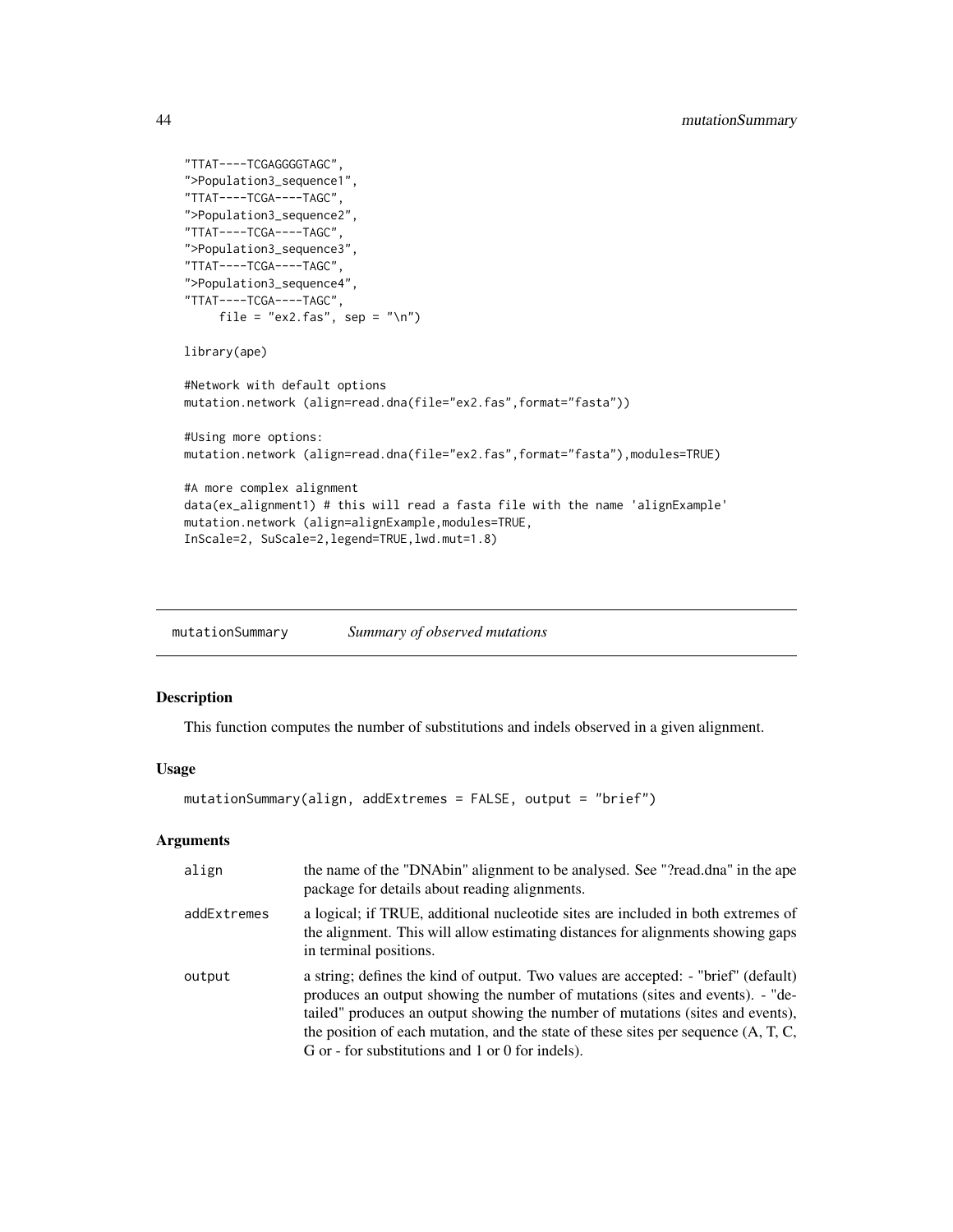```
"TTAT----TCGAGGGGTAGC",
">Population3_sequence1",
"TTAT----TCGA----TAGC",
">Population3_sequence2",
"TTAT----TCGA----TAGC",
">Population3_sequence3",
"TTAT----TCGA----TAGC",
">Population3_sequence4",
"TTAT----TCGA----TAGC",
     file = "ex2.fas", sep = "\n")

library(ape)

#Network with default options
mutation.network (align=read.dna(file="ex2.fas",format="fasta"))

#Using more options:
mutation.network (align=read.dna(file="ex2.fas",format="fasta"),modules=TRUE)

#A more complex alignment
data(ex_alignment1) # this will read a fasta file with the name 'alignExample'
mutation.network (align=alignExample,modules=TRUE,
InScale=2, SuScale=2,legend=TRUE,lwd.mut=1.8)
```

## mutationSummary *Summary of observed mutations*

### Description

This function computes the number of substitutions and indels observed in a given alignment.

### Usage

```
mutationSummary(align, addExtremes = FALSE, output = "brief")
```

### Arguments

| | |
|---|---|
| align | the name of the "DNAbin" alignment to be analysed. See "?read.dna" in the ape package for details about reading alignments. |
| addExtremes | a logical; if TRUE, additional nucleotide sites are included in both extremes of the alignment. This will allow estimating distances for alignments showing gaps in terminal positions. |
| output | a string; defines the kind of output. Two values are accepted: - "brief" (default) produces an output showing the number of mutations (sites and events). - "detailed" produces an output showing the number of mutations (sites and events), the position of each mutation, and the state of these sites per sequence (A, T, C, G or - for substitutions and 1 or 0 for indels). |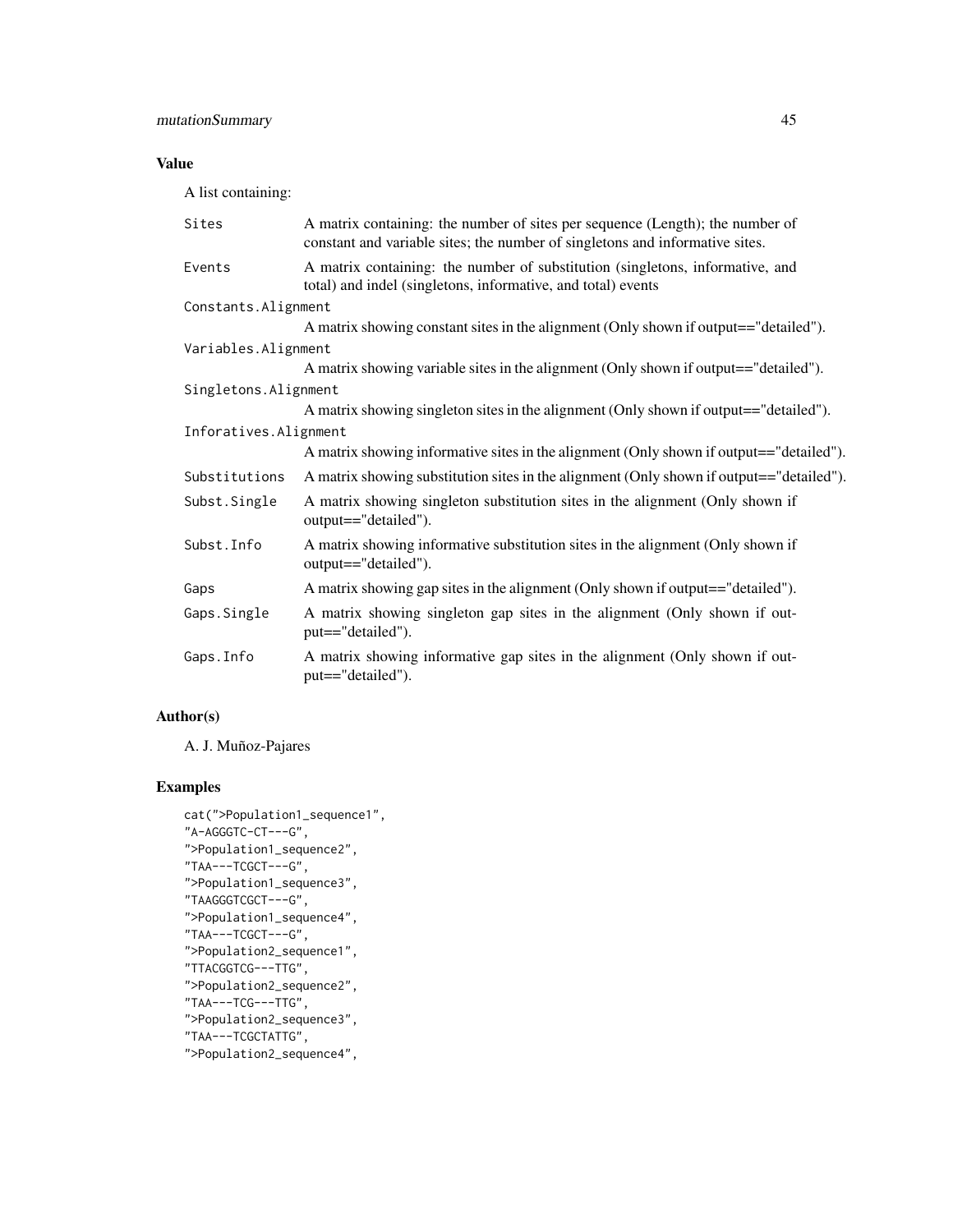## Value

A list containing:

- `Sites` — A matrix containing: the number of sites per sequence (Length); the number of constant and variable sites; the number of singletons and informative sites.
- `Events` — A matrix containing: the number of substitution (singletons, informative, and total) and indel (singletons, informative, and total) events
- `Constants.Alignment` — A matrix showing constant sites in the alignment (Only shown if output=="detailed").
- `Variables.Alignment` — A matrix showing variable sites in the alignment (Only shown if output=="detailed").
- `Singletons.Alignment` — A matrix showing singleton sites in the alignment (Only shown if output=="detailed").
- `Inforatives.Alignment` — A matrix showing informative sites in the alignment (Only shown if output=="detailed").
- `Substitutions` — A matrix showing substitution sites in the alignment (Only shown if output=="detailed").
- `Subst.Single` — A matrix showing singleton substitution sites in the alignment (Only shown if output=="detailed").
- `Subst.Info` — A matrix showing informative substitution sites in the alignment (Only shown if output=="detailed").
- `Gaps` — A matrix showing gap sites in the alignment (Only shown if output=="detailed").
- `Gaps.Single` — A matrix showing singleton gap sites in the alignment (Only shown if output=="detailed").
- `Gaps.Info` — A matrix showing informative gap sites in the alignment (Only shown if output=="detailed").

## Author(s)

A. J. Muñoz-Pajares

## Examples

```
cat(">Population1_sequence1",
"A-AGGGTC-CT---G",
">Population1_sequence2",
"TAA---TCGCT---G",
">Population1_sequence3",
"TAAGGGTCGCT---G",
">Population1_sequence4",
"TAA---TCGCT---G",
">Population2_sequence1",
"TTACGGTCG---TTG",
">Population2_sequence2",
"TAA---TCG---TTG",
">Population2_sequence3",
"TAA---TCGCTATTG",
">Population2_sequence4",
```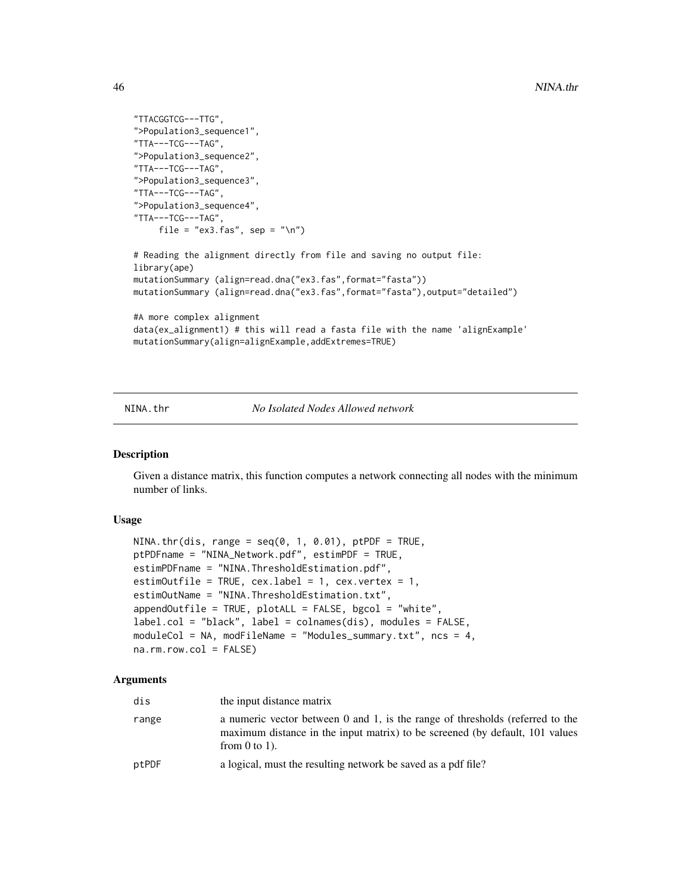```
"TTACGGTCG---TTG",
">Population3_sequence1",
"TTA---TCG---TAG",
">Population3_sequence2",
"TTA---TCG---TAG",
">Population3_sequence3",
"TTA---TCG---TAG",
">Population3_sequence4",
"TTA---TCG---TAG",
     file = "ex3.fas", sep = "\n")

# Reading the alignment directly from file and saving no output file:
library(ape)
mutationSummary (align=read.dna("ex3.fas",format="fasta"))
mutationSummary (align=read.dna("ex3.fas",format="fasta"),output="detailed")

#A more complex alignment
data(ex_alignment1) # this will read a fasta file with the name 'alignExample'
mutationSummary(align=alignExample,addExtremes=TRUE)
```

---

`NINA.thr` *No Isolated Nodes Allowed network*

---

## Description

Given a distance matrix, this function computes a network connecting all nodes with the minimum number of links.

## Usage

```
NINA.thr(dis, range = seq(0, 1, 0.01), ptPDF = TRUE,
ptPDFname = "NINA_Network.pdf", estimPDF = TRUE,
estimPDFname = "NINA.ThresholdEstimation.pdf",
estimOutfile = TRUE, cex.label = 1, cex.vertex = 1,
estimOutName = "NINA.ThresholdEstimation.txt",
appendOutfile = TRUE, plotALL = FALSE, bgcol = "white",
label.col = "black", label = colnames(dis), modules = FALSE,
moduleCol = NA, modFileName = "Modules_summary.txt", ncs = 4,
na.rm.row.col = FALSE)
```

## Arguments

| | |
|---|---|
| `dis` | the input distance matrix |
| `range` | a numeric vector between 0 and 1, is the range of thresholds (referred to the maximum distance in the input matrix) to be screened (by default, 101 values from 0 to 1). |
| `ptPDF` | a logical, must the resulting network be saved as a pdf file? |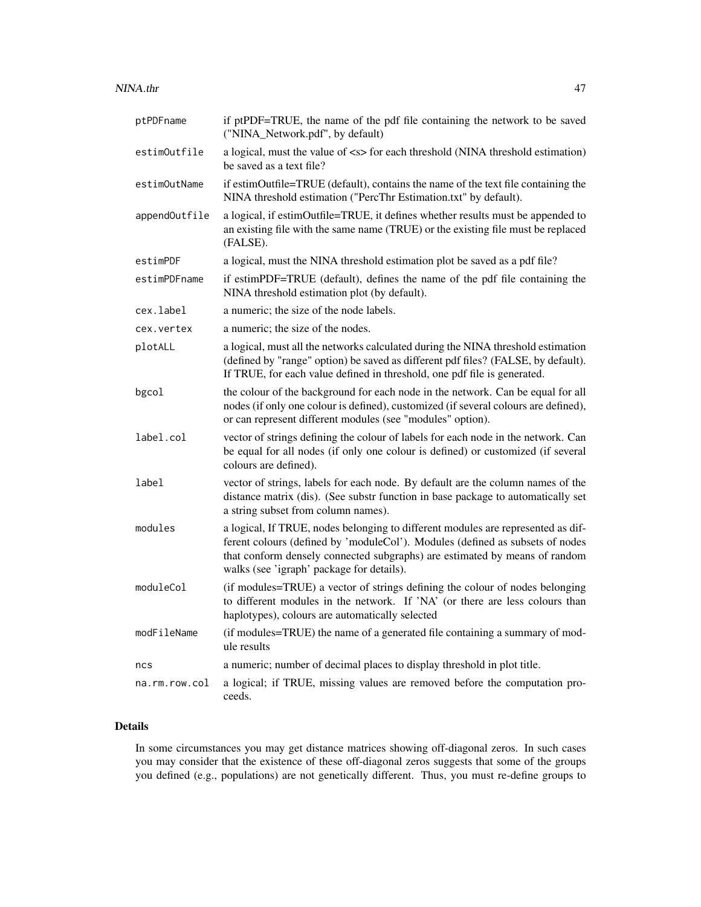| | |
|---|---|
| `ptPDFname` | if ptPDF=TRUE, the name of the pdf file containing the network to be saved ("NINA_Network.pdf", by default) |
| `estimOutfile` | a logical, must the value of <s> for each threshold (NINA threshold estimation) be saved as a text file? |
| `estimOutName` | if estimOutfile=TRUE (default), contains the name of the text file containing the NINA threshold estimation ("PercThr Estimation.txt" by default). |
| `appendOutfile` | a logical, if estimOutfile=TRUE, it defines whether results must be appended to an existing file with the same name (TRUE) or the existing file must be replaced (FALSE). |
| `estimPDF` | a logical, must the NINA threshold estimation plot be saved as a pdf file? |
| `estimPDFname` | if estimPDF=TRUE (default), defines the name of the pdf file containing the NINA threshold estimation plot (by default). |
| `cex.label` | a numeric; the size of the node labels. |
| `cex.vertex` | a numeric; the size of the nodes. |
| `plotALL` | a logical, must all the networks calculated during the NINA threshold estimation (defined by "range" option) be saved as different pdf files? (FALSE, by default). If TRUE, for each value defined in threshold, one pdf file is generated. |
| `bgcol` | the colour of the background for each node in the network. Can be equal for all nodes (if only one colour is defined), customized (if several colours are defined), or can represent different modules (see "modules" option). |
| `label.col` | vector of strings defining the colour of labels for each node in the network. Can be equal for all nodes (if only one colour is defined) or customized (if several colours are defined). |
| `label` | vector of strings, labels for each node. By default are the column names of the distance matrix (dis). (See substr function in base package to automatically set a string subset from column names). |
| `modules` | a logical, If TRUE, nodes belonging to different modules are represented as different colours (defined by 'moduleCol'). Modules (defined as subsets of nodes that conform densely connected subgraphs) are estimated by means of random walks (see 'igraph' package for details). |
| `moduleCol` | (if modules=TRUE) a vector of strings defining the colour of nodes belonging to different modules in the network. If 'NA' (or there are less colours than haplotypes), colours are automatically selected |
| `modFileName` | (if modules=TRUE) the name of a generated file containing a summary of module results |
| `ncs` | a numeric; number of decimal places to display threshold in plot title. |
| `na.rm.row.col` | a logical; if TRUE, missing values are removed before the computation proceeds. |

## Details

In some circumstances you may get distance matrices showing off-diagonal zeros. In such cases you may consider that the existence of these off-diagonal zeros suggests that some of the groups you defined (e.g., populations) are not genetically different. Thus, you must re-define groups to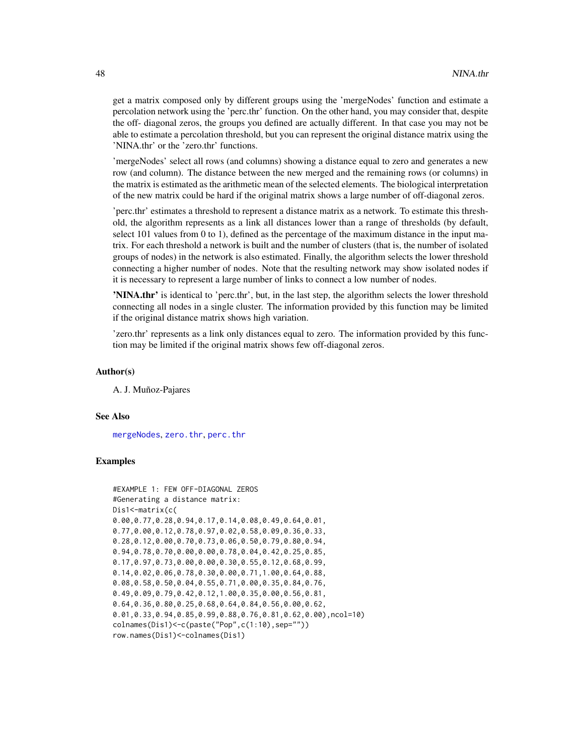get a matrix composed only by different groups using the 'mergeNodes' function and estimate a percolation network using the 'perc.thr' function. On the other hand, you may consider that, despite the off- diagonal zeros, the groups you defined are actually different. In that case you may not be able to estimate a percolation threshold, but you can represent the original distance matrix using the 'NINA.thr' or the 'zero.thr' functions.

'mergeNodes' select all rows (and columns) showing a distance equal to zero and generates a new row (and column). The distance between the new merged and the remaining rows (or columns) in the matrix is estimated as the arithmetic mean of the selected elements. The biological interpretation of the new matrix could be hard if the original matrix shows a large number of off-diagonal zeros.

'perc.thr' estimates a threshold to represent a distance matrix as a network. To estimate this threshold, the algorithm represents as a link all distances lower than a range of thresholds (by default, select 101 values from 0 to 1), defined as the percentage of the maximum distance in the input matrix. For each threshold a network is built and the number of clusters (that is, the number of isolated groups of nodes) in the network is also estimated. Finally, the algorithm selects the lower threshold connecting a higher number of nodes. Note that the resulting network may show isolated nodes if it is necessary to represent a large number of links to connect a low number of nodes.

**'NINA.thr'** is identical to 'perc.thr', but, in the last step, the algorithm selects the lower threshold connecting all nodes in a single cluster. The information provided by this function may be limited if the original distance matrix shows high variation.

'zero.thr' represents as a link only distances equal to zero. The information provided by this function may be limited if the original matrix shows few off-diagonal zeros.

### Author(s)

A. J. Muñoz-Pajares

### See Also

mergeNodes, zero.thr, perc.thr

### Examples

```
#EXAMPLE 1: FEW OFF-DIAGONAL ZEROS
#Generating a distance matrix:
Dis1<-matrix(c(
0.00,0.77,0.28,0.94,0.17,0.14,0.08,0.49,0.64,0.01,
0.77,0.00,0.12,0.78,0.97,0.02,0.58,0.09,0.36,0.33,
0.28,0.12,0.00,0.70,0.73,0.06,0.50,0.79,0.80,0.94,
0.94,0.78,0.70,0.00,0.00,0.78,0.04,0.42,0.25,0.85,
0.17,0.97,0.73,0.00,0.00,0.30,0.55,0.12,0.68,0.99,
0.14,0.02,0.06,0.78,0.30,0.00,0.71,1.00,0.64,0.88,
0.08,0.58,0.50,0.04,0.55,0.71,0.00,0.35,0.84,0.76,
0.49,0.09,0.79,0.42,0.12,1.00,0.35,0.00,0.56,0.81,
0.64,0.36,0.80,0.25,0.68,0.64,0.84,0.56,0.00,0.62,
0.01,0.33,0.94,0.85,0.99,0.88,0.76,0.81,0.62,0.00),ncol=10)
colnames(Dis1)<-c(paste("Pop",c(1:10),sep=""))
row.names(Dis1)<-colnames(Dis1)
```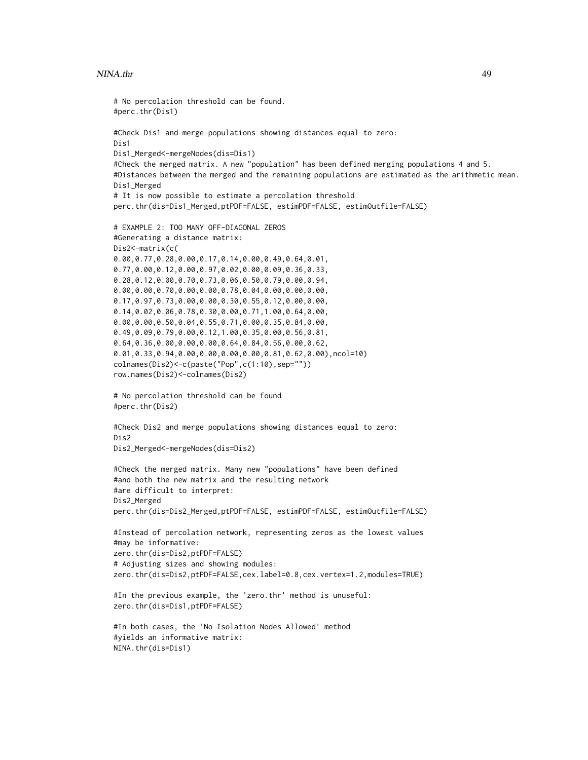```
# No percolation threshold can be found.
#perc.thr(Dis1)

#Check Dis1 and merge populations showing distances equal to zero:
Dis1
Dis1_Merged<-mergeNodes(dis=Dis1)
#Check the merged matrix. A new "population" has been defined merging populations 4 and 5.
#Distances between the merged and the remaining populations are estimated as the arithmetic mean.
Dis1_Merged
# It is now possible to estimate a percolation threshold
perc.thr(dis=Dis1_Merged,ptPDF=FALSE, estimPDF=FALSE, estimOutfile=FALSE)

# EXAMPLE 2: TOO MANY OFF-DIAGONAL ZEROS
#Generating a distance matrix:
Dis2<-matrix(c(
0.00,0.77,0.28,0.00,0.17,0.14,0.00,0.49,0.64,0.01,
0.77,0.00,0.12,0.00,0.97,0.02,0.00,0.09,0.36,0.33,
0.28,0.12,0.00,0.70,0.73,0.06,0.50,0.79,0.00,0.94,
0.00,0.00,0.70,0.00,0.00,0.78,0.04,0.00,0.00,0.00,
0.17,0.97,0.73,0.00,0.00,0.30,0.55,0.12,0.00,0.00,
0.14,0.02,0.06,0.78,0.30,0.00,0.71,1.00,0.64,0.00,
0.00,0.00,0.50,0.04,0.55,0.71,0.00,0.35,0.84,0.00,
0.49,0.09,0.79,0.00,0.12,1.00,0.35,0.00,0.56,0.81,
0.64,0.36,0.00,0.00,0.00,0.64,0.84,0.56,0.00,0.62,
0.01,0.33,0.94,0.00,0.00,0.00,0.00,0.81,0.62,0.00),ncol=10)
colnames(Dis2)<-c(paste("Pop",c(1:10),sep=""))
row.names(Dis2)<-colnames(Dis2)

# No percolation threshold can be found
#perc.thr(Dis2)

#Check Dis2 and merge populations showing distances equal to zero:
Dis2
Dis2_Merged<-mergeNodes(dis=Dis2)

#Check the merged matrix. Many new "populations" have been defined
#and both the new matrix and the resulting network
#are difficult to interpret:
Dis2_Merged
perc.thr(dis=Dis2_Merged,ptPDF=FALSE, estimPDF=FALSE, estimOutfile=FALSE)

#Instead of percolation network, representing zeros as the lowest values
#may be informative:
zero.thr(dis=Dis2,ptPDF=FALSE)
# Adjusting sizes and showing modules:
zero.thr(dis=Dis2,ptPDF=FALSE,cex.label=0.8,cex.vertex=1.2,modules=TRUE)

#In the previous example, the 'zero.thr' method is unuseful:
zero.thr(dis=Dis1,ptPDF=FALSE)

#In both cases, the 'No Isolation Nodes Allowed' method
#yields an informative matrix:
NINA.thr(dis=Dis1)
```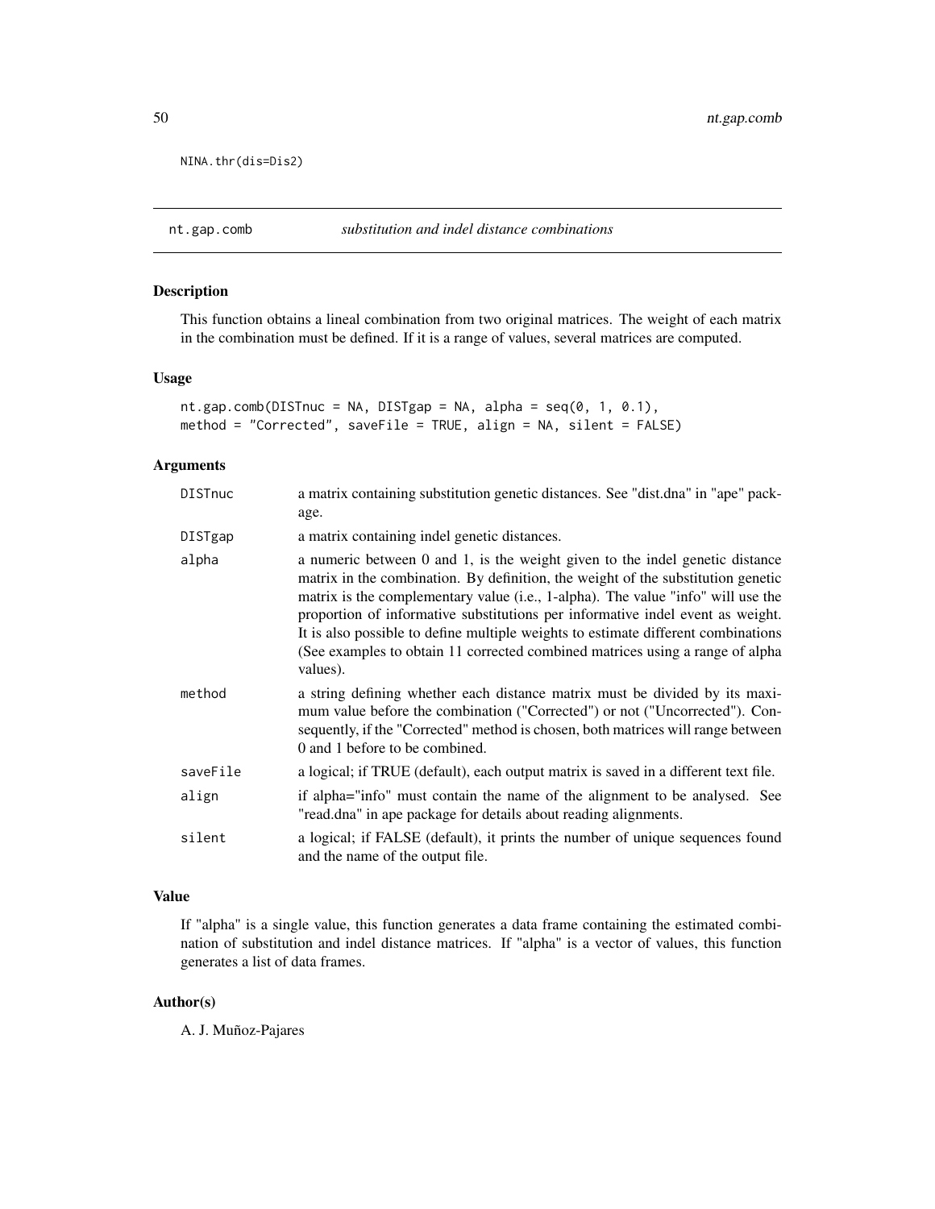```
NINA.thr(dis=Dis2)
```

## nt.gap.comb *substitution and indel distance combinations*

### Description

This function obtains a lineal combination from two original matrices. The weight of each matrix in the combination must be defined. If it is a range of values, several matrices are computed.

### Usage

```
nt.gap.comb(DISTnuc = NA, DISTgap = NA, alpha = seq(0, 1, 0.1),
method = "Corrected", saveFile = TRUE, align = NA, silent = FALSE)
```

### Arguments

| | |
|---|---|
| DISTnuc | a matrix containing substitution genetic distances. See "dist.dna" in "ape" package. |
| DISTgap | a matrix containing indel genetic distances. |
| alpha | a numeric between 0 and 1, is the weight given to the indel genetic distance matrix in the combination. By definition, the weight of the substitution genetic matrix is the complementary value (i.e., 1-alpha). The value "info" will use the proportion of informative substitutions per informative indel event as weight. It is also possible to define multiple weights to estimate different combinations (See examples to obtain 11 corrected combined matrices using a range of alpha values). |
| method | a string defining whether each distance matrix must be divided by its maximum value before the combination ("Corrected") or not ("Uncorrected"). Consequently, if the "Corrected" method is chosen, both matrices will range between 0 and 1 before to be combined. |
| saveFile | a logical; if TRUE (default), each output matrix is saved in a different text file. |
| align | if alpha="info" must contain the name of the alignment to be analysed. See "read.dna" in ape package for details about reading alignments. |
| silent | a logical; if FALSE (default), it prints the number of unique sequences found and the name of the output file. |

### Value

If "alpha" is a single value, this function generates a data frame containing the estimated combination of substitution and indel distance matrices. If "alpha" is a vector of values, this function generates a list of data frames.

### Author(s)

A. J. Muñoz-Pajares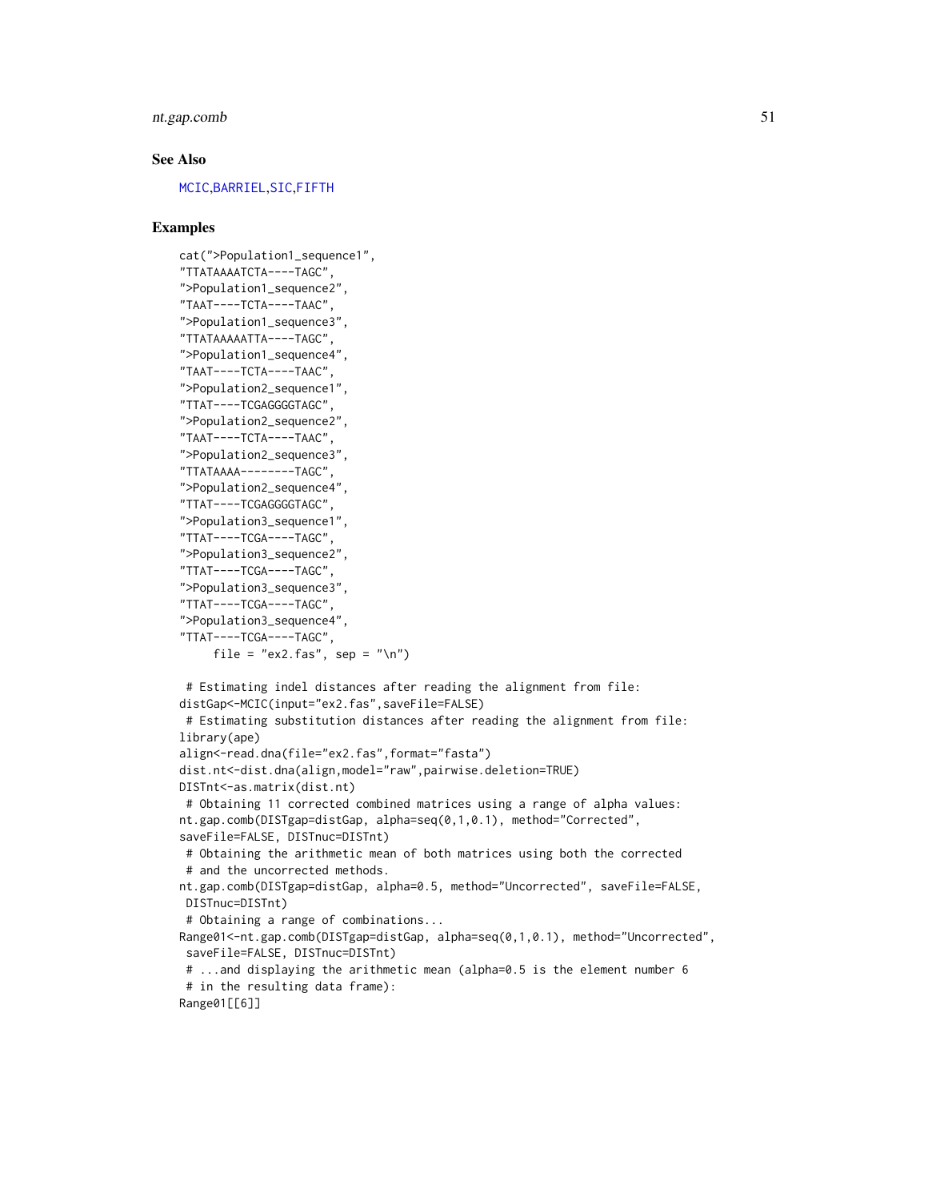## See Also

MCIC,BARRIEL,SIC,FIFTH

## Examples

```
cat(">Population1_sequence1",
"TTATAAAATCTA----TAGC",
">Population1_sequence2",
"TAAT----TCTA----TAAC",
">Population1_sequence3",
"TTATAAAAATTA----TAGC",
">Population1_sequence4",
"TAAT----TCTA----TAAC",
">Population2_sequence1",
"TTAT----TCGAGGGGTAGC",
">Population2_sequence2",
"TAAT----TCTA----TAAC",
">Population2_sequence3",
"TTATAAAA--------TAGC",
">Population2_sequence4",
"TTAT----TCGAGGGGTAGC",
">Population3_sequence1",
"TTAT----TCGA----TAGC",
">Population3_sequence2",
"TTAT----TCGA----TAGC",
">Population3_sequence3",
"TTAT----TCGA----TAGC",
">Population3_sequence4",
"TTAT----TCGA----TAGC",
     file = "ex2.fas", sep = "\n")

 # Estimating indel distances after reading the alignment from file:
distGap<-MCIC(input="ex2.fas",saveFile=FALSE)
 # Estimating substitution distances after reading the alignment from file:
library(ape)
align<-read.dna(file="ex2.fas",format="fasta")
dist.nt<-dist.dna(align,model="raw",pairwise.deletion=TRUE)
DISTnt<-as.matrix(dist.nt)
 # Obtaining 11 corrected combined matrices using a range of alpha values:
nt.gap.comb(DISTgap=distGap, alpha=seq(0,1,0.1), method="Corrected",
saveFile=FALSE, DISTnuc=DISTnt)
 # Obtaining the arithmetic mean of both matrices using both the corrected
 # and the uncorrected methods.
nt.gap.comb(DISTgap=distGap, alpha=0.5, method="Uncorrected", saveFile=FALSE,
 DISTnuc=DISTnt)
 # Obtaining a range of combinations...
Range01<-nt.gap.comb(DISTgap=distGap, alpha=seq(0,1,0.1), method="Uncorrected",
 saveFile=FALSE, DISTnuc=DISTnt)
 # ...and displaying the arithmetic mean (alpha=0.5 is the element number 6
 # in the resulting data frame):
Range01[[6]]
```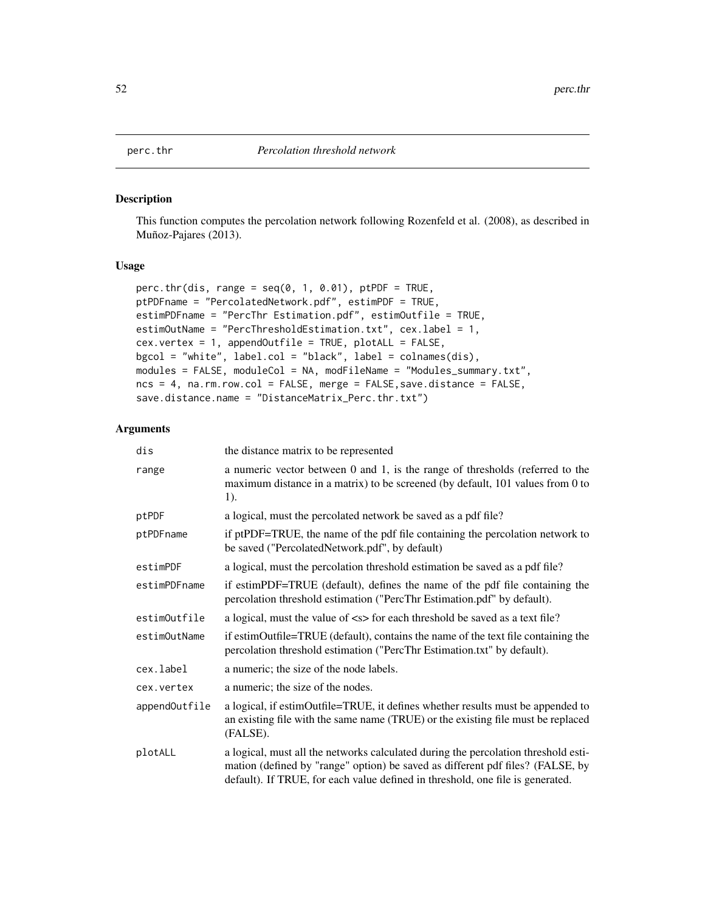# perc.thr *Percolation threshold network*

## Description

This function computes the percolation network following Rozenfeld et al. (2008), as described in Muñoz-Pajares (2013).

## Usage

```
perc.thr(dis, range = seq(0, 1, 0.01), ptPDF = TRUE,
ptPDFname = "PercolatedNetwork.pdf", estimPDF = TRUE,
estimPDFname = "PercThr Estimation.pdf", estimOutfile = TRUE,
estimOutName = "PercThresholdEstimation.txt", cex.label = 1,
cex.vertex = 1, appendOutfile = TRUE, plotALL = FALSE,
bgcol = "white", label.col = "black", label = colnames(dis),
modules = FALSE, moduleCol = NA, modFileName = "Modules_summary.txt",
ncs = 4, na.rm.row.col = FALSE, merge = FALSE,save.distance = FALSE,
save.distance.name = "DistanceMatrix_Perc.thr.txt")
```

## Arguments

| | |
|---|---|
| `dis` | the distance matrix to be represented |
| `range` | a numeric vector between 0 and 1, is the range of thresholds (referred to the maximum distance in a matrix) to be screened (by default, 101 values from 0 to 1). |
| `ptPDF` | a logical, must the percolated network be saved as a pdf file? |
| `ptPDFname` | if ptPDF=TRUE, the name of the pdf file containing the percolation network to be saved ("PercolatedNetwork.pdf", by default) |
| `estimPDF` | a logical, must the percolation threshold estimation be saved as a pdf file? |
| `estimPDFname` | if estimPDF=TRUE (default), defines the name of the pdf file containing the percolation threshold estimation ("PercThr Estimation.pdf" by default). |
| `estimOutfile` | a logical, must the value of <s> for each threshold be saved as a text file? |
| `estimOutName` | if estimOutfile=TRUE (default), contains the name of the text file containing the percolation threshold estimation ("PercThr Estimation.txt" by default). |
| `cex.label` | a numeric; the size of the node labels. |
| `cex.vertex` | a numeric; the size of the nodes. |
| `appendOutfile` | a logical, if estimOutfile=TRUE, it defines whether results must be appended to an existing file with the same name (TRUE) or the existing file must be replaced (FALSE). |
| `plotALL` | a logical, must all the networks calculated during the percolation threshold estimation (defined by "range" option) be saved as different pdf files? (FALSE, by default). If TRUE, for each value defined in threshold, one file is generated. |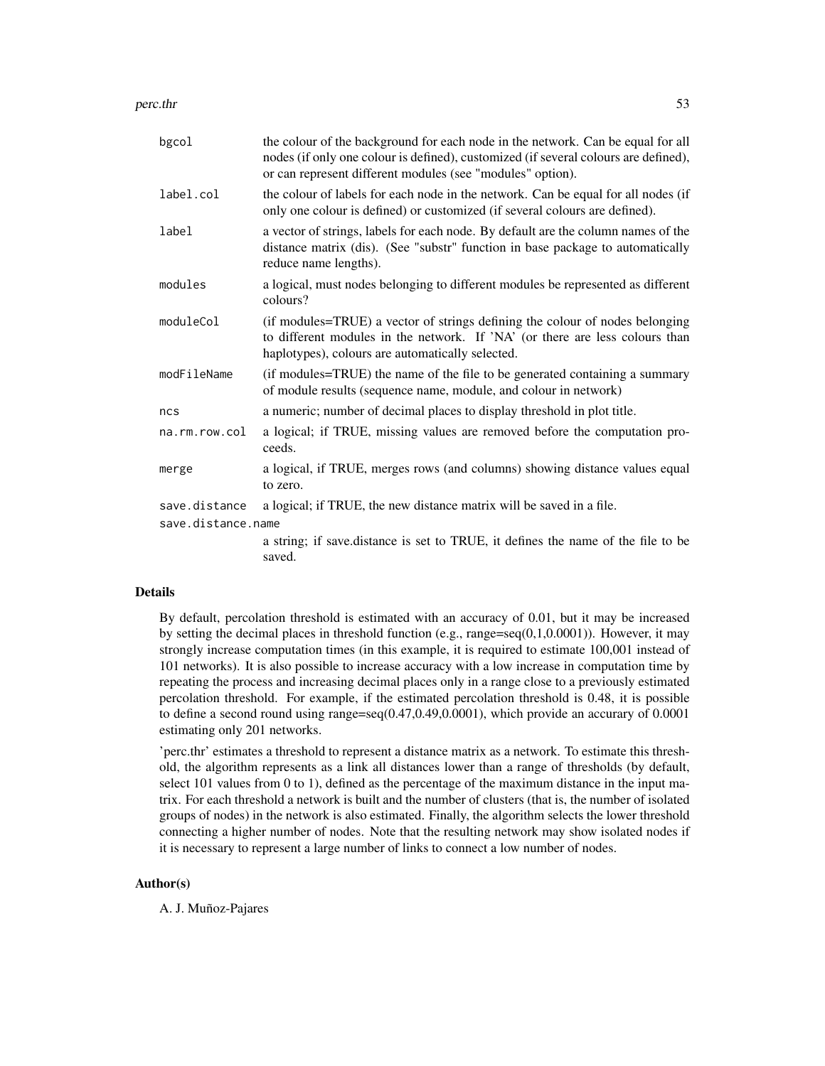| | |
|---|---|
| `bgcol` | the colour of the background for each node in the network. Can be equal for all nodes (if only one colour is defined), customized (if several colours are defined), or can represent different modules (see "modules" option). |
| `label.col` | the colour of labels for each node in the network. Can be equal for all nodes (if only one colour is defined) or customized (if several colours are defined). |
| `label` | a vector of strings, labels for each node. By default are the column names of the distance matrix (dis). (See "substr" function in base package to automatically reduce name lengths). |
| `modules` | a logical, must nodes belonging to different modules be represented as different colours? |
| `moduleCol` | (if modules=TRUE) a vector of strings defining the colour of nodes belonging to different modules in the network. If 'NA' (or there are less colours than haplotypes), colours are automatically selected. |
| `modFileName` | (if modules=TRUE) the name of the file to be generated containing a summary of module results (sequence name, module, and colour in network) |
| `ncs` | a numeric; number of decimal places to display threshold in plot title. |
| `na.rm.row.col` | a logical; if TRUE, missing values are removed before the computation proceeds. |
| `merge` | a logical, if TRUE, merges rows (and columns) showing distance values equal to zero. |
| `save.distance` | a logical; if TRUE, the new distance matrix will be saved in a file. |
| `save.distance.name` | a string; if save.distance is set to TRUE, it defines the name of the file to be saved. |

## Details

By default, percolation threshold is estimated with an accuracy of 0.01, but it may be increased by setting the decimal places in threshold function (e.g., range=seq(0,1,0.0001)). However, it may strongly increase computation times (in this example, it is required to estimate 100,001 instead of 101 networks). It is also possible to increase accuracy with a low increase in computation time by repeating the process and increasing decimal places only in a range close to a previously estimated percolation threshold. For example, if the estimated percolation threshold is 0.48, it is possible to define a second round using range=seq(0.47,0.49,0.0001), which provide an accurary of 0.0001 estimating only 201 networks.

'perc.thr' estimates a threshold to represent a distance matrix as a network. To estimate this threshold, the algorithm represents as a link all distances lower than a range of thresholds (by default, select 101 values from 0 to 1), defined as the percentage of the maximum distance in the input matrix. For each threshold a network is built and the number of clusters (that is, the number of isolated groups of nodes) in the network is also estimated. Finally, the algorithm selects the lower threshold connecting a higher number of nodes. Note that the resulting network may show isolated nodes if it is necessary to represent a large number of links to connect a low number of nodes.

## Author(s)

A. J. Muñoz-Pajares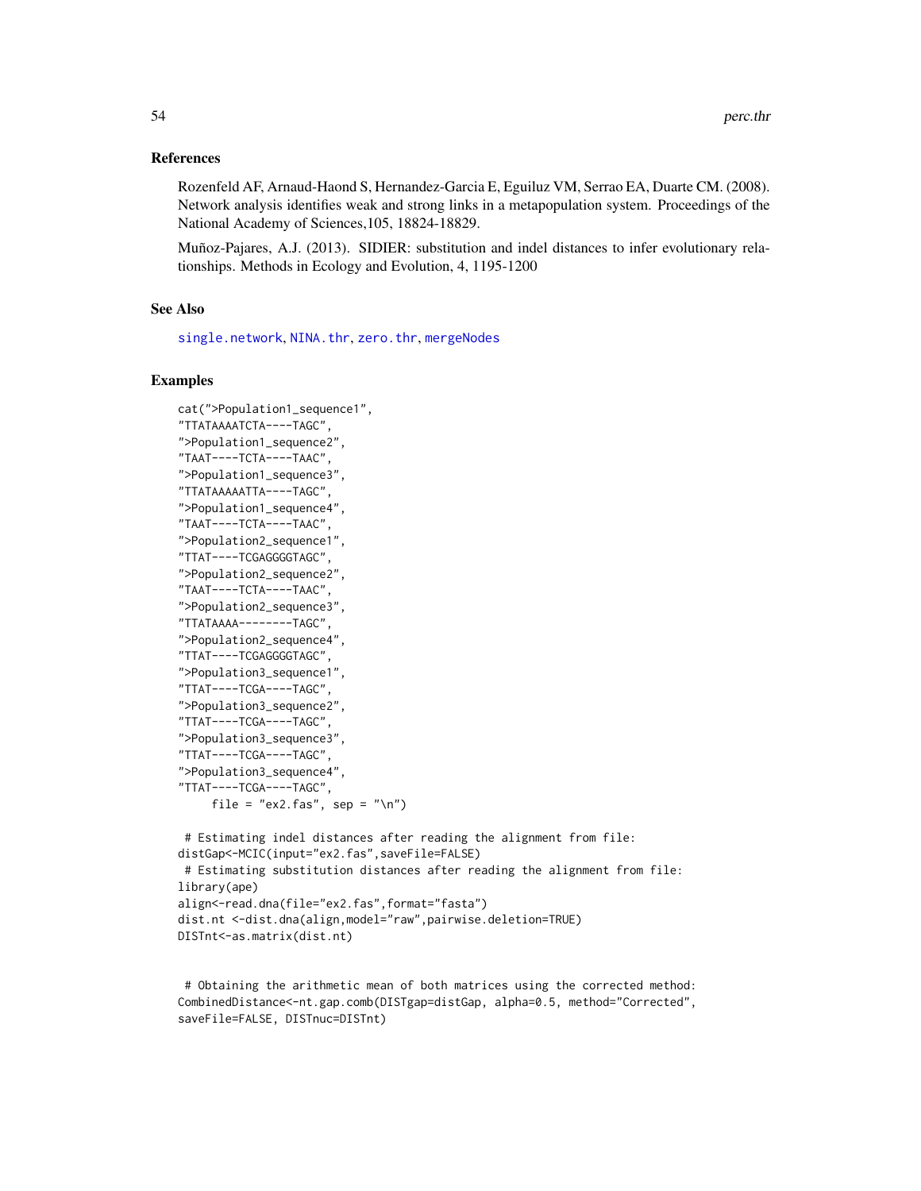### References

Rozenfeld AF, Arnaud-Haond S, Hernandez-Garcia E, Eguiluz VM, Serrao EA, Duarte CM. (2008). Network analysis identifies weak and strong links in a metapopulation system. Proceedings of the National Academy of Sciences,105, 18824-18829.

Muñoz-Pajares, A.J. (2013). SIDIER: substitution and indel distances to infer evolutionary relationships. Methods in Ecology and Evolution, 4, 1195-1200

### See Also

single.network, NINA.thr, zero.thr, mergeNodes

### Examples

```
cat(">Population1_sequence1",
"TTATAAAATCTA----TAGC",
">Population1_sequence2",
"TAAT----TCTA----TAAC",
">Population1_sequence3",
"TTATAAAAATTA----TAGC",
">Population1_sequence4",
"TAAT----TCTA----TAAC",
">Population2_sequence1",
"TTAT----TCGAGGGGTAGC",
">Population2_sequence2",
"TAAT----TCTA----TAAC",
">Population2_sequence3",
"TTATAAAA--------TAGC",
">Population2_sequence4",
"TTAT----TCGAGGGGTAGC",
">Population3_sequence1",
"TTAT----TCGA----TAGC",
">Population3_sequence2",
"TTAT----TCGA----TAGC",
">Population3_sequence3",
"TTAT----TCGA----TAGC",
">Population3_sequence4",
"TTAT----TCGA----TAGC",
     file = "ex2.fas", sep = "\n")

 # Estimating indel distances after reading the alignment from file:
distGap<-MCIC(input="ex2.fas",saveFile=FALSE)
 # Estimating substitution distances after reading the alignment from file:
library(ape)
align<-read.dna(file="ex2.fas",format="fasta")
dist.nt <-dist.dna(align,model="raw",pairwise.deletion=TRUE)
DISTnt<-as.matrix(dist.nt)


 # Obtaining the arithmetic mean of both matrices using the corrected method:
CombinedDistance<-nt.gap.comb(DISTgap=distGap, alpha=0.5, method="Corrected",
saveFile=FALSE, DISTnuc=DISTnt)
```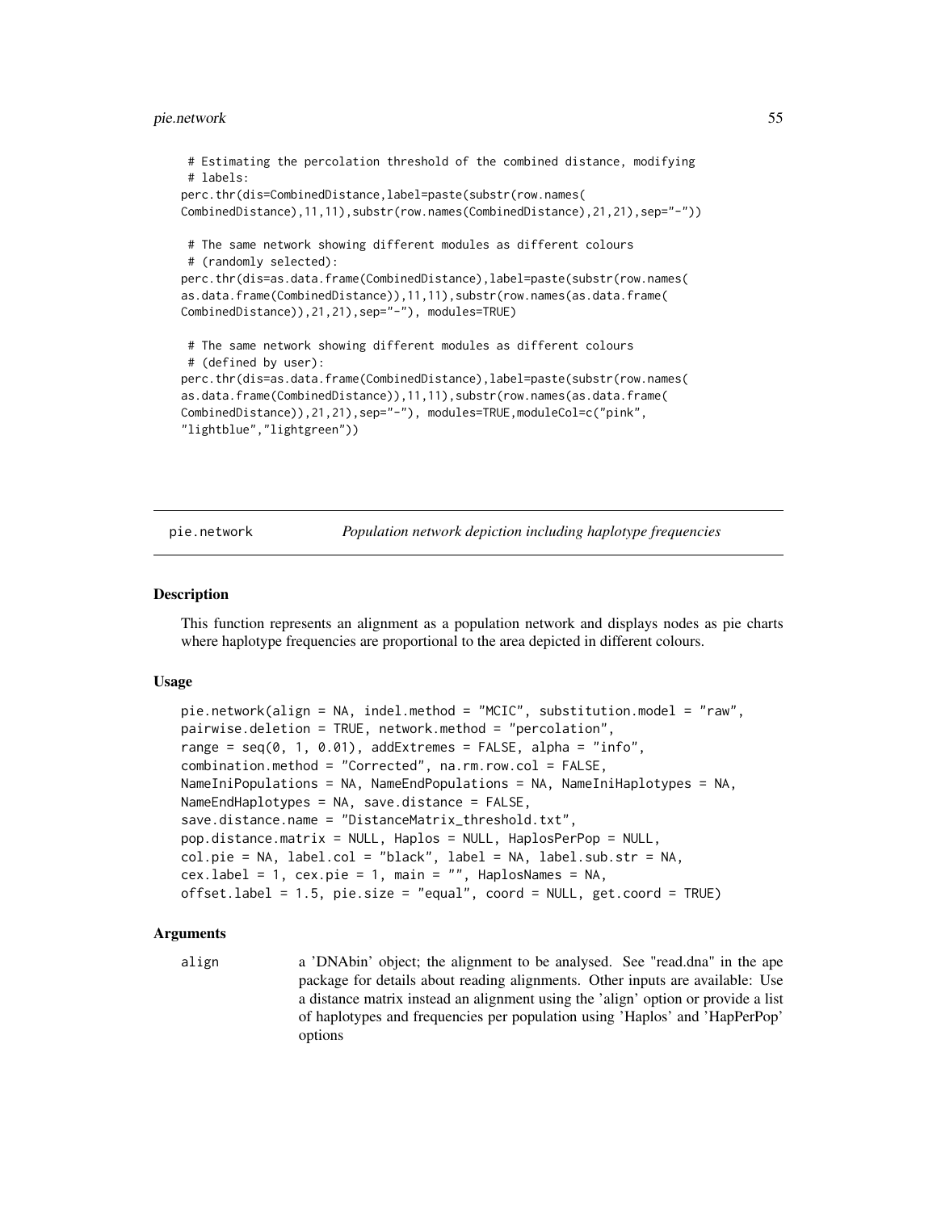```
 # Estimating the percolation threshold of the combined distance, modifying
 # labels:
perc.thr(dis=CombinedDistance,label=paste(substr(row.names(
CombinedDistance),11,11),substr(row.names(CombinedDistance),21,21),sep="-"))

 # The same network showing different modules as different colours
 # (randomly selected):
perc.thr(dis=as.data.frame(CombinedDistance),label=paste(substr(row.names(
as.data.frame(CombinedDistance)),11,11),substr(row.names(as.data.frame(
CombinedDistance)),21,21),sep="-"), modules=TRUE)

 # The same network showing different modules as different colours
 # (defined by user):
perc.thr(dis=as.data.frame(CombinedDistance),label=paste(substr(row.names(
as.data.frame(CombinedDistance)),11,11),substr(row.names(as.data.frame(
CombinedDistance)),21,21),sep="-"), modules=TRUE,moduleCol=c("pink",
"lightblue","lightgreen"))
```

---

## pie.network — *Population network depiction including haplotype frequencies*

### Description

This function represents an alignment as a population network and displays nodes as pie charts where haplotype frequencies are proportional to the area depicted in different colours.

### Usage

```
pie.network(align = NA, indel.method = "MCIC", substitution.model = "raw",
pairwise.deletion = TRUE, network.method = "percolation",
range = seq(0, 1, 0.01), addExtremes = FALSE, alpha = "info",
combination.method = "Corrected", na.rm.row.col = FALSE,
NameIniPopulations = NA, NameEndPopulations = NA, NameIniHaplotypes = NA,
NameEndHaplotypes = NA, save.distance = FALSE,
save.distance.name = "DistanceMatrix_threshold.txt",
pop.distance.matrix = NULL, Haplos = NULL, HaplosPerPop = NULL,
col.pie = NA, label.col = "black", label = NA, label.sub.str = NA,
cex.label = 1, cex.pie = 1, main = "", HaplosNames = NA,
offset.label = 1.5, pie.size = "equal", coord = NULL, get.coord = TRUE)
```

### Arguments

| | |
|---|---|
| align | a 'DNAbin' object; the alignment to be analysed. See "read.dna" in the ape package for details about reading alignments. Other inputs are available: Use a distance matrix instead an alignment using the 'align' option or provide a list of haplotypes and frequencies per population using 'Haplos' and 'HapPerPop' options |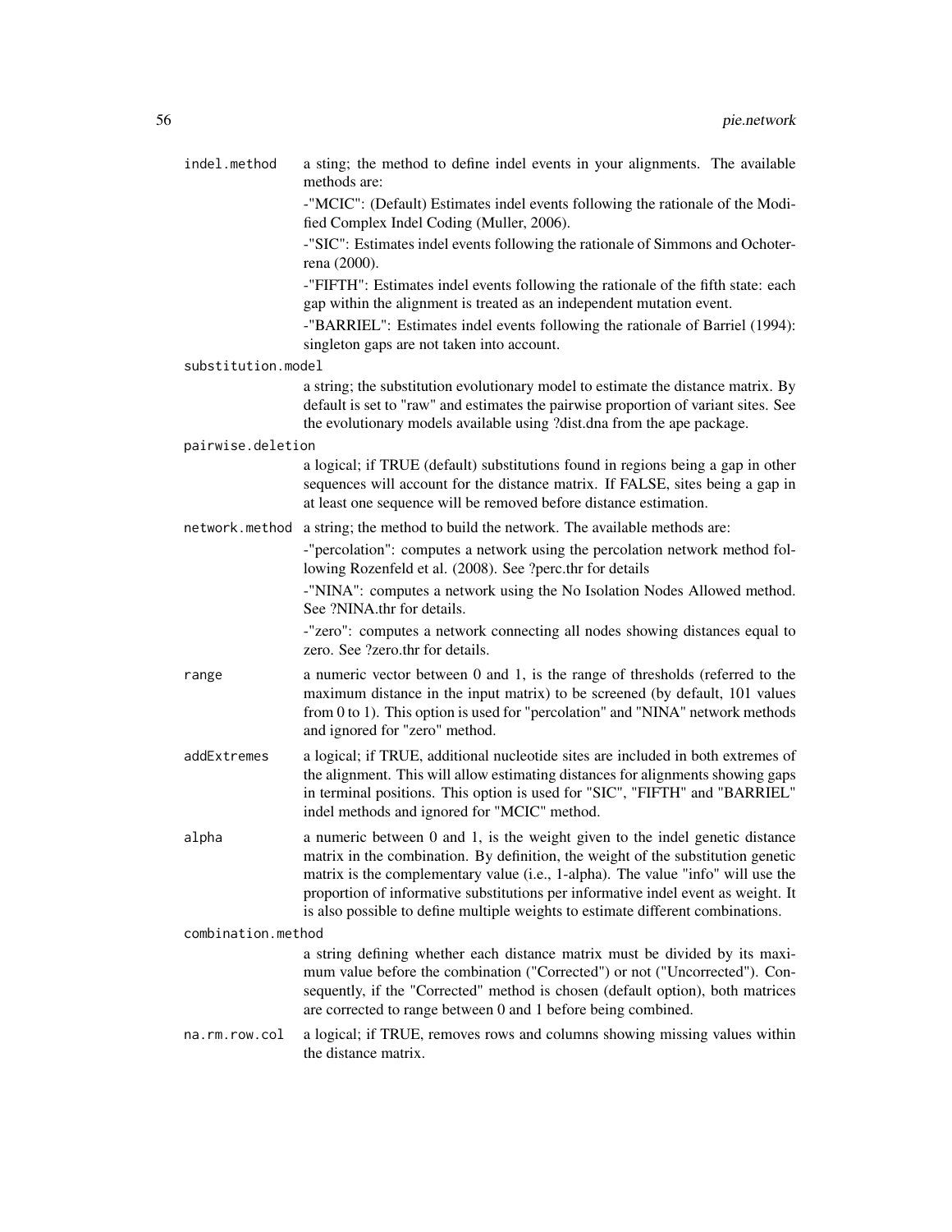`indel.method`
: a sting; the method to define indel events in your alignments. The available methods are:

  -"MCIC": (Default) Estimates indel events following the rationale of the Modified Complex Indel Coding (Muller, 2006).

  -"SIC": Estimates indel events following the rationale of Simmons and Ochoterena (2000).

  -"FIFTH": Estimates indel events following the rationale of the fifth state: each gap within the alignment is treated as an independent mutation event.

  -"BARRIEL": Estimates indel events following the rationale of Barriel (1994): singleton gaps are not taken into account.

`substitution.model`
: a string; the substitution evolutionary model to estimate the distance matrix. By default is set to "raw" and estimates the pairwise proportion of variant sites. See the evolutionary models available using ?dist.dna from the ape package.

`pairwise.deletion`
: a logical; if TRUE (default) substitutions found in regions being a gap in other sequences will account for the distance matrix. If FALSE, sites being a gap in at least one sequence will be removed before distance estimation.

`network.method`
: a string; the method to build the network. The available methods are:

  -"percolation": computes a network using the percolation network method following Rozenfeld et al. (2008). See ?perc.thr for details

  -"NINA": computes a network using the No Isolation Nodes Allowed method. See ?NINA.thr for details.

  -"zero": computes a network connecting all nodes showing distances equal to zero. See ?zero.thr for details.

`range`
: a numeric vector between 0 and 1, is the range of thresholds (referred to the maximum distance in the input matrix) to be screened (by default, 101 values from 0 to 1). This option is used for "percolation" and "NINA" network methods and ignored for "zero" method.

`addExtremes`
: a logical; if TRUE, additional nucleotide sites are included in both extremes of the alignment. This will allow estimating distances for alignments showing gaps in terminal positions. This option is used for "SIC", "FIFTH" and "BARRIEL" indel methods and ignored for "MCIC" method.

`alpha`
: a numeric between 0 and 1, is the weight given to the indel genetic distance matrix in the combination. By definition, the weight of the substitution genetic matrix is the complementary value (i.e., 1-alpha). The value "info" will use the proportion of informative substitutions per informative indel event as weight. It is also possible to define multiple weights to estimate different combinations.

`combination.method`
: a string defining whether each distance matrix must be divided by its maximum value before the combination ("Corrected") or not ("Uncorrected"). Consequently, if the "Corrected" method is chosen (default option), both matrices are corrected to range between 0 and 1 before being combined.

`na.rm.row.col`
: a logical; if TRUE, removes rows and columns showing missing values within the distance matrix.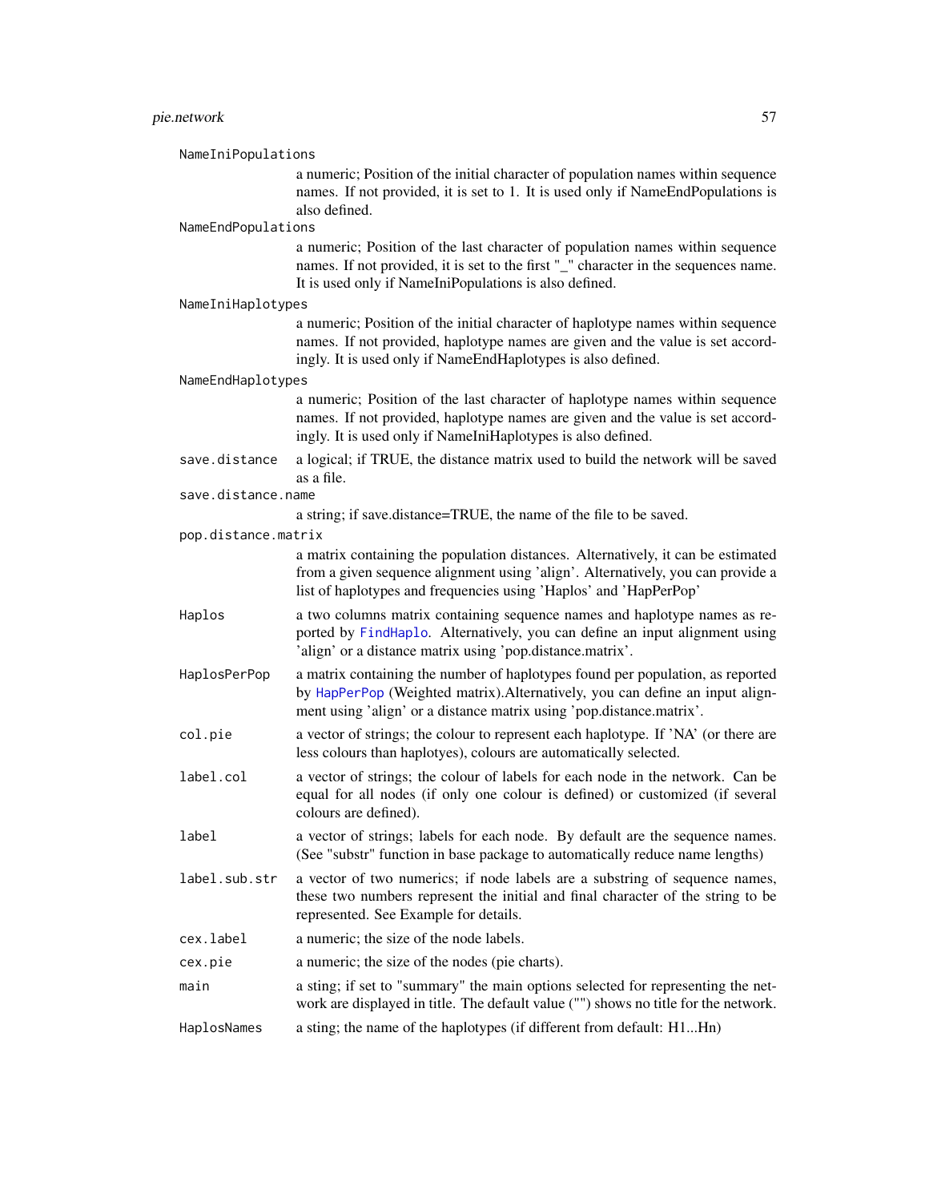NameIniPopulations
: a numeric; Position of the initial character of population names within sequence names. If not provided, it is set to 1. It is used only if NameEndPopulations is also defined.

NameEndPopulations
: a numeric; Position of the last character of population names within sequence names. If not provided, it is set to the first "_" character in the sequences name. It is used only if NameIniPopulations is also defined.

NameIniHaplotypes
: a numeric; Position of the initial character of haplotype names within sequence names. If not provided, haplotype names are given and the value is set accordingly. It is used only if NameEndHaplotypes is also defined.

NameEndHaplotypes
: a numeric; Position of the last character of haplotype names within sequence names. If not provided, haplotype names are given and the value is set accordingly. It is used only if NameIniHaplotypes is also defined.

save.distance
: a logical; if TRUE, the distance matrix used to build the network will be saved as a file.

save.distance.name
: a string; if save.distance=TRUE, the name of the file to be saved.

pop.distance.matrix
: a matrix containing the population distances. Alternatively, it can be estimated from a given sequence alignment using 'align'. Alternatively, you can provide a list of haplotypes and frequencies using 'Haplos' and 'HapPerPop'

Haplos
: a two columns matrix containing sequence names and haplotype names as reported by FindHaplo. Alternatively, you can define an input alignment using 'align' or a distance matrix using 'pop.distance.matrix'.

HaplosPerPop
: a matrix containing the number of haplotypes found per population, as reported by HapPerPop (Weighted matrix).Alternatively, you can define an input alignment using 'align' or a distance matrix using 'pop.distance.matrix'.

col.pie
: a vector of strings; the colour to represent each haplotype. If 'NA' (or there are less colours than haplotyes), colours are automatically selected.

label.col
: a vector of strings; the colour of labels for each node in the network. Can be equal for all nodes (if only one colour is defined) or customized (if several colours are defined).

label
: a vector of strings; labels for each node. By default are the sequence names. (See "substr" function in base package to automatically reduce name lengths)

label.sub.str
: a vector of two numerics; if node labels are a substring of sequence names, these two numbers represent the initial and final character of the string to be represented. See Example for details.

cex.label
: a numeric; the size of the node labels.

cex.pie
: a numeric; the size of the nodes (pie charts).

main
: a sting; if set to "summary" the main options selected for representing the network are displayed in title. The default value ("") shows no title for the network.

HaplosNames
: a sting; the name of the haplotypes (if different from default: H1...Hn)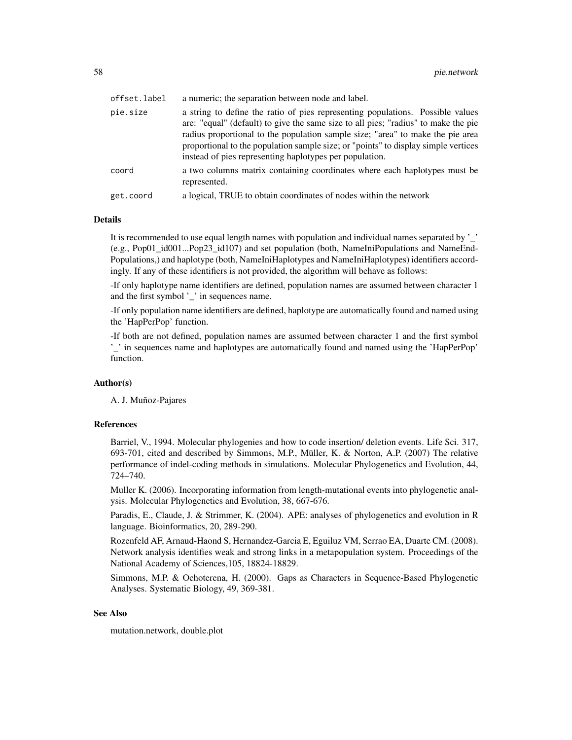| | |
|---|---|
| offset.label | a numeric; the separation between node and label. |
| pie.size | a string to define the ratio of pies representing populations. Possible values are: "equal" (default) to give the same size to all pies; "radius" to make the pie radius proportional to the population sample size; "area" to make the pie area proportional to the population sample size; or "points" to display simple vertices instead of pies representing haplotypes per population. |
| coord | a two columns matrix containing coordinates where each haplotypes must be represented. |
| get.coord | a logical, TRUE to obtain coordinates of nodes within the network |

## Details

It is recommended to use equal length names with population and individual names separated by '_' (e.g., Pop01_id001...Pop23_id107) and set population (both, NameIniPopulations and NameEnd-Populations,) and haplotype (both, NameIniHaplotypes and NameIniHaplotypes) identifiers accordingly. If any of these identifiers is not provided, the algorithm will behave as follows:

-If only haplotype name identifiers are defined, population names are assumed between character 1 and the first symbol '_' in sequences name.

-If only population name identifiers are defined, haplotype are automatically found and named using the 'HapPerPop' function.

-If both are not defined, population names are assumed between character 1 and the first symbol '_' in sequences name and haplotypes are automatically found and named using the 'HapPerPop' function.

## Author(s)

A. J. Muñoz-Pajares

## References

Barriel, V., 1994. Molecular phylogenies and how to code insertion/ deletion events. Life Sci. 317, 693-701, cited and described by Simmons, M.P., Müller, K. & Norton, A.P. (2007) The relative performance of indel-coding methods in simulations. Molecular Phylogenetics and Evolution, 44, 724–740.

Muller K. (2006). Incorporating information from length-mutational events into phylogenetic analysis. Molecular Phylogenetics and Evolution, 38, 667-676.

Paradis, E., Claude, J. & Strimmer, K. (2004). APE: analyses of phylogenetics and evolution in R language. Bioinformatics, 20, 289-290.

Rozenfeld AF, Arnaud-Haond S, Hernandez-Garcia E, Eguiluz VM, Serrao EA, Duarte CM. (2008). Network analysis identifies weak and strong links in a metapopulation system. Proceedings of the National Academy of Sciences,105, 18824-18829.

Simmons, M.P. & Ochoterena, H. (2000). Gaps as Characters in Sequence-Based Phylogenetic Analyses. Systematic Biology, 49, 369-381.

## See Also

mutation.network, double.plot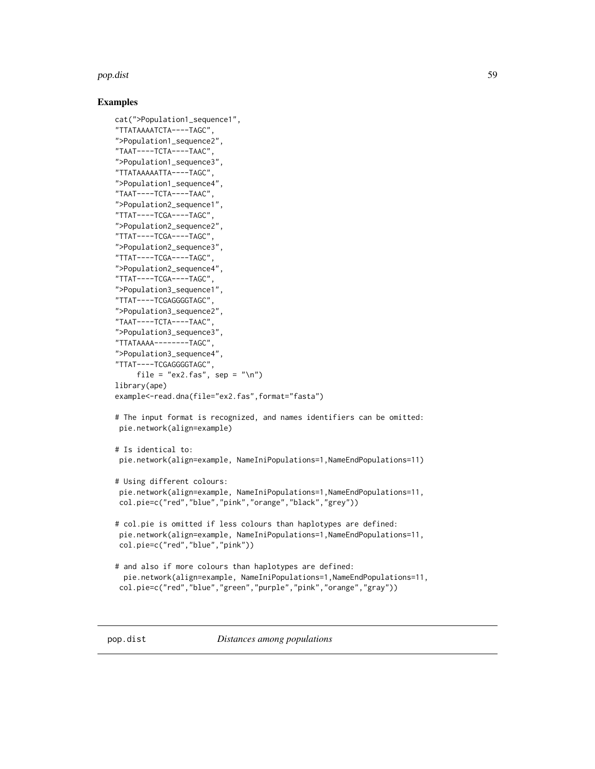## Examples

```
cat(">Population1_sequence1",
"TTATAAAATCTA----TAGC",
">Population1_sequence2",
"TAAT----TCTA----TAAC",
">Population1_sequence3",
"TTATAAAAATTA----TAGC",
">Population1_sequence4",
"TAAT----TCTA----TAAC",
">Population2_sequence1",
"TTAT----TCGA----TAGC",
">Population2_sequence2",
"TTAT----TCGA----TAGC",
">Population2_sequence3",
"TTAT----TCGA----TAGC",
">Population2_sequence4",
"TTAT----TCGA----TAGC",
">Population3_sequence1",
"TTAT----TCGAGGGGTAGC",
">Population3_sequence2",
"TAAT----TCTA----TAAC",
">Population3_sequence3",
"TTATAAAA--------TAGC",
">Population3_sequence4",
"TTAT----TCGAGGGGTAGC",
     file = "ex2.fas", sep = "\n")
library(ape)
example<-read.dna(file="ex2.fas",format="fasta")

# The input format is recognized, and names identifiers can be omitted:
 pie.network(align=example)

# Is identical to:
 pie.network(align=example, NameIniPopulations=1,NameEndPopulations=11)

# Using different colours:
 pie.network(align=example, NameIniPopulations=1,NameEndPopulations=11,
 col.pie=c("red","blue","pink","orange","black","grey"))

# col.pie is omitted if less colours than haplotypes are defined:
 pie.network(align=example, NameIniPopulations=1,NameEndPopulations=11,
 col.pie=c("red","blue","pink"))

# and also if more colours than haplotypes are defined:
  pie.network(align=example, NameIniPopulations=1,NameEndPopulations=11,
 col.pie=c("red","blue","green","purple","pink","orange","gray"))
```

---

pop.dist &nbsp;&nbsp;&nbsp;&nbsp; *Distances among populations*

---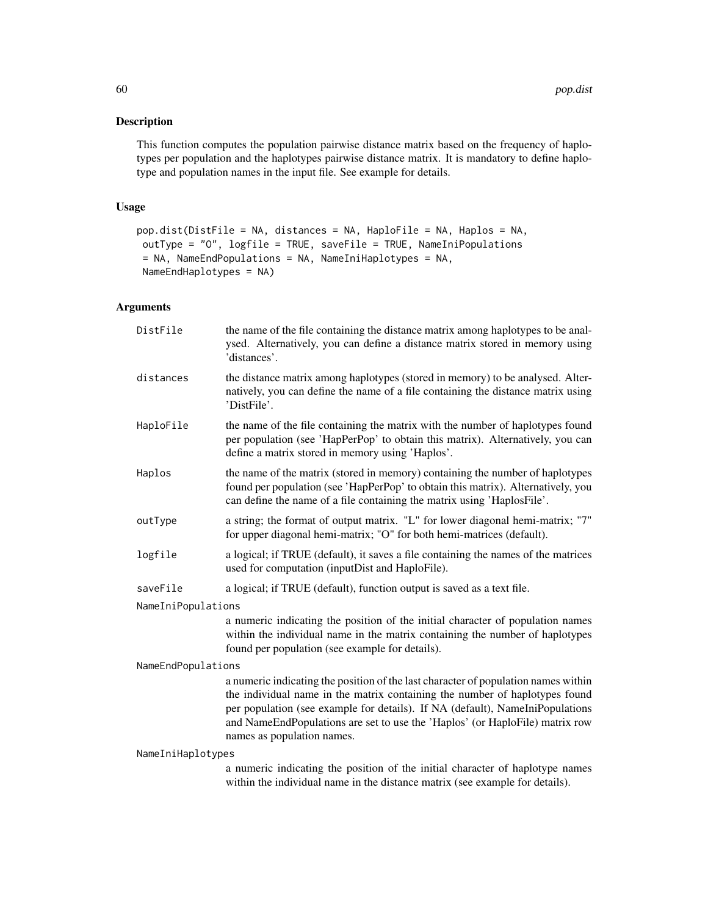## Description

This function computes the population pairwise distance matrix based on the frequency of haplotypes per population and the haplotypes pairwise distance matrix. It is mandatory to define haplotype and population names in the input file. See example for details.

## Usage

```
pop.dist(DistFile = NA, distances = NA, HaploFile = NA, Haplos = NA,
 outType = "O", logfile = TRUE, saveFile = TRUE, NameIniPopulations
 = NA, NameEndPopulations = NA, NameIniHaplotypes = NA,
 NameEndHaplotypes = NA)
```

## Arguments

| | |
|---|---|
| DistFile | the name of the file containing the distance matrix among haplotypes to be analysed. Alternatively, you can define a distance matrix stored in memory using 'distances'. |
| distances | the distance matrix among haplotypes (stored in memory) to be analysed. Alternatively, you can define the name of a file containing the distance matrix using 'DistFile'. |
| HaploFile | the name of the file containing the matrix with the number of haplotypes found per population (see 'HapPerPop' to obtain this matrix). Alternatively, you can define a matrix stored in memory using 'Haplos'. |
| Haplos | the name of the matrix (stored in memory) containing the number of haplotypes found per population (see 'HapPerPop' to obtain this matrix). Alternatively, you can define the name of a file containing the matrix using 'HaplosFile'. |
| outType | a string; the format of output matrix. "L" for lower diagonal hemi-matrix; "7" for upper diagonal hemi-matrix; "O" for both hemi-matrices (default). |
| logfile | a logical; if TRUE (default), it saves a file containing the names of the matrices used for computation (inputDist and HaploFile). |
| saveFile | a logical; if TRUE (default), function output is saved as a text file. |
| NameIniPopulations | a numeric indicating the position of the initial character of population names within the individual name in the matrix containing the number of haplotypes found per population (see example for details). |
| NameEndPopulations | a numeric indicating the position of the last character of population names within the individual name in the matrix containing the number of haplotypes found per population (see example for details). If NA (default), NameIniPopulations and NameEndPopulations are set to use the 'Haplos' (or HaploFile) matrix row names as population names. |
| NameIniHaplotypes | a numeric indicating the position of the initial character of haplotype names within the individual name in the distance matrix (see example for details). |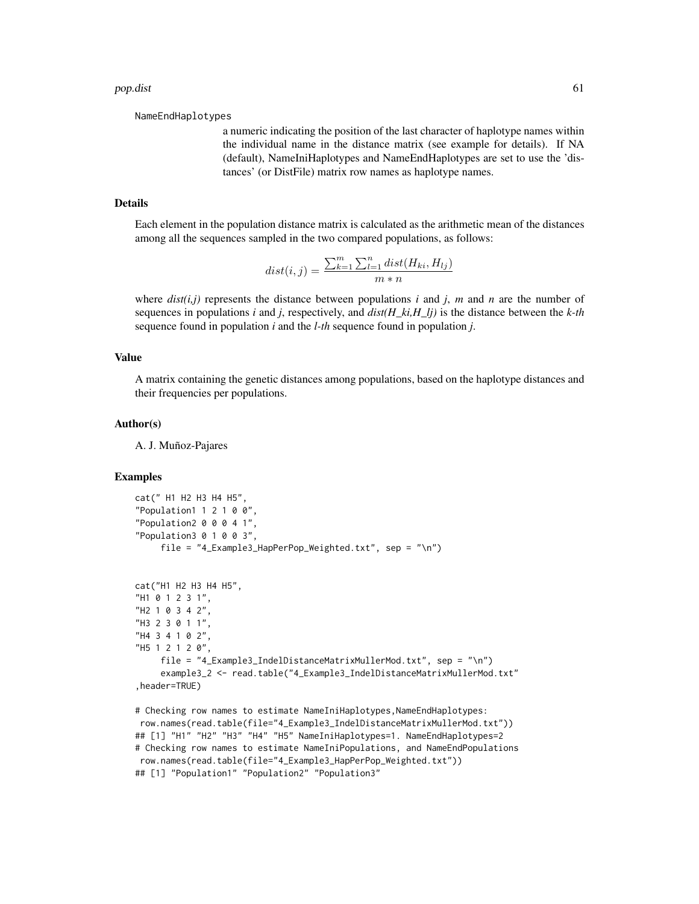NameEndHaplotypes

a numeric indicating the position of the last character of haplotype names within the individual name in the distance matrix (see example for details). If NA (default), NameIniHaplotypes and NameEndHaplotypes are set to use the 'distances' (or DistFile) matrix row names as haplotype names.

### Details

Each element in the population distance matrix is calculated as the arithmetic mean of the distances among all the sequences sampled in the two compared populations, as follows:

$$dist(i,j) = \frac{\sum_{k=1}^{m} \sum_{l=1}^{n} dist(H_{ki}, H_{lj})}{m * n}$$

where *dist(i,j)* represents the distance between populations *i* and *j*, *m* and *n* are the number of sequences in populations *i* and *j*, respectively, and *dist(H_ki,H_lj)* is the distance between the *k-th* sequence found in population *i* and the *l-th* sequence found in population *j*.

### Value

A matrix containing the genetic distances among populations, based on the haplotype distances and their frequencies per populations.

### Author(s)

A. J. Muñoz-Pajares

### Examples

```
cat(" H1 H2 H3 H4 H5",
"Population1 1 2 1 0 0",
"Population2 0 0 0 4 1",
"Population3 0 1 0 0 3",
     file = "4_Example3_HapPerPop_Weighted.txt", sep = "\n")


cat("H1 H2 H3 H4 H5",
"H1 0 1 2 3 1",
"H2 1 0 3 4 2",
"H3 2 3 0 1 1",
"H4 3 4 1 0 2",
"H5 1 2 1 2 0",
     file = "4_Example3_IndelDistanceMatrixMullerMod.txt", sep = "\n")
     example3_2 <- read.table("4_Example3_IndelDistanceMatrixMullerMod.txt"
,header=TRUE)

# Checking row names to estimate NameIniHaplotypes,NameEndHaplotypes:
 row.names(read.table(file="4_Example3_IndelDistanceMatrixMullerMod.txt"))
## [1] "H1" "H2" "H3" "H4" "H5" NameIniHaplotypes=1. NameEndHaplotypes=2
# Checking row names to estimate NameIniPopulations, and NameEndPopulations
 row.names(read.table(file="4_Example3_HapPerPop_Weighted.txt"))
## [1] "Population1" "Population2" "Population3"
```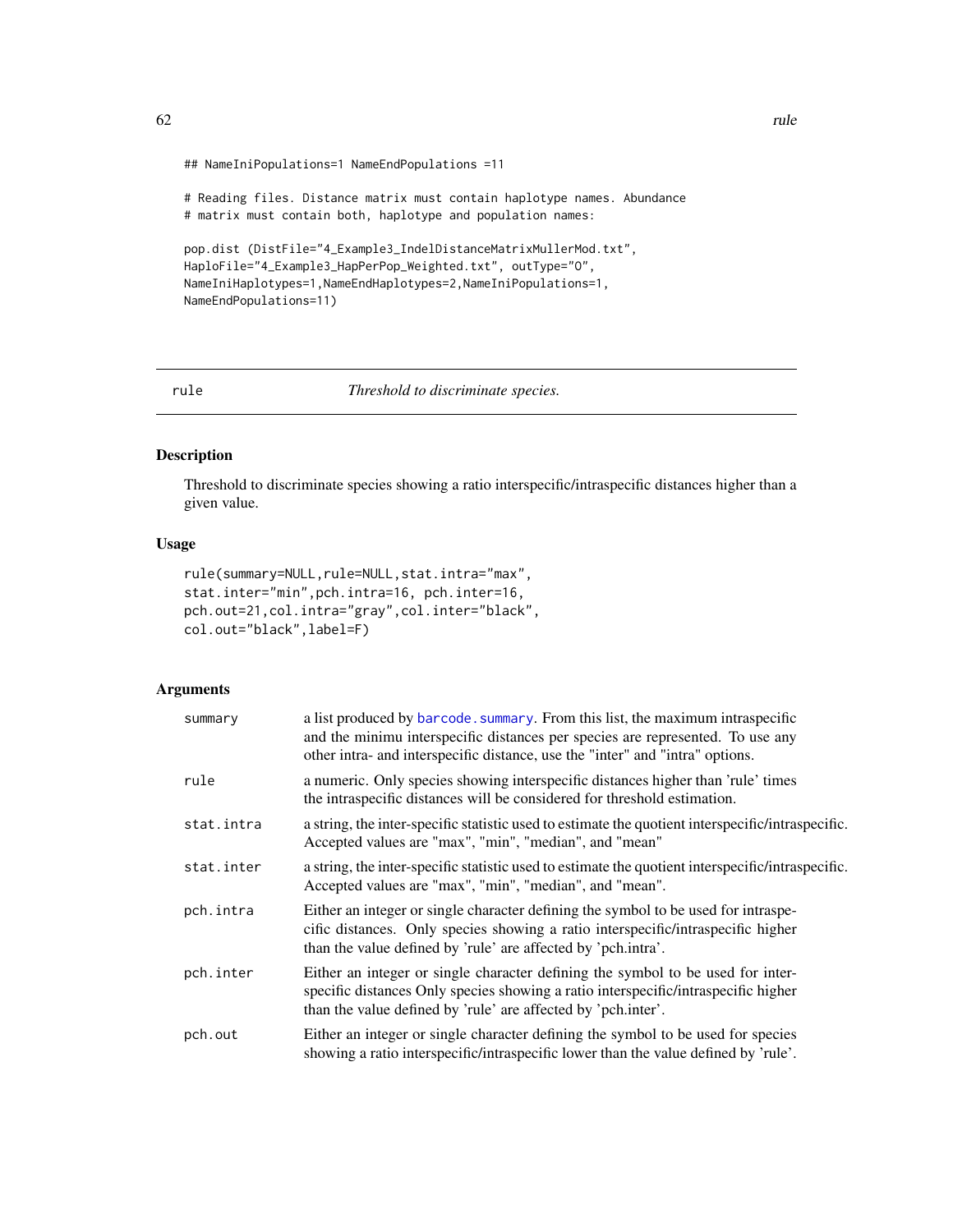```
## NameIniPopulations=1 NameEndPopulations =11

# Reading files. Distance matrix must contain haplotype names. Abundance
# matrix must contain both, haplotype and population names:

pop.dist (DistFile="4_Example3_IndelDistanceMatrixMullerMod.txt",
HaploFile="4_Example3_HapPerPop_Weighted.txt", outType="O",
NameIniHaplotypes=1,NameEndHaplotypes=2,NameIniPopulations=1,
NameEndPopulations=11)
```

---

## rule — *Threshold to discriminate species.*

---

### Description

Threshold to discriminate species showing a ratio interspecific/intraspecific distances higher than a given value.

### Usage

```
rule(summary=NULL,rule=NULL,stat.intra="max",
stat.inter="min",pch.intra=16, pch.inter=16,
pch.out=21,col.intra="gray",col.inter="black",
col.out="black",label=F)
```

### Arguments

| | |
|---|---|
| `summary` | a list produced by `barcode.summary`. From this list, the maximum intraspecific and the minimu interspecific distances per species are represented. To use any other intra- and interspecific distance, use the "inter" and "intra" options. |
| `rule` | a numeric. Only species showing interspecific distances higher than 'rule' times the intraspecific distances will be considered for threshold estimation. |
| `stat.intra` | a string, the inter-specific statistic used to estimate the quotient interspecific/intraspecific. Accepted values are "max", "min", "median", and "mean" |
| `stat.inter` | a string, the inter-specific statistic used to estimate the quotient interspecific/intraspecific. Accepted values are "max", "min", "median", and "mean". |
| `pch.intra` | Either an integer or single character defining the symbol to be used for intraspecific distances. Only species showing a ratio interspecific/intraspecific higher than the value defined by 'rule' are affected by 'pch.intra'. |
| `pch.inter` | Either an integer or single character defining the symbol to be used for interspecific distances Only species showing a ratio interspecific/intraspecific higher than the value defined by 'rule' are affected by 'pch.inter'. |
| `pch.out` | Either an integer or single character defining the symbol to be used for species showing a ratio interspecific/intraspecific lower than the value defined by 'rule'. |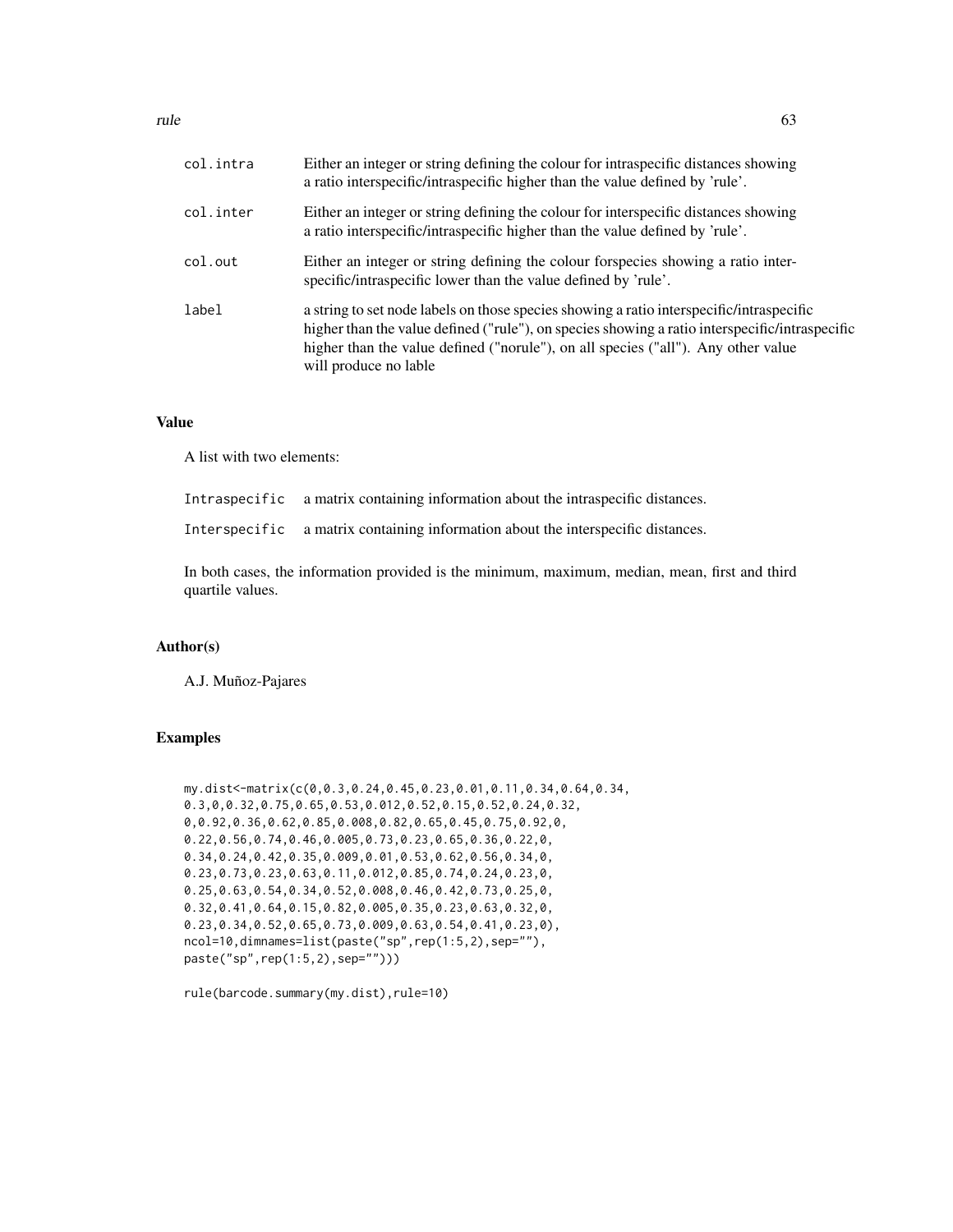| | |
|---|---|
| col.intra | Either an integer or string defining the colour for intraspecific distances showing a ratio interspecific/intraspecific higher than the value defined by 'rule'. |
| col.inter | Either an integer or string defining the colour for interspecific distances showing a ratio interspecific/intraspecific higher than the value defined by 'rule'. |
| col.out | Either an integer or string defining the colour forspecies showing a ratio interspecific/intraspecific lower than the value defined by 'rule'. |
| label | a string to set node labels on those species showing a ratio interspecific/intraspecific higher than the value defined ("rule"), on species showing a ratio interspecific/intraspecific higher than the value defined ("norule"), on all species ("all"). Any other value will produce no lable |

## Value

A list with two elements:

| | |
|---|---|
| Intraspecific | a matrix containing information about the intraspecific distances. |
| Interspecific | a matrix containing information about the interspecific distances. |

In both cases, the information provided is the minimum, maximum, median, mean, first and third quartile values.

## Author(s)

A.J. Muñoz-Pajares

## Examples

```
my.dist<-matrix(c(0,0.3,0.24,0.45,0.23,0.01,0.11,0.34,0.64,0.34,
0.3,0,0.32,0.75,0.65,0.53,0.012,0.52,0.15,0.52,0.24,0.32,
0,0.92,0.36,0.62,0.85,0.008,0.82,0.65,0.45,0.75,0.92,0,
0.22,0.56,0.74,0.46,0.005,0.73,0.23,0.65,0.36,0.22,0,
0.34,0.24,0.42,0.35,0.009,0.01,0.53,0.62,0.56,0.34,0,
0.23,0.73,0.23,0.63,0.11,0.012,0.85,0.74,0.24,0.23,0,
0.25,0.63,0.54,0.34,0.52,0.008,0.46,0.42,0.73,0.25,0,
0.32,0.41,0.64,0.15,0.82,0.005,0.35,0.23,0.63,0.32,0,
0.23,0.34,0.52,0.65,0.73,0.009,0.63,0.54,0.41,0.23,0),
ncol=10,dimnames=list(paste("sp",rep(1:5,2),sep=""),
paste("sp",rep(1:5,2),sep="")))

rule(barcode.summary(my.dist),rule=10)
```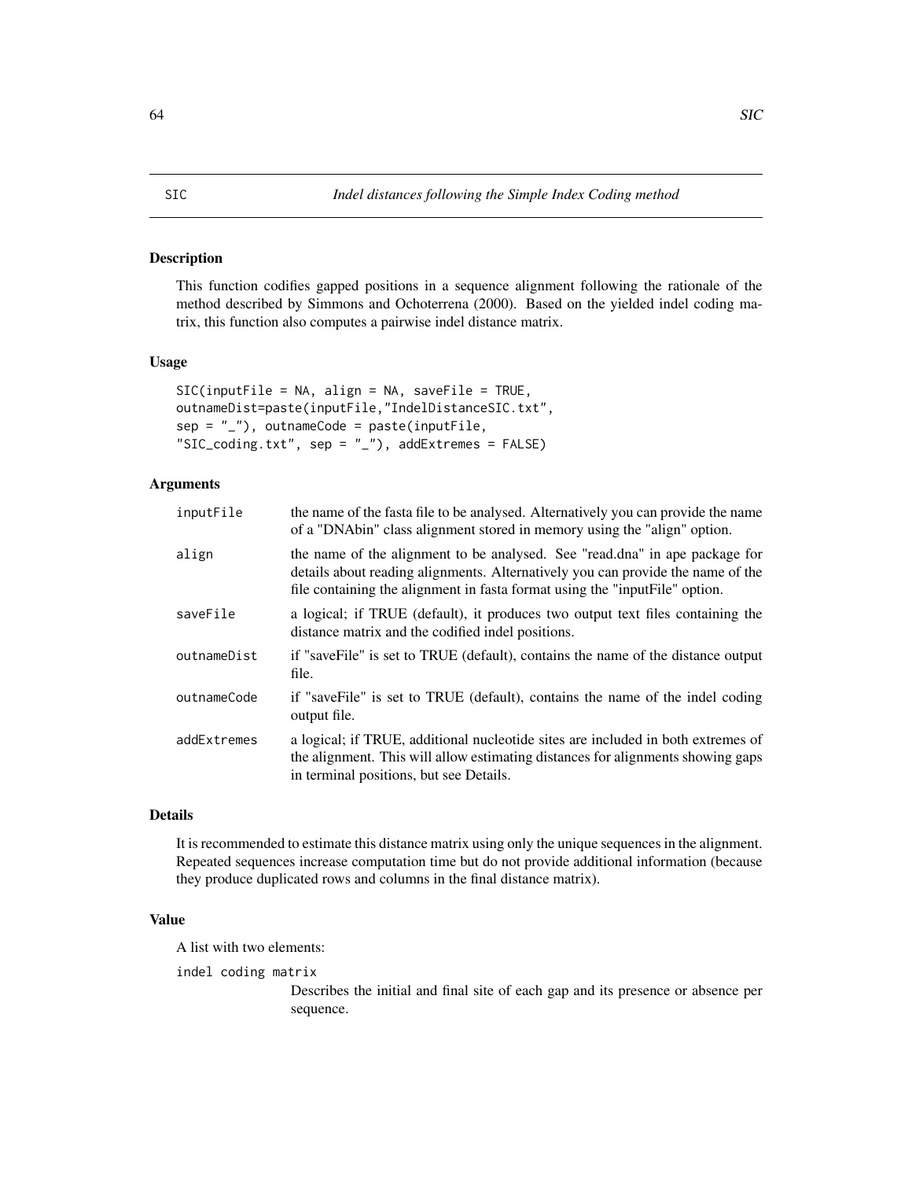## SIC — *Indel distances following the Simple Index Coding method*

### Description

This function codifies gapped positions in a sequence alignment following the rationale of the method described by Simmons and Ochoterrena (2000). Based on the yielded indel coding matrix, this function also computes a pairwise indel distance matrix.

### Usage

```
SIC(inputFile = NA, align = NA, saveFile = TRUE,
outnameDist=paste(inputFile,"IndelDistanceSIC.txt",
sep = "_"), outnameCode = paste(inputFile,
"SIC_coding.txt", sep = "_"), addExtremes = FALSE)
```

### Arguments

| | |
|---|---|
| `inputFile` | the name of the fasta file to be analysed. Alternatively you can provide the name of a "DNAbin" class alignment stored in memory using the "align" option. |
| `align` | the name of the alignment to be analysed. See "read.dna" in ape package for details about reading alignments. Alternatively you can provide the name of the file containing the alignment in fasta format using the "inputFile" option. |
| `saveFile` | a logical; if TRUE (default), it produces two output text files containing the distance matrix and the codified indel positions. |
| `outnameDist` | if "saveFile" is set to TRUE (default), contains the name of the distance output file. |
| `outnameCode` | if "saveFile" is set to TRUE (default), contains the name of the indel coding output file. |
| `addExtremes` | a logical; if TRUE, additional nucleotide sites are included in both extremes of the alignment. This will allow estimating distances for alignments showing gaps in terminal positions, but see Details. |

### Details

It is recommended to estimate this distance matrix using only the unique sequences in the alignment. Repeated sequences increase computation time but do not provide additional information (because they produce duplicated rows and columns in the final distance matrix).

### Value

A list with two elements:

`indel coding matrix`
: Describes the initial and final site of each gap and its presence or absence per sequence.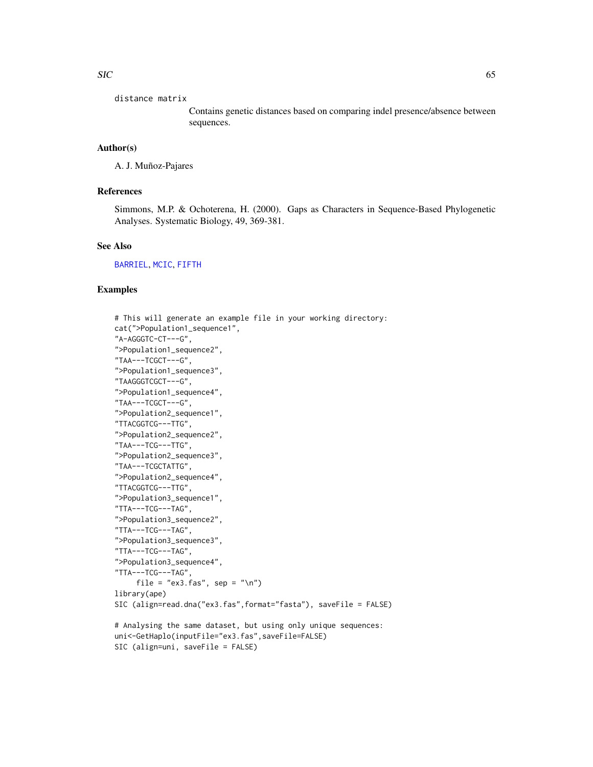distance matrix
: Contains genetic distances based on comparing indel presence/absence between sequences.

## Author(s)

A. J. Muñoz-Pajares

## References

Simmons, M.P. & Ochoterena, H. (2000). Gaps as Characters in Sequence-Based Phylogenetic Analyses. Systematic Biology, 49, 369-381.

## See Also

BARRIEL, MCIC, FIFTH

## Examples

```
# This will generate an example file in your working directory:
cat(">Population1_sequence1",
"A-AGGGTC-CT---G",
">Population1_sequence2",
"TAA---TCGCT---G",
">Population1_sequence3",
"TAAGGGTCGCT---G",
">Population1_sequence4",
"TAA---TCGCT---G",
">Population2_sequence1",
"TTACGGTCG---TTG",
">Population2_sequence2",
"TAA---TCG---TTG",
">Population2_sequence3",
"TAA---TCGCTATTG",
">Population2_sequence4",
"TTACGGTCG---TTG",
">Population3_sequence1",
"TTA---TCG---TAG",
">Population3_sequence2",
"TTA---TCG---TAG",
">Population3_sequence3",
"TTA---TCG---TAG",
">Population3_sequence4",
"TTA---TCG---TAG",
     file = "ex3.fas", sep = "\n")
library(ape)
SIC (align=read.dna("ex3.fas",format="fasta"), saveFile = FALSE)

# Analysing the same dataset, but using only unique sequences:
uni<-GetHaplo(inputFile="ex3.fas",saveFile=FALSE)
SIC (align=uni, saveFile = FALSE)
```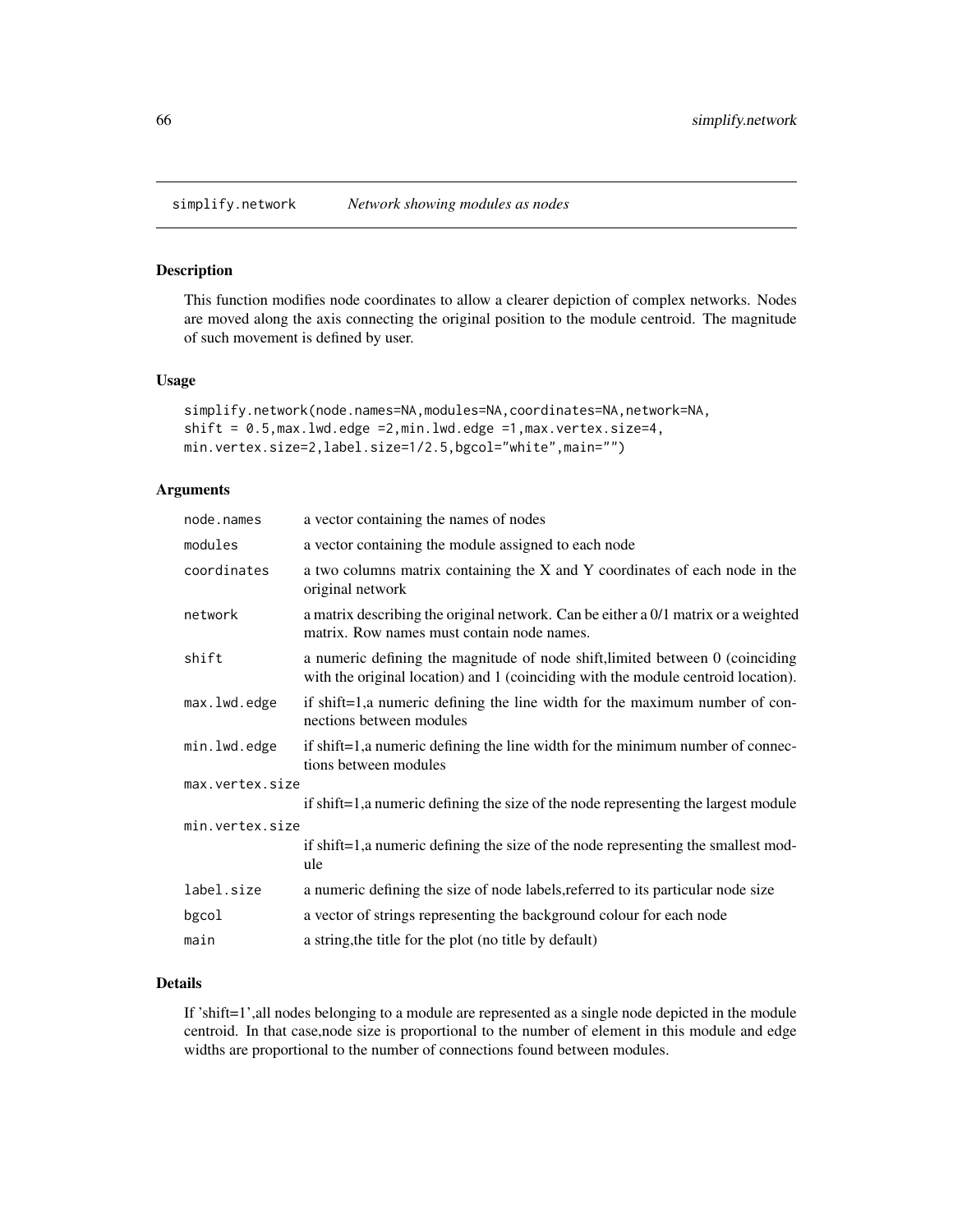simplify.network *Network showing modules as nodes*

## Description

This function modifies node coordinates to allow a clearer depiction of complex networks. Nodes are moved along the axis connecting the original position to the module centroid. The magnitude of such movement is defined by user.

## Usage

```
simplify.network(node.names=NA,modules=NA,coordinates=NA,network=NA,
shift = 0.5,max.lwd.edge =2,min.lwd.edge =1,max.vertex.size=4,
min.vertex.size=2,label.size=1/2.5,bgcol="white",main="")
```

## Arguments

| Argument | Description |
|---|---|
| node.names | a vector containing the names of nodes |
| modules | a vector containing the module assigned to each node |
| coordinates | a two columns matrix containing the X and Y coordinates of each node in the original network |
| network | a matrix describing the original network. Can be either a 0/1 matrix or a weighted matrix. Row names must contain node names. |
| shift | a numeric defining the magnitude of node shift,limited between 0 (coinciding with the original location) and 1 (coinciding with the module centroid location). |
| max.lwd.edge | if shift=1,a numeric defining the line width for the maximum number of connections between modules |
| min.lwd.edge | if shift=1,a numeric defining the line width for the minimum number of connections between modules |
| max.vertex.size | if shift=1,a numeric defining the size of the node representing the largest module |
| min.vertex.size | if shift=1,a numeric defining the size of the node representing the smallest module |
| label.size | a numeric defining the size of node labels,referred to its particular node size |
| bgcol | a vector of strings representing the background colour for each node |
| main | a string,the title for the plot (no title by default) |

## Details

If 'shift=1',all nodes belonging to a module are represented as a single node depicted in the module centroid. In that case,node size is proportional to the number of element in this module and edge widths are proportional to the number of connections found between modules.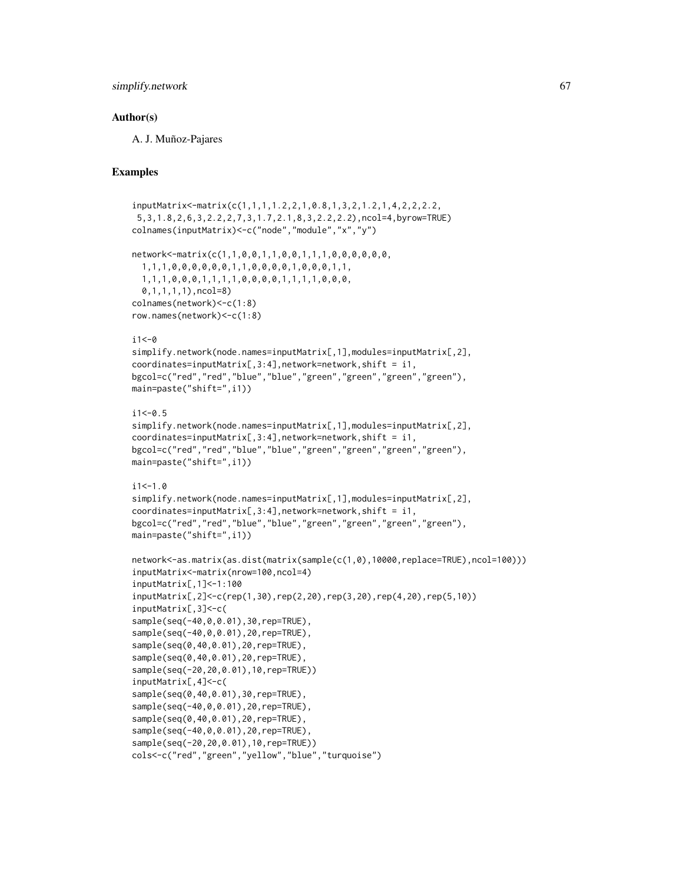## Author(s)

A. J. Muñoz-Pajares

## Examples

```
inputMatrix<-matrix(c(1,1,1,1.2,2,1,0.8,1,3,2,1.2,1,4,2,2,2.2,
 5,3,1.8,2,6,3,2.2,2,7,3,1.7,2.1,8,3,2.2,2.2),ncol=4,byrow=TRUE)
colnames(inputMatrix)<-c("node","module","x","y")

network<-matrix(c(1,1,0,0,1,1,0,0,1,1,1,0,0,0,0,0,0,
  1,1,1,0,0,0,0,0,0,1,1,0,0,0,0,1,0,0,0,1,1,
  1,1,1,0,0,0,1,1,1,1,0,0,0,0,1,1,1,1,0,0,0,
  0,1,1,1,1),ncol=8)
colnames(network)<-c(1:8)
row.names(network)<-c(1:8)

i1<-0
simplify.network(node.names=inputMatrix[,1],modules=inputMatrix[,2],
coordinates=inputMatrix[,3:4],network=network,shift = i1,
bgcol=c("red","red","blue","blue","green","green","green","green"),
main=paste("shift=",i1))

i1<-0.5
simplify.network(node.names=inputMatrix[,1],modules=inputMatrix[,2],
coordinates=inputMatrix[,3:4],network=network,shift = i1,
bgcol=c("red","red","blue","blue","green","green","green","green"),
main=paste("shift=",i1))

i1<-1.0
simplify.network(node.names=inputMatrix[,1],modules=inputMatrix[,2],
coordinates=inputMatrix[,3:4],network=network,shift = i1,
bgcol=c("red","red","blue","blue","green","green","green","green"),
main=paste("shift=",i1))

network<-as.matrix(as.dist(matrix(sample(c(1,0),10000,replace=TRUE),ncol=100)))
inputMatrix<-matrix(nrow=100,ncol=4)
inputMatrix[,1]<-1:100
inputMatrix[,2]<-c(rep(1,30),rep(2,20),rep(3,20),rep(4,20),rep(5,10))
inputMatrix[,3]<-c(
sample(seq(-40,0,0.01),30,rep=TRUE),
sample(seq(-40,0,0.01),20,rep=TRUE),
sample(seq(0,40,0.01),20,rep=TRUE),
sample(seq(0,40,0.01),20,rep=TRUE),
sample(seq(-20,20,0.01),10,rep=TRUE))
inputMatrix[,4]<-c(
sample(seq(0,40,0.01),30,rep=TRUE),
sample(seq(-40,0,0.01),20,rep=TRUE),
sample(seq(0,40,0.01),20,rep=TRUE),
sample(seq(-40,0,0.01),20,rep=TRUE),
sample(seq(-20,20,0.01),10,rep=TRUE))
cols<-c("red","green","yellow","blue","turquoise")
```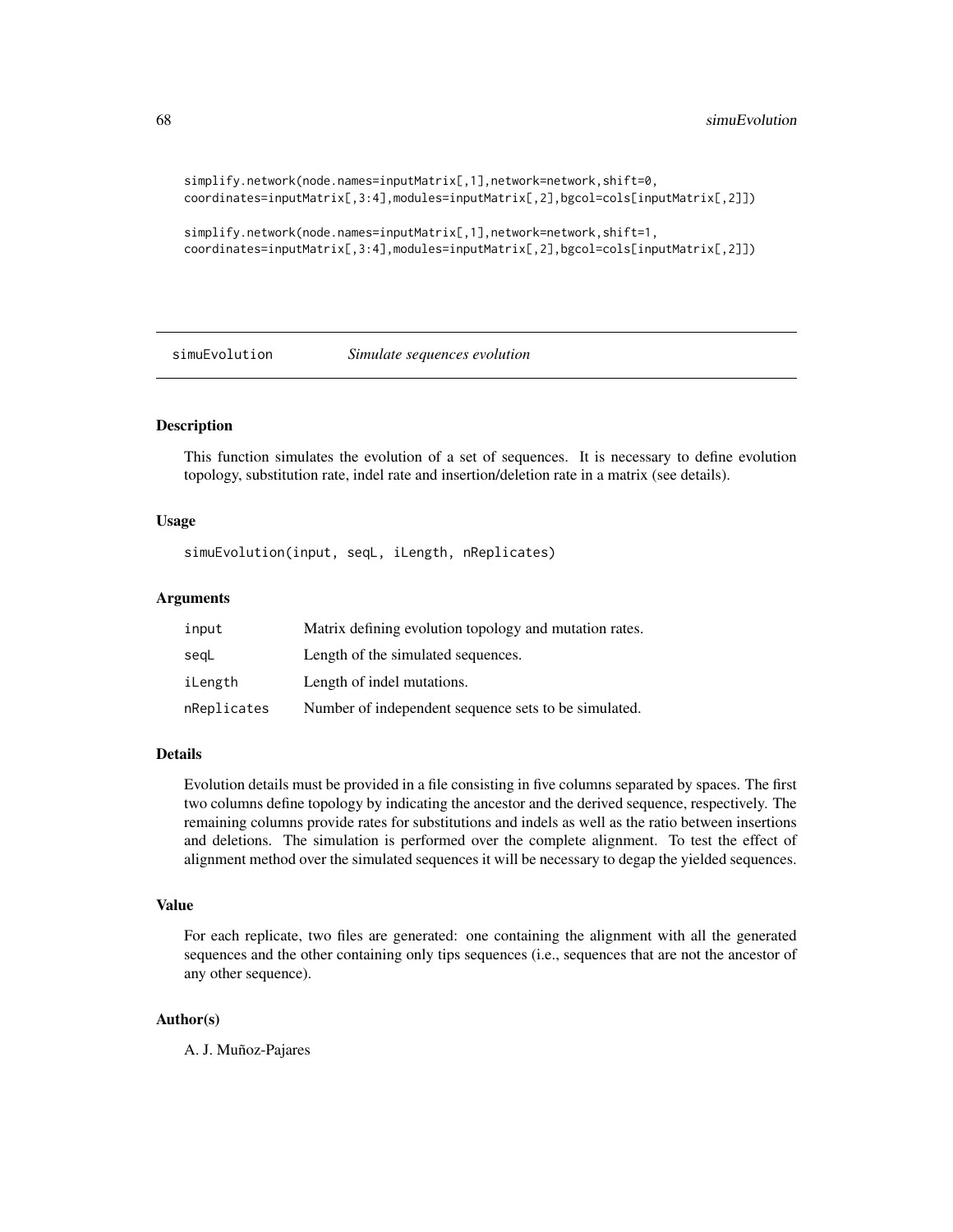```
simplify.network(node.names=inputMatrix[,1],network=network,shift=0,
coordinates=inputMatrix[,3:4],modules=inputMatrix[,2],bgcol=cols[inputMatrix[,2]])

simplify.network(node.names=inputMatrix[,1],network=network,shift=1,
coordinates=inputMatrix[,3:4],modules=inputMatrix[,2],bgcol=cols[inputMatrix[,2]])
```

## simuEvolution *Simulate sequences evolution*

### Description

This function simulates the evolution of a set of sequences. It is necessary to define evolution topology, substitution rate, indel rate and insertion/deletion rate in a matrix (see details).

### Usage

```
simuEvolution(input, seqL, iLength, nReplicates)
```

### Arguments

| | |
|---|---|
| input | Matrix defining evolution topology and mutation rates. |
| seqL | Length of the simulated sequences. |
| iLength | Length of indel mutations. |
| nReplicates | Number of independent sequence sets to be simulated. |

### Details

Evolution details must be provided in a file consisting in five columns separated by spaces. The first two columns define topology by indicating the ancestor and the derived sequence, respectively. The remaining columns provide rates for substitutions and indels as well as the ratio between insertions and deletions. The simulation is performed over the complete alignment. To test the effect of alignment method over the simulated sequences it will be necessary to degap the yielded sequences.

### Value

For each replicate, two files are generated: one containing the alignment with all the generated sequences and the other containing only tips sequences (i.e., sequences that are not the ancestor of any other sequence).

### Author(s)

A. J. Muñoz-Pajares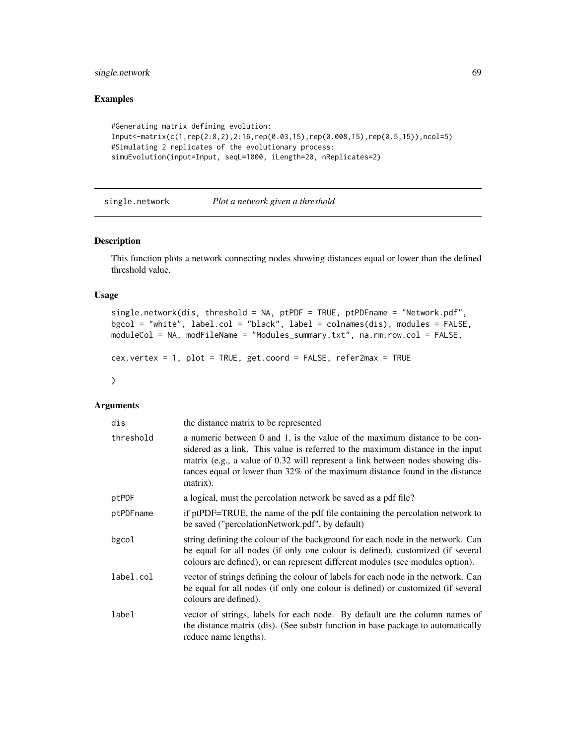## Examples

```
#Generating matrix defining evolution:
Input<-matrix(c(1,rep(2:8,2),2:16,rep(0.03,15),rep(0.008,15),rep(0.5,15)),ncol=5)
#Simulating 2 replicates of the evolutionary process:
simuEvolution(input=Input, seqL=1000, iLength=20, nReplicates=2)
```

---

# single.network    *Plot a network given a threshold*

## Description

This function plots a network connecting nodes showing distances equal or lower than the defined threshold value.

## Usage

```
single.network(dis, threshold = NA, ptPDF = TRUE, ptPDFname = "Network.pdf",
bgcol = "white", label.col = "black", label = colnames(dis), modules = FALSE,
moduleCol = NA, modFileName = "Modules_summary.txt", na.rm.row.col = FALSE,

cex.vertex = 1, plot = TRUE, get.coord = FALSE, refer2max = TRUE

)
```

## Arguments

| | |
|---|---|
| dis | the distance matrix to be represented |
| threshold | a numeric between 0 and 1, is the value of the maximum distance to be considered as a link. This value is referred to the maximum distance in the input matrix (e.g., a value of 0.32 will represent a link between nodes showing distances equal or lower than 32% of the maximum distance found in the distance matrix). |
| ptPDF | a logical, must the percolation network be saved as a pdf file? |
| ptPDFname | if ptPDF=TRUE, the name of the pdf file containing the percolation network to be saved ("percolationNetwork.pdf", by default) |
| bgcol | string defining the colour of the background for each node in the network. Can be equal for all nodes (if only one colour is defined), customized (if several colours are defined), or can represent different modules (see modules option). |
| label.col | vector of strings defining the colour of labels for each node in the network. Can be equal for all nodes (if only one colour is defined) or customized (if several colours are defined). |
| label | vector of strings, labels for each node. By default are the column names of the distance matrix (dis). (See substr function in base package to automatically reduce name lengths). |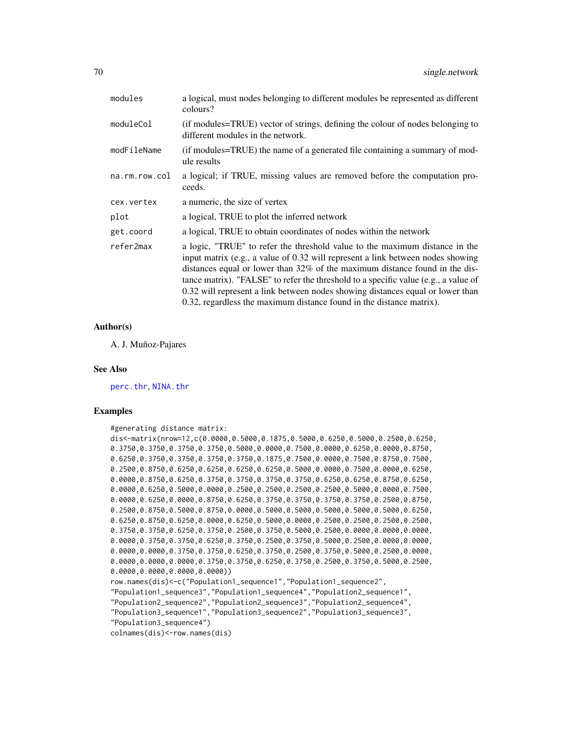| | |
|---|---|
| modules | a logical, must nodes belonging to different modules be represented as different colours? |
| moduleCol | (if modules=TRUE) vector of strings, defining the colour of nodes belonging to different modules in the network. |
| modFileName | (if modules=TRUE) the name of a generated file containing a summary of module results |
| na.rm.row.col | a logical; if TRUE, missing values are removed before the computation proceeds. |
| cex.vertex | a numeric, the size of vertex |
| plot | a logical, TRUE to plot the inferred network |
| get.coord | a logical, TRUE to obtain coordinates of nodes within the network |
| refer2max | a logic, "TRUE" to refer the threshold value to the maximum distance in the input matrix (e.g., a value of 0.32 will represent a link between nodes showing distances equal or lower than 32% of the maximum distance found in the distance matrix). "FALSE" to refer the threshold to a specific value (e.g., a value of 0.32 will represent a link between nodes showing distances equal or lower than 0.32, regardless the maximum distance found in the distance matrix). |

## Author(s)

A. J. Muñoz-Pajares

## See Also

perc.thr, NINA.thr

## Examples

```
#generating distance matrix:
dis<-matrix(nrow=12,c(0.0000,0.5000,0.1875,0.5000,0.6250,0.5000,0.2500,0.6250,
0.3750,0.3750,0.3750,0.3750,0.5000,0.0000,0.7500,0.0000,0.6250,0.0000,0.8750,
0.6250,0.3750,0.3750,0.3750,0.3750,0.1875,0.7500,0.0000,0.7500,0.8750,0.7500,
0.2500,0.8750,0.6250,0.6250,0.6250,0.6250,0.5000,0.0000,0.7500,0.0000,0.6250,
0.0000,0.8750,0.6250,0.3750,0.3750,0.3750,0.3750,0.6250,0.6250,0.8750,0.6250,
0.0000,0.6250,0.5000,0.0000,0.2500,0.2500,0.2500,0.2500,0.5000,0.0000,0.7500,
0.0000,0.6250,0.0000,0.8750,0.6250,0.3750,0.3750,0.3750,0.3750,0.2500,0.8750,
0.2500,0.8750,0.5000,0.8750,0.0000,0.5000,0.5000,0.5000,0.5000,0.5000,0.6250,
0.6250,0.8750,0.6250,0.0000,0.6250,0.5000,0.0000,0.2500,0.2500,0.2500,0.2500,
0.3750,0.3750,0.6250,0.3750,0.2500,0.3750,0.5000,0.2500,0.0000,0.0000,0.0000,
0.0000,0.3750,0.3750,0.6250,0.3750,0.2500,0.3750,0.5000,0.2500,0.0000,0.0000,
0.0000,0.0000,0.3750,0.3750,0.6250,0.3750,0.2500,0.3750,0.5000,0.2500,0.0000,
0.0000,0.0000,0.0000,0.3750,0.3750,0.6250,0.3750,0.2500,0.3750,0.5000,0.2500,
0.0000,0.0000,0.0000,0.0000))
row.names(dis)<-c("Population1_sequence1","Population1_sequence2",
"Population1_sequence3","Population1_sequence4","Population2_sequence1",
"Population2_sequence2","Population2_sequence3","Population2_sequence4",
"Population3_sequence1","Population3_sequence2","Population3_sequence3",
"Population3_sequence4")
colnames(dis)<-row.names(dis)
```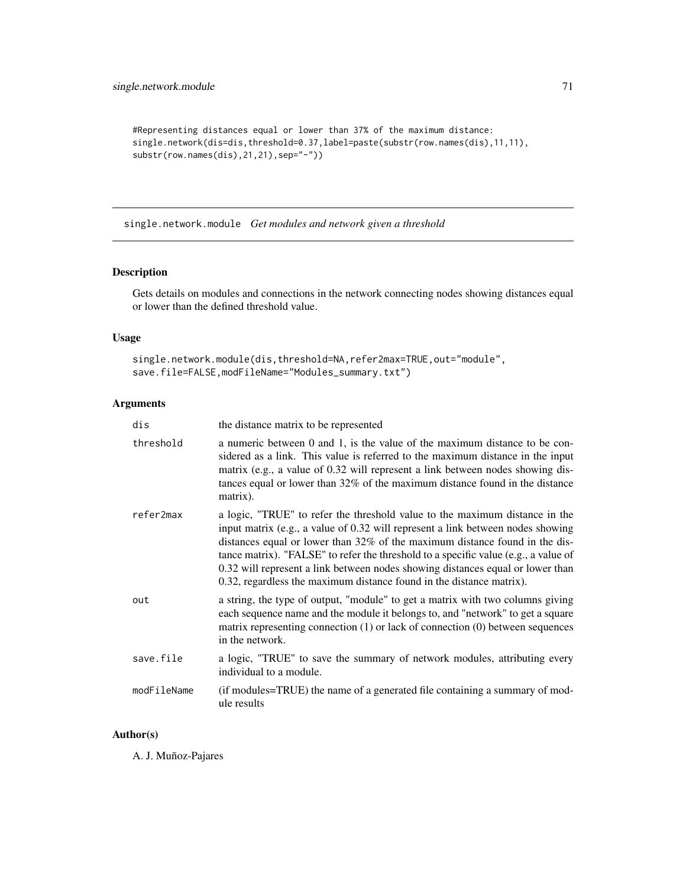```
#Representing distances equal or lower than 37% of the maximum distance:
single.network(dis=dis,threshold=0.37,label=paste(substr(row.names(dis),11,11),
substr(row.names(dis),21,21),sep="-"))
```

---

## single.network.module *Get modules and network given a threshold*

---

### Description

Gets details on modules and connections in the network connecting nodes showing distances equal or lower than the defined threshold value.

### Usage

```
single.network.module(dis,threshold=NA,refer2max=TRUE,out="module",
save.file=FALSE,modFileName="Modules_summary.txt")
```

### Arguments

| | |
|---|---|
| `dis` | the distance matrix to be represented |
| `threshold` | a numeric between 0 and 1, is the value of the maximum distance to be considered as a link. This value is referred to the maximum distance in the input matrix (e.g., a value of 0.32 will represent a link between nodes showing distances equal or lower than 32% of the maximum distance found in the distance matrix). |
| `refer2max` | a logic, "TRUE" to refer the threshold value to the maximum distance in the input matrix (e.g., a value of 0.32 will represent a link between nodes showing distances equal or lower than 32% of the maximum distance found in the distance matrix). "FALSE" to refer the threshold to a specific value (e.g., a value of 0.32 will represent a link between nodes showing distances equal or lower than 0.32, regardless the maximum distance found in the distance matrix). |
| `out` | a string, the type of output, "module" to get a matrix with two columns giving each sequence name and the module it belongs to, and "network" to get a square matrix representing connection (1) or lack of connection (0) between sequences in the network. |
| `save.file` | a logic, "TRUE" to save the summary of network modules, attributing every individual to a module. |
| `modFileName` | (if modules=TRUE) the name of a generated file containing a summary of module results |

### Author(s)

A. J. Muñoz-Pajares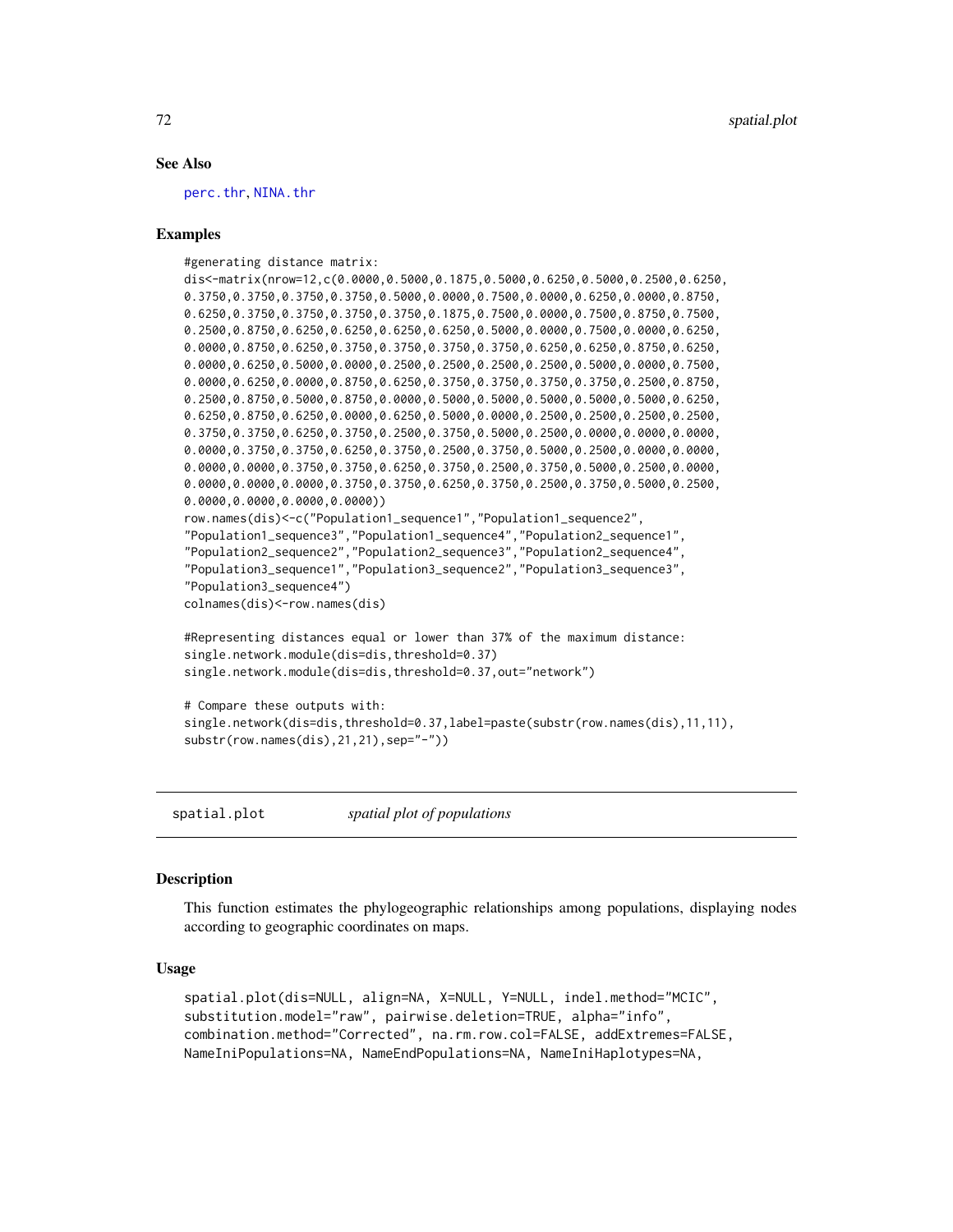## See Also

perc.thr, NINA.thr

## Examples

```
#generating distance matrix:
dis<-matrix(nrow=12,c(0.0000,0.5000,0.1875,0.5000,0.6250,0.5000,0.2500,0.6250,
0.3750,0.3750,0.3750,0.3750,0.5000,0.0000,0.7500,0.0000,0.6250,0.0000,0.8750,
0.6250,0.3750,0.3750,0.3750,0.3750,0.1875,0.7500,0.0000,0.7500,0.8750,0.7500,
0.2500,0.8750,0.6250,0.6250,0.6250,0.6250,0.5000,0.0000,0.7500,0.0000,0.6250,
0.0000,0.8750,0.6250,0.3750,0.3750,0.3750,0.3750,0.6250,0.6250,0.8750,0.6250,
0.0000,0.6250,0.5000,0.0000,0.2500,0.2500,0.2500,0.2500,0.5000,0.0000,0.7500,
0.0000,0.6250,0.0000,0.8750,0.6250,0.3750,0.3750,0.3750,0.3750,0.2500,0.8750,
0.2500,0.8750,0.5000,0.8750,0.0000,0.5000,0.5000,0.5000,0.5000,0.5000,0.6250,
0.6250,0.8750,0.6250,0.0000,0.6250,0.5000,0.0000,0.2500,0.2500,0.2500,0.2500,
0.3750,0.3750,0.6250,0.3750,0.2500,0.3750,0.5000,0.2500,0.0000,0.0000,0.0000,
0.0000,0.3750,0.3750,0.6250,0.3750,0.2500,0.3750,0.5000,0.2500,0.0000,0.0000,
0.0000,0.0000,0.3750,0.3750,0.6250,0.3750,0.2500,0.3750,0.5000,0.2500,0.0000,
0.0000,0.0000,0.0000,0.3750,0.3750,0.6250,0.3750,0.2500,0.3750,0.5000,0.2500,
0.0000,0.0000,0.0000,0.0000))
row.names(dis)<-c("Population1_sequence1","Population1_sequence2",
"Population1_sequence3","Population1_sequence4","Population2_sequence1",
"Population2_sequence2","Population2_sequence3","Population2_sequence4",
"Population3_sequence1","Population3_sequence2","Population3_sequence3",
"Population3_sequence4")
colnames(dis)<-row.names(dis)

#Representing distances equal or lower than 37% of the maximum distance:
single.network.module(dis=dis,threshold=0.37)
single.network.module(dis=dis,threshold=0.37,out="network")

# Compare these outputs with:
single.network(dis=dis,threshold=0.37,label=paste(substr(row.names(dis),11,11),
substr(row.names(dis),21,21),sep="-"))
```

---

# spatial.plot *spatial plot of populations*

## Description

This function estimates the phylogeographic relationships among populations, displaying nodes according to geographic coordinates on maps.

## Usage

```
spatial.plot(dis=NULL, align=NA, X=NULL, Y=NULL, indel.method="MCIC",
substitution.model="raw", pairwise.deletion=TRUE, alpha="info",
combination.method="Corrected", na.rm.row.col=FALSE, addExtremes=FALSE,
NameIniPopulations=NA, NameEndPopulations=NA, NameIniHaplotypes=NA,
```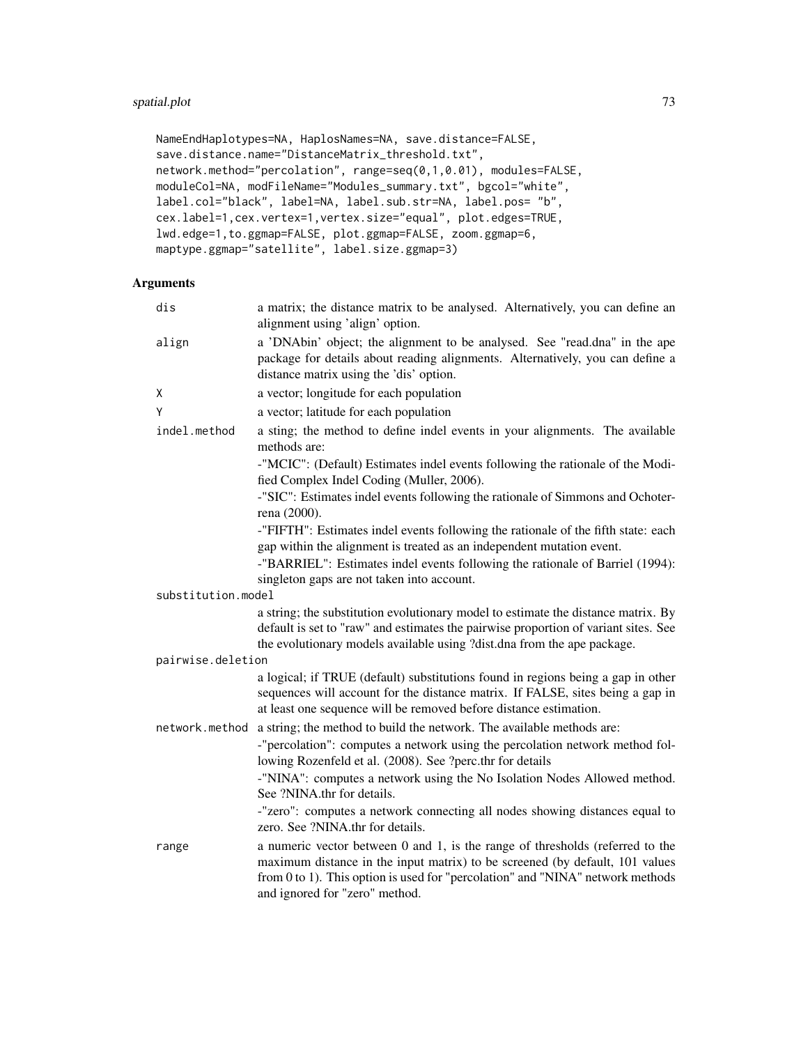```
NameEndHaplotypes=NA, HaplosNames=NA, save.distance=FALSE,
save.distance.name="DistanceMatrix_threshold.txt",
network.method="percolation", range=seq(0,1,0.01), modules=FALSE,
moduleCol=NA, modFileName="Modules_summary.txt", bgcol="white",
label.col="black", label=NA, label.sub.str=NA, label.pos= "b",
cex.label=1,cex.vertex=1,vertex.size="equal", plot.edges=TRUE,
lwd.edge=1,to.ggmap=FALSE, plot.ggmap=FALSE, zoom.ggmap=6,
maptype.ggmap="satellite", label.size.ggmap=3)
```

## Arguments

`dis` a matrix; the distance matrix to be analysed. Alternatively, you can define an alignment using 'align' option.

`align` a 'DNAbin' object; the alignment to be analysed. See "read.dna" in the ape package for details about reading alignments. Alternatively, you can define a distance matrix using the 'dis' option.

`X` a vector; longitude for each population

`Y` a vector; latitude for each population

`indel.method` a sting; the method to define indel events in your alignments. The available methods are:

-"MCIC": (Default) Estimates indel events following the rationale of the Modified Complex Indel Coding (Muller, 2006).

-"SIC": Estimates indel events following the rationale of Simmons and Ochoterena (2000).

-"FIFTH": Estimates indel events following the rationale of the fifth state: each gap within the alignment is treated as an independent mutation event.

-"BARRIEL": Estimates indel events following the rationale of Barriel (1994): singleton gaps are not taken into account.

`substitution.model` a string; the substitution evolutionary model to estimate the distance matrix. By default is set to "raw" and estimates the pairwise proportion of variant sites. See the evolutionary models available using ?dist.dna from the ape package.

`pairwise.deletion` a logical; if TRUE (default) substitutions found in regions being a gap in other sequences will account for the distance matrix. If FALSE, sites being a gap in at least one sequence will be removed before distance estimation.

`network.method` a string; the method to build the network. The available methods are:

-"percolation": computes a network using the percolation network method following Rozenfeld et al. (2008). See ?perc.thr for details

-"NINA": computes a network using the No Isolation Nodes Allowed method. See ?NINA.thr for details.

-"zero": computes a network connecting all nodes showing distances equal to zero. See ?NINA.thr for details.

`range` a numeric vector between 0 and 1, is the range of thresholds (referred to the maximum distance in the input matrix) to be screened (by default, 101 values from 0 to 1). This option is used for "percolation" and "NINA" network methods and ignored for "zero" method.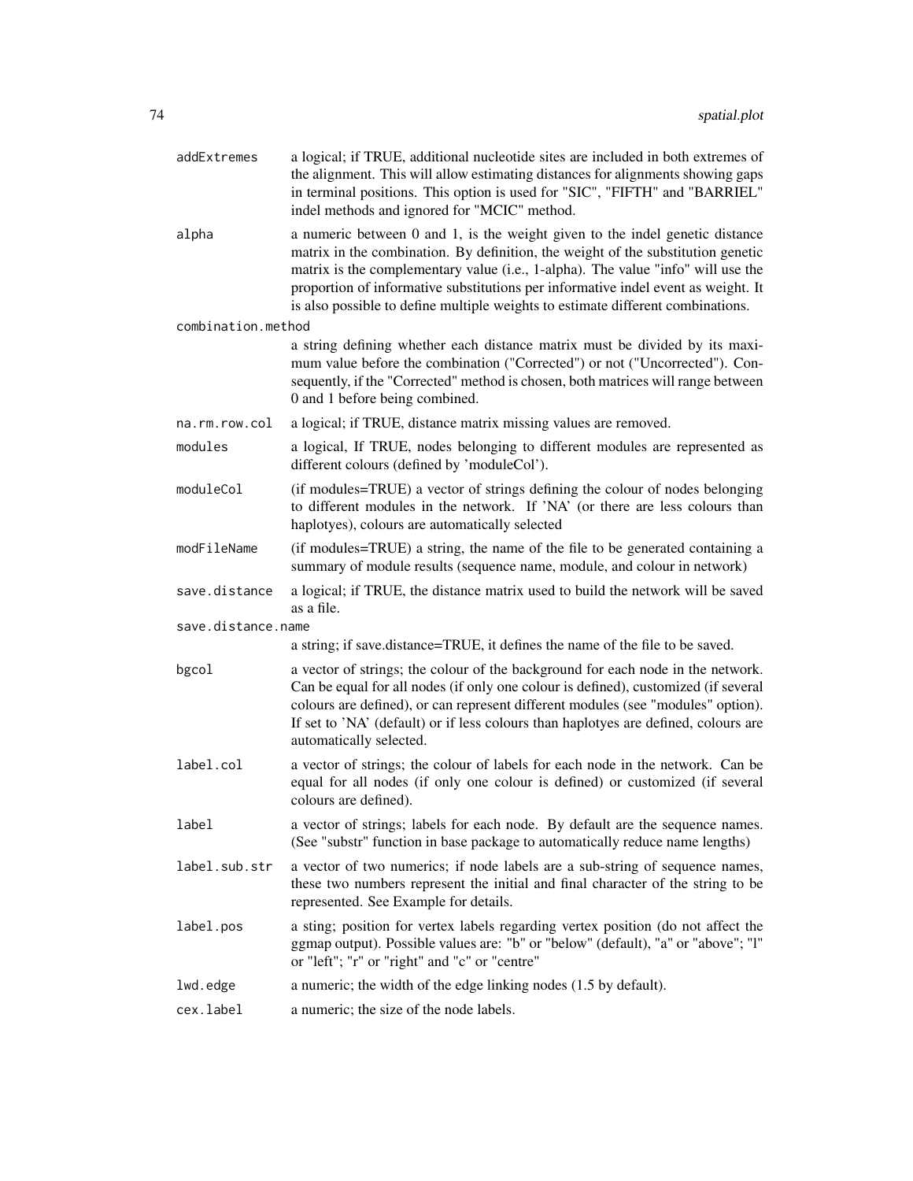addExtremes
: a logical; if TRUE, additional nucleotide sites are included in both extremes of the alignment. This will allow estimating distances for alignments showing gaps in terminal positions. This option is used for "SIC", "FIFTH" and "BARRIEL" indel methods and ignored for "MCIC" method.

alpha
: a numeric between 0 and 1, is the weight given to the indel genetic distance matrix in the combination. By definition, the weight of the substitution genetic matrix is the complementary value (i.e., 1-alpha). The value "info" will use the proportion of informative substitutions per informative indel event as weight. It is also possible to define multiple weights to estimate different combinations.

combination.method
: a string defining whether each distance matrix must be divided by its maximum value before the combination ("Corrected") or not ("Uncorrected"). Consequently, if the "Corrected" method is chosen, both matrices will range between 0 and 1 before being combined.

na.rm.row.col
: a logical; if TRUE, distance matrix missing values are removed.

modules
: a logical, If TRUE, nodes belonging to different modules are represented as different colours (defined by 'moduleCol').

moduleCol
: (if modules=TRUE) a vector of strings defining the colour of nodes belonging to different modules in the network. If 'NA' (or there are less colours than haplotyes), colours are automatically selected

modFileName
: (if modules=TRUE) a string, the name of the file to be generated containing a summary of module results (sequence name, module, and colour in network)

save.distance
: a logical; if TRUE, the distance matrix used to build the network will be saved as a file.

save.distance.name
: a string; if save.distance=TRUE, it defines the name of the file to be saved.

bgcol
: a vector of strings; the colour of the background for each node in the network. Can be equal for all nodes (if only one colour is defined), customized (if several colours are defined), or can represent different modules (see "modules" option). If set to 'NA' (default) or if less colours than haplotyes are defined, colours are automatically selected.

label.col
: a vector of strings; the colour of labels for each node in the network. Can be equal for all nodes (if only one colour is defined) or customized (if several colours are defined).

label
: a vector of strings; labels for each node. By default are the sequence names. (See "substr" function in base package to automatically reduce name lengths)

label.sub.str
: a vector of two numerics; if node labels are a sub-string of sequence names, these two numbers represent the initial and final character of the string to be represented. See Example for details.

label.pos
: a sting; position for vertex labels regarding vertex position (do not affect the ggmap output). Possible values are: "b" or "below" (default), "a" or "above"; "l" or "left"; "r" or "right" and "c" or "centre"

lwd.edge
: a numeric; the width of the edge linking nodes (1.5 by default).

cex.label
: a numeric; the size of the node labels.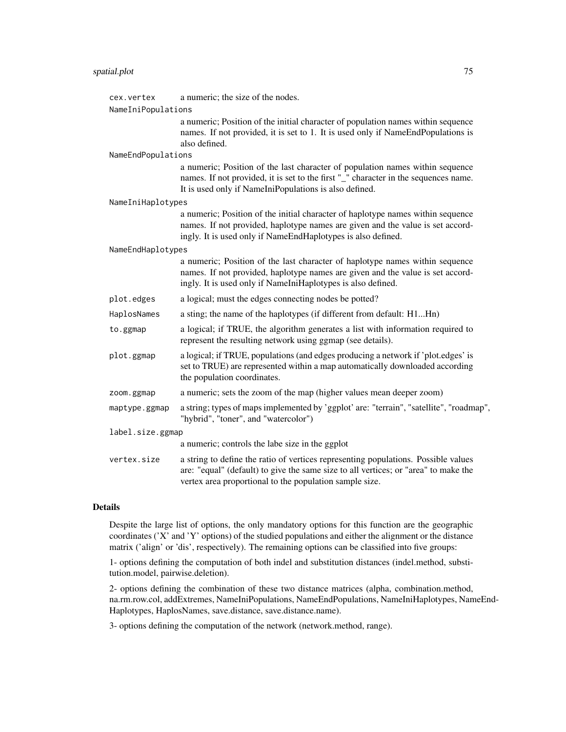| | |
|---|---|
| `cex.vertex` | a numeric; the size of the nodes. |
| `NameIniPopulations` | a numeric; Position of the initial character of population names within sequence names. If not provided, it is set to 1. It is used only if NameEndPopulations is also defined. |
| `NameEndPopulations` | a numeric; Position of the last character of population names within sequence names. If not provided, it is set to the first "_" character in the sequences name. It is used only if NameIniPopulations is also defined. |
| `NameIniHaplotypes` | a numeric; Position of the initial character of haplotype names within sequence names. If not provided, haplotype names are given and the value is set accordingly. It is used only if NameEndHaplotypes is also defined. |
| `NameEndHaplotypes` | a numeric; Position of the last character of haplotype names within sequence names. If not provided, haplotype names are given and the value is set accordingly. It is used only if NameIniHaplotypes is also defined. |
| `plot.edges` | a logical; must the edges connecting nodes be potted? |
| `HaplosNames` | a sting; the name of the haplotypes (if different from default: H1...Hn) |
| `to.ggmap` | a logical; if TRUE, the algorithm generates a list with information required to represent the resulting network using ggmap (see details). |
| `plot.ggmap` | a logical; if TRUE, populations (and edges producing a network if 'plot.edges' is set to TRUE) are represented within a map automatically downloaded according the population coordinates. |
| `zoom.ggmap` | a numeric; sets the zoom of the map (higher values mean deeper zoom) |
| `maptype.ggmap` | a string; types of maps implemented by 'ggplot' are: "terrain", "satellite", "roadmap", "hybrid", "toner", and "watercolor") |
| `label.size.ggmap` | a numeric; controls the labe size in the ggplot |
| `vertex.size` | a string to define the ratio of vertices representing populations. Possible values are: "equal" (default) to give the same size to all vertices; or "area" to make the vertex area proportional to the population sample size. |

## Details

Despite the large list of options, the only mandatory options for this function are the geographic coordinates ('X' and 'Y' options) of the studied populations and either the alignment or the distance matrix ('align' or 'dis', respectively). The remaining options can be classified into five groups:

1- options defining the computation of both indel and substitution distances (indel.method, substitution.model, pairwise.deletion).

2- options defining the combination of these two distance matrices (alpha, combination.method, na.rm.row.col, addExtremes, NameIniPopulations, NameEndPopulations, NameIniHaplotypes, NameEndHaplotypes, HaplosNames, save.distance, save.distance.name).

3- options defining the computation of the network (network.method, range).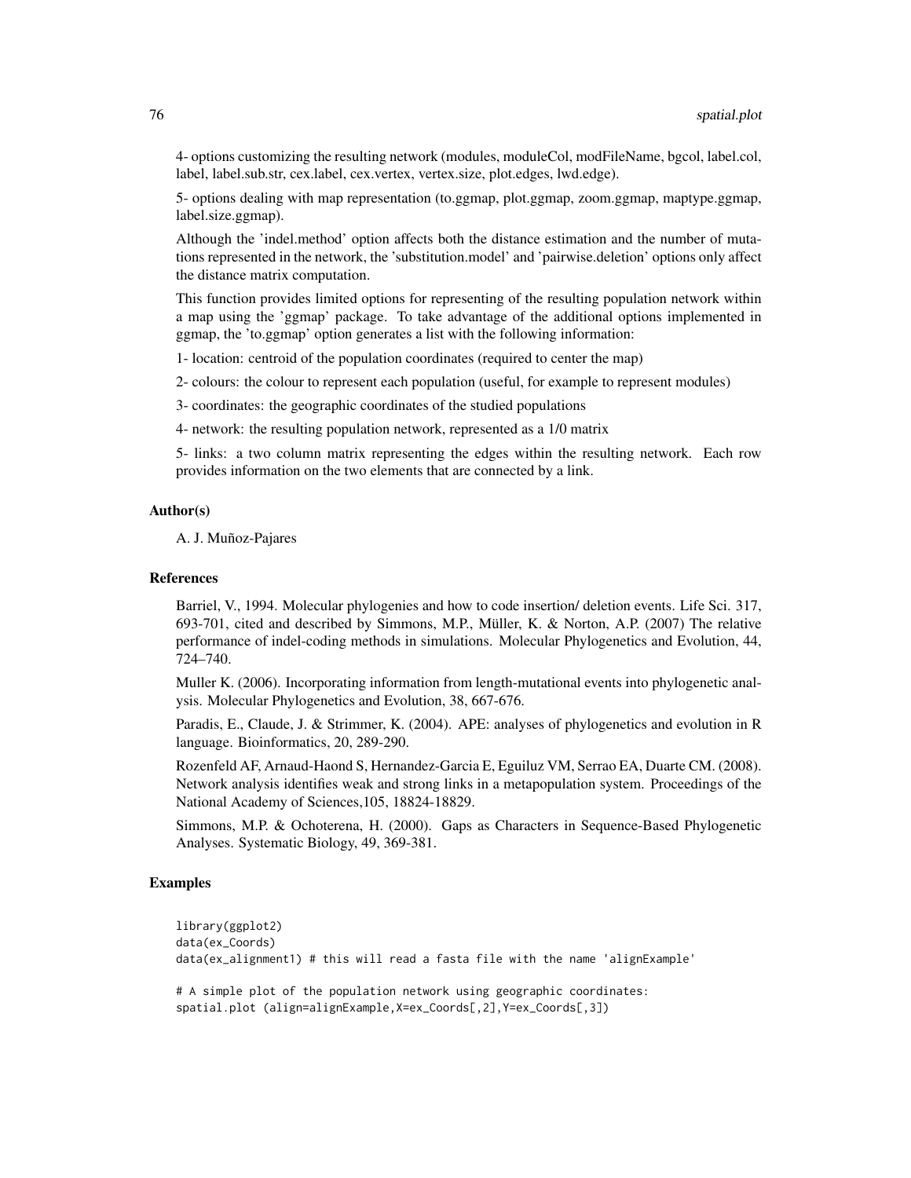4- options customizing the resulting network (modules, moduleCol, modFileName, bgcol, label.col, label, label.sub.str, cex.label, cex.vertex, vertex.size, plot.edges, lwd.edge).

5- options dealing with map representation (to.ggmap, plot.ggmap, zoom.ggmap, maptype.ggmap, label.size.ggmap).

Although the 'indel.method' option affects both the distance estimation and the number of mutations represented in the network, the 'substitution.model' and 'pairwise.deletion' options only affect the distance matrix computation.

This function provides limited options for representing of the resulting population network within a map using the 'ggmap' package. To take advantage of the additional options implemented in ggmap, the 'to.ggmap' option generates a list with the following information:

1- location: centroid of the population coordinates (required to center the map)

2- colours: the colour to represent each population (useful, for example to represent modules)

3- coordinates: the geographic coordinates of the studied populations

4- network: the resulting population network, represented as a 1/0 matrix

5- links: a two column matrix representing the edges within the resulting network. Each row provides information on the two elements that are connected by a link.

### Author(s)

A. J. Muñoz-Pajares

### References

Barriel, V., 1994. Molecular phylogenies and how to code insertion/ deletion events. Life Sci. 317, 693-701, cited and described by Simmons, M.P., Müller, K. & Norton, A.P. (2007) The relative performance of indel-coding methods in simulations. Molecular Phylogenetics and Evolution, 44, 724–740.

Muller K. (2006). Incorporating information from length-mutational events into phylogenetic analysis. Molecular Phylogenetics and Evolution, 38, 667-676.

Paradis, E., Claude, J. & Strimmer, K. (2004). APE: analyses of phylogenetics and evolution in R language. Bioinformatics, 20, 289-290.

Rozenfeld AF, Arnaud-Haond S, Hernandez-Garcia E, Eguiluz VM, Serrao EA, Duarte CM. (2008). Network analysis identifies weak and strong links in a metapopulation system. Proceedings of the National Academy of Sciences,105, 18824-18829.

Simmons, M.P. & Ochoterena, H. (2000). Gaps as Characters in Sequence-Based Phylogenetic Analyses. Systematic Biology, 49, 369-381.

### Examples

```
library(ggplot2)
data(ex_Coords)
data(ex_alignment1) # this will read a fasta file with the name 'alignExample'

# A simple plot of the population network using geographic coordinates:
spatial.plot (align=alignExample,X=ex_Coords[,2],Y=ex_Coords[,3])
```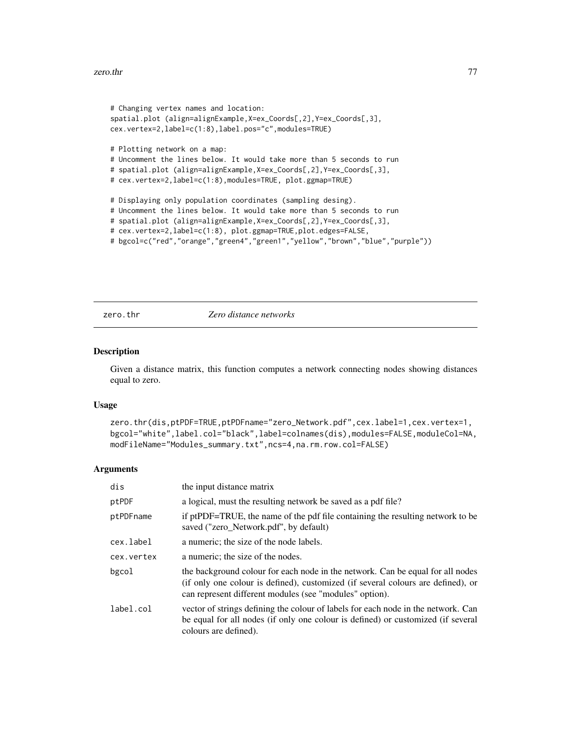```
# Changing vertex names and location:
spatial.plot (align=alignExample,X=ex_Coords[,2],Y=ex_Coords[,3],
cex.vertex=2,label=c(1:8),label.pos="c",modules=TRUE)

# Plotting network on a map:
# Uncomment the lines below. It would take more than 5 seconds to run
# spatial.plot (align=alignExample,X=ex_Coords[,2],Y=ex_Coords[,3],
# cex.vertex=2,label=c(1:8),modules=TRUE, plot.ggmap=TRUE)

# Displaying only population coordinates (sampling desing).
# Uncomment the lines below. It would take more than 5 seconds to run
# spatial.plot (align=alignExample,X=ex_Coords[,2],Y=ex_Coords[,3],
# cex.vertex=2,label=c(1:8), plot.ggmap=TRUE,plot.edges=FALSE,
# bgcol=c("red","orange","green4","green1","yellow","brown","blue","purple"))
```

---

## zero.thr *Zero distance networks*

### Description

Given a distance matrix, this function computes a network connecting nodes showing distances equal to zero.

### Usage

```
zero.thr(dis,ptPDF=TRUE,ptPDFname="zero_Network.pdf",cex.label=1,cex.vertex=1,
bgcol="white",label.col="black",label=colnames(dis),modules=FALSE,moduleCol=NA,
modFileName="Modules_summary.txt",ncs=4,na.rm.row.col=FALSE)
```

### Arguments

| | |
|---|---|
| `dis` | the input distance matrix |
| `ptPDF` | a logical, must the resulting network be saved as a pdf file? |
| `ptPDFname` | if ptPDF=TRUE, the name of the pdf file containing the resulting network to be saved ("zero_Network.pdf", by default) |
| `cex.label` | a numeric; the size of the node labels. |
| `cex.vertex` | a numeric; the size of the nodes. |
| `bgcol` | the background colour for each node in the network. Can be equal for all nodes (if only one colour is defined), customized (if several colours are defined), or can represent different modules (see "modules" option). |
| `label.col` | vector of strings defining the colour of labels for each node in the network. Can be equal for all nodes (if only one colour is defined) or customized (if several colours are defined). |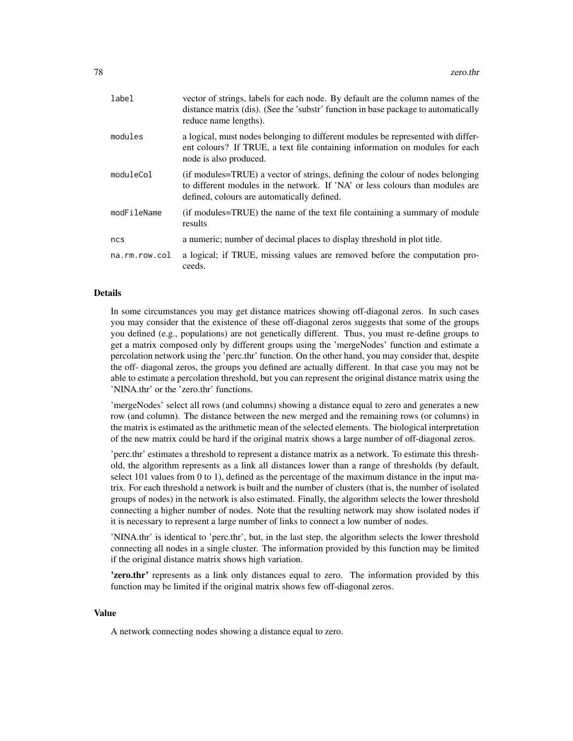| | |
|---|---|
| label | vector of strings, labels for each node. By default are the column names of the distance matrix (dis). (See the 'substr' function in base package to automatically reduce name lengths). |
| modules | a logical, must nodes belonging to different modules be represented with different colours? If TRUE, a text file containing information on modules for each node is also produced. |
| moduleCol | (if modules=TRUE) a vector of strings, defining the colour of nodes belonging to different modules in the network. If 'NA' or less colours than modules are defined, colours are automatically defined. |
| modFileName | (if modules=TRUE) the name of the text file containing a summary of module results |
| ncs | a numeric; number of decimal places to display threshold in plot title. |
| na.rm.row.col | a logical; if TRUE, missing values are removed before the computation proceeds. |

## Details

In some circumstances you may get distance matrices showing off-diagonal zeros. In such cases you may consider that the existence of these off-diagonal zeros suggests that some of the groups you defined (e.g., populations) are not genetically different. Thus, you must re-define groups to get a matrix composed only by different groups using the 'mergeNodes' function and estimate a percolation network using the 'perc.thr' function. On the other hand, you may consider that, despite the off- diagonal zeros, the groups you defined are actually different. In that case you may not be able to estimate a percolation threshold, but you can represent the original distance matrix using the 'NINA.thr' or the 'zero.thr' functions.

'mergeNodes' select all rows (and columns) showing a distance equal to zero and generates a new row (and column). The distance between the new merged and the remaining rows (or columns) in the matrix is estimated as the arithmetic mean of the selected elements. The biological interpretation of the new matrix could be hard if the original matrix shows a large number of off-diagonal zeros.

'perc.thr' estimates a threshold to represent a distance matrix as a network. To estimate this threshold, the algorithm represents as a link all distances lower than a range of thresholds (by default, select 101 values from 0 to 1), defined as the percentage of the maximum distance in the input matrix. For each threshold a network is built and the number of clusters (that is, the number of isolated groups of nodes) in the network is also estimated. Finally, the algorithm selects the lower threshold connecting a higher number of nodes. Note that the resulting network may show isolated nodes if it is necessary to represent a large number of links to connect a low number of nodes.

'NINA.thr' is identical to 'perc.thr', but, in the last step, the algorithm selects the lower threshold connecting all nodes in a single cluster. The information provided by this function may be limited if the original distance matrix shows high variation.

**'zero.thr'** represents as a link only distances equal to zero. The information provided by this function may be limited if the original matrix shows few off-diagonal zeros.

## Value

A network connecting nodes showing a distance equal to zero.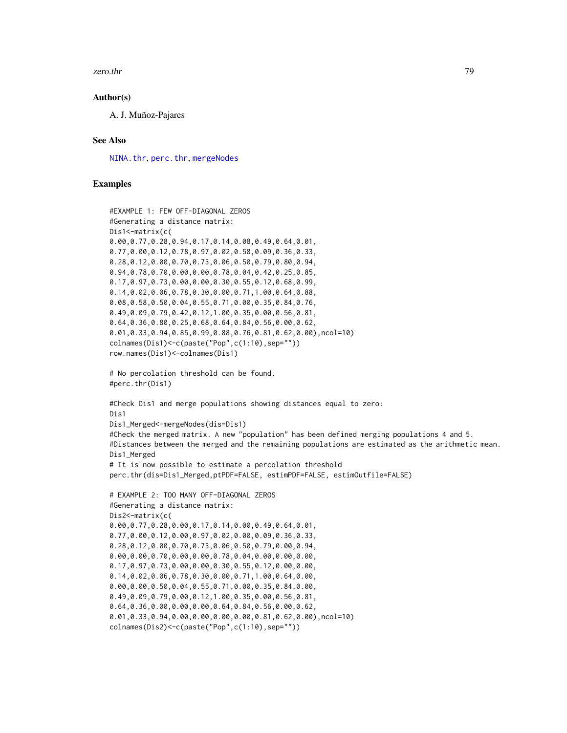### Author(s)

A. J. Muñoz-Pajares

### See Also

NINA.thr, perc.thr, mergeNodes

### Examples

```
#EXAMPLE 1: FEW OFF-DIAGONAL ZEROS
#Generating a distance matrix:
Dis1<-matrix(c(
0.00,0.77,0.28,0.94,0.17,0.14,0.08,0.49,0.64,0.01,
0.77,0.00,0.12,0.78,0.97,0.02,0.58,0.09,0.36,0.33,
0.28,0.12,0.00,0.70,0.73,0.06,0.50,0.79,0.80,0.94,
0.94,0.78,0.70,0.00,0.00,0.78,0.04,0.42,0.25,0.85,
0.17,0.97,0.73,0.00,0.00,0.30,0.55,0.12,0.68,0.99,
0.14,0.02,0.06,0.78,0.30,0.00,0.71,1.00,0.64,0.88,
0.08,0.58,0.50,0.04,0.55,0.71,0.00,0.35,0.84,0.76,
0.49,0.09,0.79,0.42,0.12,1.00,0.35,0.00,0.56,0.81,
0.64,0.36,0.80,0.25,0.68,0.64,0.84,0.56,0.00,0.62,
0.01,0.33,0.94,0.85,0.99,0.88,0.76,0.81,0.62,0.00),ncol=10)
colnames(Dis1)<-c(paste("Pop",c(1:10),sep=""))
row.names(Dis1)<-colnames(Dis1)

# No percolation threshold can be found.
#perc.thr(Dis1)

#Check Dis1 and merge populations showing distances equal to zero:
Dis1
Dis1_Merged<-mergeNodes(dis=Dis1)
#Check the merged matrix. A new "population" has been defined merging populations 4 and 5.
#Distances between the merged and the remaining populations are estimated as the arithmetic mean.
Dis1_Merged
# It is now possible to estimate a percolation threshold
perc.thr(dis=Dis1_Merged,ptPDF=FALSE, estimPDF=FALSE, estimOutfile=FALSE)

# EXAMPLE 2: TOO MANY OFF-DIAGONAL ZEROS
#Generating a distance matrix:
Dis2<-matrix(c(
0.00,0.77,0.28,0.00,0.17,0.14,0.00,0.49,0.64,0.01,
0.77,0.00,0.12,0.00,0.97,0.02,0.00,0.09,0.36,0.33,
0.28,0.12,0.00,0.70,0.73,0.06,0.50,0.79,0.00,0.94,
0.00,0.00,0.70,0.00,0.00,0.78,0.04,0.00,0.00,0.00,
0.17,0.97,0.73,0.00,0.00,0.30,0.55,0.12,0.00,0.00,
0.14,0.02,0.06,0.78,0.30,0.00,0.71,1.00,0.64,0.00,
0.00,0.00,0.50,0.04,0.55,0.71,0.00,0.35,0.84,0.00,
0.49,0.09,0.79,0.00,0.12,1.00,0.35,0.00,0.56,0.81,
0.64,0.36,0.00,0.00,0.00,0.64,0.84,0.56,0.00,0.62,
0.01,0.33,0.94,0.00,0.00,0.00,0.00,0.81,0.62,0.00),ncol=10)
colnames(Dis2)<-c(paste("Pop",c(1:10),sep=""))
```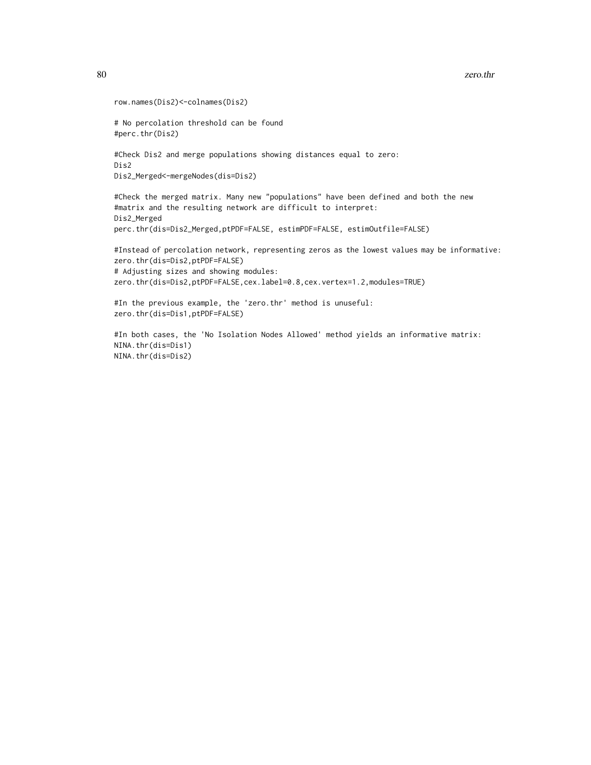```
row.names(Dis2)<-colnames(Dis2)

# No percolation threshold can be found
#perc.thr(Dis2)

#Check Dis2 and merge populations showing distances equal to zero:
Dis2
Dis2_Merged<-mergeNodes(dis=Dis2)

#Check the merged matrix. Many new "populations" have been defined and both the new
#matrix and the resulting network are difficult to interpret:
Dis2_Merged
perc.thr(dis=Dis2_Merged,ptPDF=FALSE, estimPDF=FALSE, estimOutfile=FALSE)

#Instead of percolation network, representing zeros as the lowest values may be informative:
zero.thr(dis=Dis2,ptPDF=FALSE)
# Adjusting sizes and showing modules:
zero.thr(dis=Dis2,ptPDF=FALSE,cex.label=0.8,cex.vertex=1.2,modules=TRUE)

#In the previous example, the 'zero.thr' method is unuseful:
zero.thr(dis=Dis1,ptPDF=FALSE)

#In both cases, the 'No Isolation Nodes Allowed' method yields an informative matrix:
NINA.thr(dis=Dis1)
NINA.thr(dis=Dis2)
```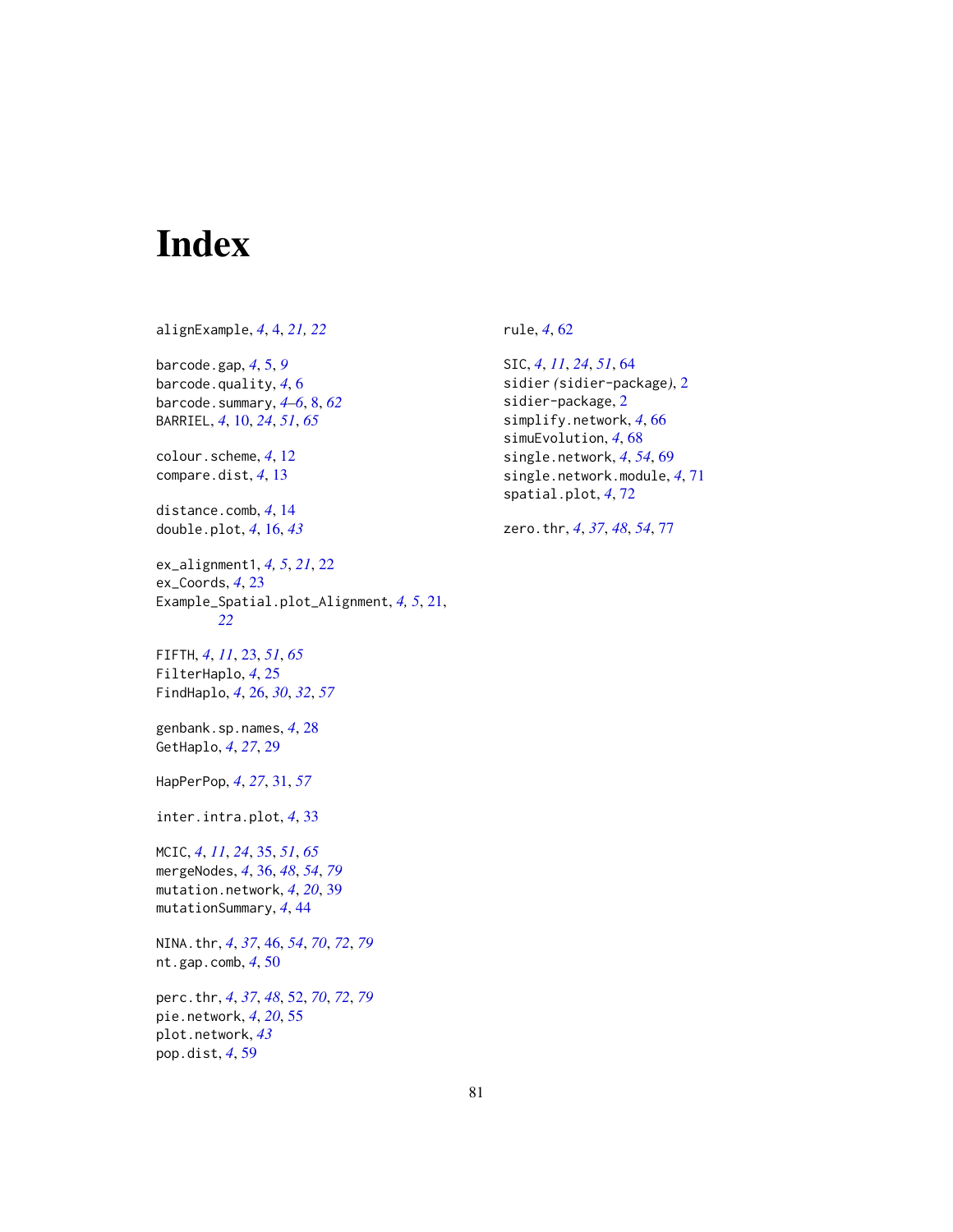# Index

alignExample, *4*, 4, *21, 22*

barcode.gap, *4*, 5, *9*
barcode.quality, *4*, 6
barcode.summary, *4–6*, 8, *62*
BARRIEL, *4*, 10, *24*, *51*, *65*

colour.scheme, *4*, 12
compare.dist, *4*, 13

distance.comb, *4*, 14
double.plot, *4*, 16, *43*

ex_alignment1, *4, 5*, *21*, 22
ex_Coords, *4*, 23
Example_Spatial.plot_Alignment, *4, 5*, 21, *22*

FIFTH, *4*, *11*, 23, *51*, *65*
FilterHaplo, *4*, 25
FindHaplo, *4*, 26, *30*, *32*, *57*

genbank.sp.names, *4*, 28
GetHaplo, *4*, *27*, 29

HapPerPop, *4*, *27*, 31, *57*

inter.intra.plot, *4*, 33

MCIC, *4*, *11*, *24*, 35, *51*, *65*
mergeNodes, *4*, 36, *48*, *54*, *79*
mutation.network, *4*, *20*, 39
mutationSummary, *4*, 44

NINA.thr, *4*, *37*, 46, *54*, *70*, *72*, *79*
nt.gap.comb, *4*, 50

perc.thr, *4*, *37*, *48*, 52, *70*, *72*, *79*
pie.network, *4*, *20*, 55
plot.network, *43*
pop.dist, *4*, 59

rule, *4*, 62

SIC, *4*, *11*, *24*, *51*, 64
sidier (sidier-package), 2
sidier-package, 2
simplify.network, *4*, 66
simuEvolution, *4*, 68
single.network, *4*, *54*, 69
single.network.module, *4*, 71
spatial.plot, *4*, 72

zero.thr, *4*, *37*, *48*, *54*, 77